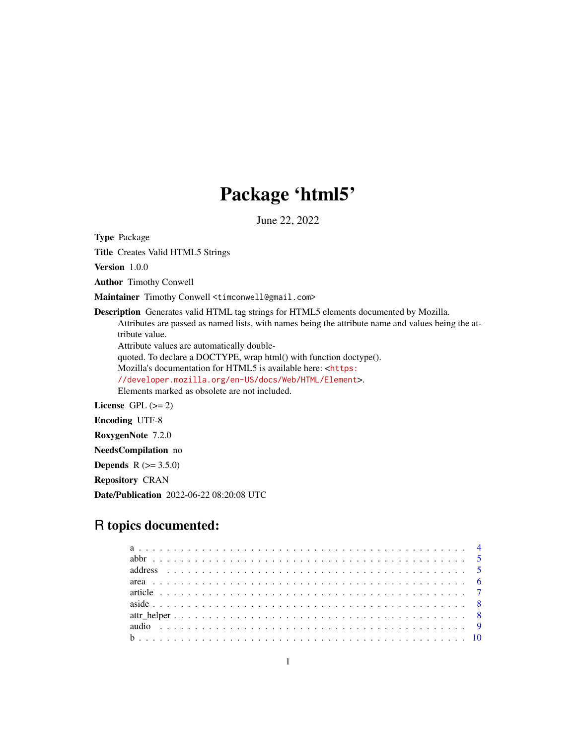# Package 'html5'

June 22, 2022

**Type** Package

**Title** Creates Valid HTML5 Strings

**Version** 1.0.0

**Author** Timothy Conwell

**Maintainer** Timothy Conwell <timconwell@gmail.com>

**Description** Generates valid HTML tag strings for HTML5 elements documented by Mozilla.
Attributes are passed as named lists, with names being the attribute name and values being the attribute value.
Attribute values are automatically double-quoted. To declare a DOCTYPE, wrap html() with function doctype().
Mozilla's documentation for HTML5 is available here: <https://developer.mozilla.org/en-US/docs/Web/HTML/Element>.
Elements marked as obsolete are not included.

**License** GPL (>= 2)

**Encoding** UTF-8

**RoxygenNote** 7.2.0

**NeedsCompilation** no

**Depends** R (>= 3.5.0)

**Repository** CRAN

**Date/Publication** 2022-06-22 08:20:08 UTC

## R topics documented:

| | |
|---|---|
| a | 4 |
| abbr | 5 |
| address | 5 |
| area | 6 |
| article | 7 |
| aside | 8 |
| attr_helper | 8 |
| audio | 9 |
| b | 10 |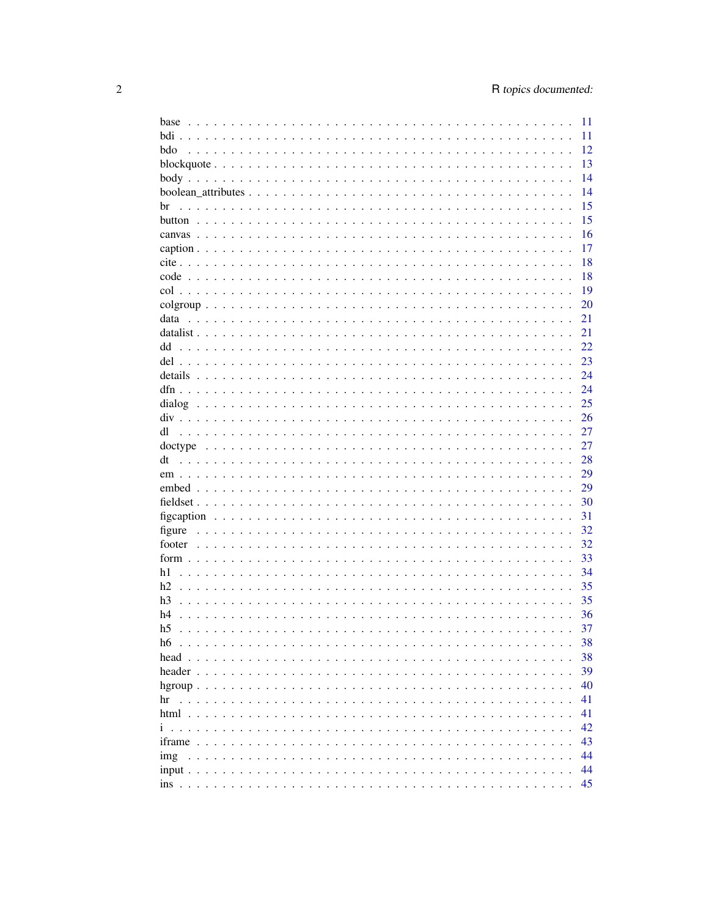base . . . . . . . . . . . . . . . . . . . . . . . . . . . . . . . . . . . . . . . . . . 11
bdi . . . . . . . . . . . . . . . . . . . . . . . . . . . . . . . . . . . . . . . . . . . 11
bdo . . . . . . . . . . . . . . . . . . . . . . . . . . . . . . . . . . . . . . . . . . 12
blockquote . . . . . . . . . . . . . . . . . . . . . . . . . . . . . . . . . . . . . . 13
body . . . . . . . . . . . . . . . . . . . . . . . . . . . . . . . . . . . . . . . . . . 14
boolean_attributes . . . . . . . . . . . . . . . . . . . . . . . . . . . . . . . . . 14
br . . . . . . . . . . . . . . . . . . . . . . . . . . . . . . . . . . . . . . . . . . . 15
button . . . . . . . . . . . . . . . . . . . . . . . . . . . . . . . . . . . . . . . . . 15
canvas . . . . . . . . . . . . . . . . . . . . . . . . . . . . . . . . . . . . . . . . . 16
caption . . . . . . . . . . . . . . . . . . . . . . . . . . . . . . . . . . . . . . . . 17
cite . . . . . . . . . . . . . . . . . . . . . . . . . . . . . . . . . . . . . . . . . . . 18
code . . . . . . . . . . . . . . . . . . . . . . . . . . . . . . . . . . . . . . . . . . 18
col . . . . . . . . . . . . . . . . . . . . . . . . . . . . . . . . . . . . . . . . . . . 19
colgroup . . . . . . . . . . . . . . . . . . . . . . . . . . . . . . . . . . . . . . . . 20
data . . . . . . . . . . . . . . . . . . . . . . . . . . . . . . . . . . . . . . . . . . 21
datalist . . . . . . . . . . . . . . . . . . . . . . . . . . . . . . . . . . . . . . . . . 21
dd . . . . . . . . . . . . . . . . . . . . . . . . . . . . . . . . . . . . . . . . . . . 22
del . . . . . . . . . . . . . . . . . . . . . . . . . . . . . . . . . . . . . . . . . . . 23
details . . . . . . . . . . . . . . . . . . . . . . . . . . . . . . . . . . . . . . . . . 24
dfn . . . . . . . . . . . . . . . . . . . . . . . . . . . . . . . . . . . . . . . . . . . 24
dialog . . . . . . . . . . . . . . . . . . . . . . . . . . . . . . . . . . . . . . . . . 25
div . . . . . . . . . . . . . . . . . . . . . . . . . . . . . . . . . . . . . . . . . . . 26
dl . . . . . . . . . . . . . . . . . . . . . . . . . . . . . . . . . . . . . . . . . . . . 27
doctype . . . . . . . . . . . . . . . . . . . . . . . . . . . . . . . . . . . . . . . . 27
dt . . . . . . . . . . . . . . . . . . . . . . . . . . . . . . . . . . . . . . . . . . . . 28
em . . . . . . . . . . . . . . . . . . . . . . . . . . . . . . . . . . . . . . . . . . . 29
embed . . . . . . . . . . . . . . . . . . . . . . . . . . . . . . . . . . . . . . . . . 29
fieldset . . . . . . . . . . . . . . . . . . . . . . . . . . . . . . . . . . . . . . . . . 30
figcaption . . . . . . . . . . . . . . . . . . . . . . . . . . . . . . . . . . . . . . . 31
figure . . . . . . . . . . . . . . . . . . . . . . . . . . . . . . . . . . . . . . . . . . 32
footer . . . . . . . . . . . . . . . . . . . . . . . . . . . . . . . . . . . . . . . . . 32
form . . . . . . . . . . . . . . . . . . . . . . . . . . . . . . . . . . . . . . . . . . 33
h1 . . . . . . . . . . . . . . . . . . . . . . . . . . . . . . . . . . . . . . . . . . . 34
h2 . . . . . . . . . . . . . . . . . . . . . . . . . . . . . . . . . . . . . . . . . . . 35
h3 . . . . . . . . . . . . . . . . . . . . . . . . . . . . . . . . . . . . . . . . . . . 35
h4 . . . . . . . . . . . . . . . . . . . . . . . . . . . . . . . . . . . . . . . . . . . 36
h5 . . . . . . . . . . . . . . . . . . . . . . . . . . . . . . . . . . . . . . . . . . . 37
h6 . . . . . . . . . . . . . . . . . . . . . . . . . . . . . . . . . . . . . . . . . . . 38
head . . . . . . . . . . . . . . . . . . . . . . . . . . . . . . . . . . . . . . . . . . 38
header . . . . . . . . . . . . . . . . . . . . . . . . . . . . . . . . . . . . . . . . . 39
hgroup . . . . . . . . . . . . . . . . . . . . . . . . . . . . . . . . . . . . . . . . . 40
hr . . . . . . . . . . . . . . . . . . . . . . . . . . . . . . . . . . . . . . . . . . . . 41
html . . . . . . . . . . . . . . . . . . . . . . . . . . . . . . . . . . . . . . . . . . 41
i . . . . . . . . . . . . . . . . . . . . . . . . . . . . . . . . . . . . . . . . . . . . 42
iframe . . . . . . . . . . . . . . . . . . . . . . . . . . . . . . . . . . . . . . . . . 43
img . . . . . . . . . . . . . . . . . . . . . . . . . . . . . . . . . . . . . . . . . . . 44
input . . . . . . . . . . . . . . . . . . . . . . . . . . . . . . . . . . . . . . . . . . 44
ins . . . . . . . . . . . . . . . . . . . . . . . . . . . . . . . . . . . . . . . . . . . 45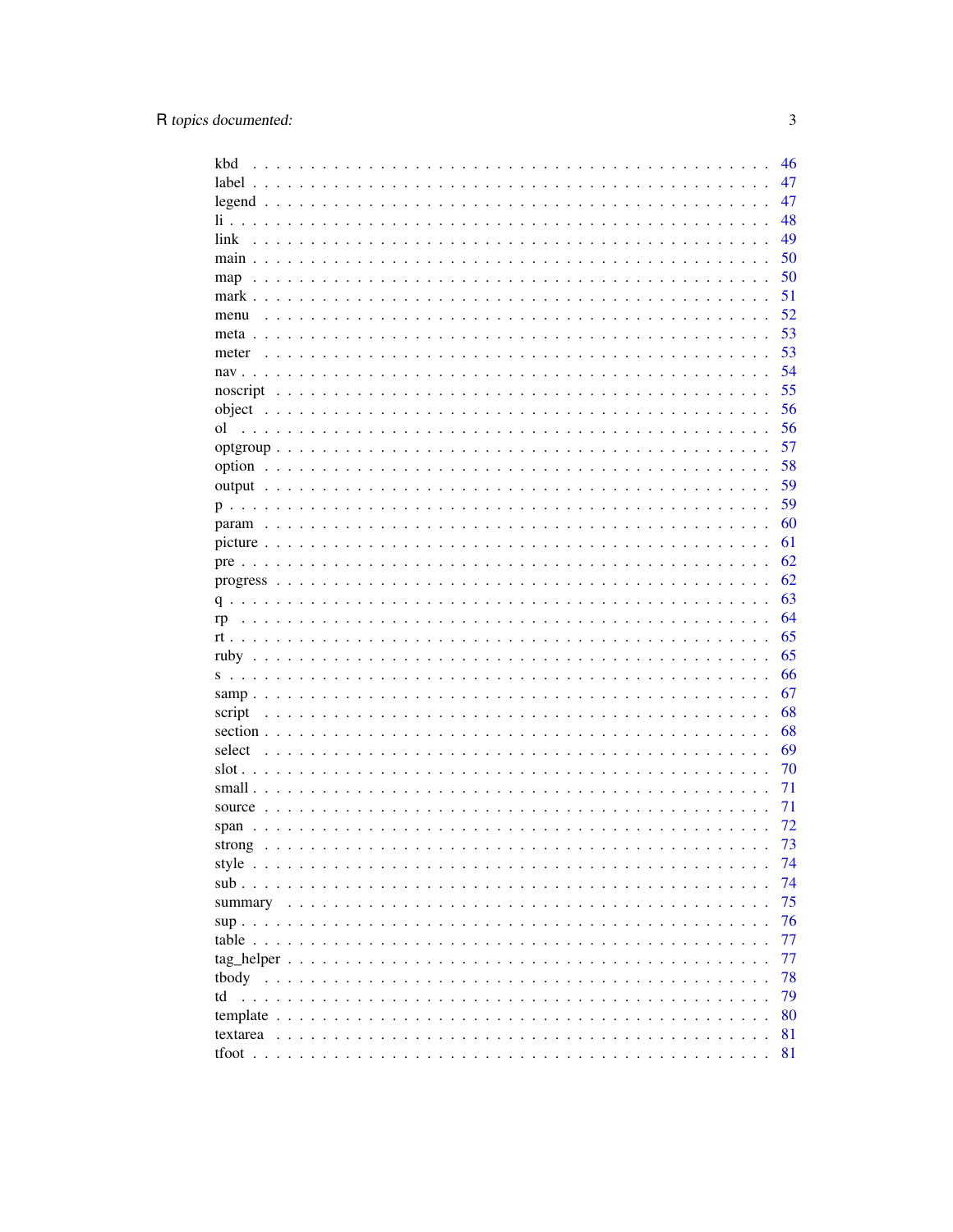kbd . . . . . . . . . . . . . . . . . . . . . . . . . . . . . . . . . . . . . . . . . . . . 46
label . . . . . . . . . . . . . . . . . . . . . . . . . . . . . . . . . . . . . . . . . . . . 47
legend . . . . . . . . . . . . . . . . . . . . . . . . . . . . . . . . . . . . . . . . . . . 47
li . . . . . . . . . . . . . . . . . . . . . . . . . . . . . . . . . . . . . . . . . . . . . 48
link . . . . . . . . . . . . . . . . . . . . . . . . . . . . . . . . . . . . . . . . . . . . 49
main . . . . . . . . . . . . . . . . . . . . . . . . . . . . . . . . . . . . . . . . . . . . 50
map . . . . . . . . . . . . . . . . . . . . . . . . . . . . . . . . . . . . . . . . . . . . 50
mark . . . . . . . . . . . . . . . . . . . . . . . . . . . . . . . . . . . . . . . . . . . . 51
menu . . . . . . . . . . . . . . . . . . . . . . . . . . . . . . . . . . . . . . . . . . . . 52
meta . . . . . . . . . . . . . . . . . . . . . . . . . . . . . . . . . . . . . . . . . . . . 53
meter . . . . . . . . . . . . . . . . . . . . . . . . . . . . . . . . . . . . . . . . . . . 53
nav . . . . . . . . . . . . . . . . . . . . . . . . . . . . . . . . . . . . . . . . . . . . . 54
noscript . . . . . . . . . . . . . . . . . . . . . . . . . . . . . . . . . . . . . . . . . . 55
object . . . . . . . . . . . . . . . . . . . . . . . . . . . . . . . . . . . . . . . . . . . 56
ol . . . . . . . . . . . . . . . . . . . . . . . . . . . . . . . . . . . . . . . . . . . . . 56
optgroup . . . . . . . . . . . . . . . . . . . . . . . . . . . . . . . . . . . . . . . . . . 57
option . . . . . . . . . . . . . . . . . . . . . . . . . . . . . . . . . . . . . . . . . . . 58
output . . . . . . . . . . . . . . . . . . . . . . . . . . . . . . . . . . . . . . . . . . . 59
p . . . . . . . . . . . . . . . . . . . . . . . . . . . . . . . . . . . . . . . . . . . . . 59
param . . . . . . . . . . . . . . . . . . . . . . . . . . . . . . . . . . . . . . . . . . . 60
picture . . . . . . . . . . . . . . . . . . . . . . . . . . . . . . . . . . . . . . . . . . . 61
pre . . . . . . . . . . . . . . . . . . . . . . . . . . . . . . . . . . . . . . . . . . . . . 62
progress . . . . . . . . . . . . . . . . . . . . . . . . . . . . . . . . . . . . . . . . . . 62
q . . . . . . . . . . . . . . . . . . . . . . . . . . . . . . . . . . . . . . . . . . . . . 63
rp . . . . . . . . . . . . . . . . . . . . . . . . . . . . . . . . . . . . . . . . . . . . . 64
rt . . . . . . . . . . . . . . . . . . . . . . . . . . . . . . . . . . . . . . . . . . . . . 65
ruby . . . . . . . . . . . . . . . . . . . . . . . . . . . . . . . . . . . . . . . . . . . . 65
s . . . . . . . . . . . . . . . . . . . . . . . . . . . . . . . . . . . . . . . . . . . . . 66
samp . . . . . . . . . . . . . . . . . . . . . . . . . . . . . . . . . . . . . . . . . . . . 67
script . . . . . . . . . . . . . . . . . . . . . . . . . . . . . . . . . . . . . . . . . . . 68
section . . . . . . . . . . . . . . . . . . . . . . . . . . . . . . . . . . . . . . . . . . . 68
select . . . . . . . . . . . . . . . . . . . . . . . . . . . . . . . . . . . . . . . . . . . 69
slot . . . . . . . . . . . . . . . . . . . . . . . . . . . . . . . . . . . . . . . . . . . . . 70
small . . . . . . . . . . . . . . . . . . . . . . . . . . . . . . . . . . . . . . . . . . . . 71
source . . . . . . . . . . . . . . . . . . . . . . . . . . . . . . . . . . . . . . . . . . . 71
span . . . . . . . . . . . . . . . . . . . . . . . . . . . . . . . . . . . . . . . . . . . . 72
strong . . . . . . . . . . . . . . . . . . . . . . . . . . . . . . . . . . . . . . . . . . . 73
style . . . . . . . . . . . . . . . . . . . . . . . . . . . . . . . . . . . . . . . . . . . . 74
sub . . . . . . . . . . . . . . . . . . . . . . . . . . . . . . . . . . . . . . . . . . . . . 74
summary . . . . . . . . . . . . . . . . . . . . . . . . . . . . . . . . . . . . . . . . . . 75
sup . . . . . . . . . . . . . . . . . . . . . . . . . . . . . . . . . . . . . . . . . . . . . 76
table . . . . . . . . . . . . . . . . . . . . . . . . . . . . . . . . . . . . . . . . . . . . 77
tag_helper . . . . . . . . . . . . . . . . . . . . . . . . . . . . . . . . . . . . . . . . . 77
tbody . . . . . . . . . . . . . . . . . . . . . . . . . . . . . . . . . . . . . . . . . . . . 78
td . . . . . . . . . . . . . . . . . . . . . . . . . . . . . . . . . . . . . . . . . . . . . 79
template . . . . . . . . . . . . . . . . . . . . . . . . . . . . . . . . . . . . . . . . . . 80
textarea . . . . . . . . . . . . . . . . . . . . . . . . . . . . . . . . . . . . . . . . . . 81
tfoot . . . . . . . . . . . . . . . . . . . . . . . . . . . . . . . . . . . . . . . . . . . . 81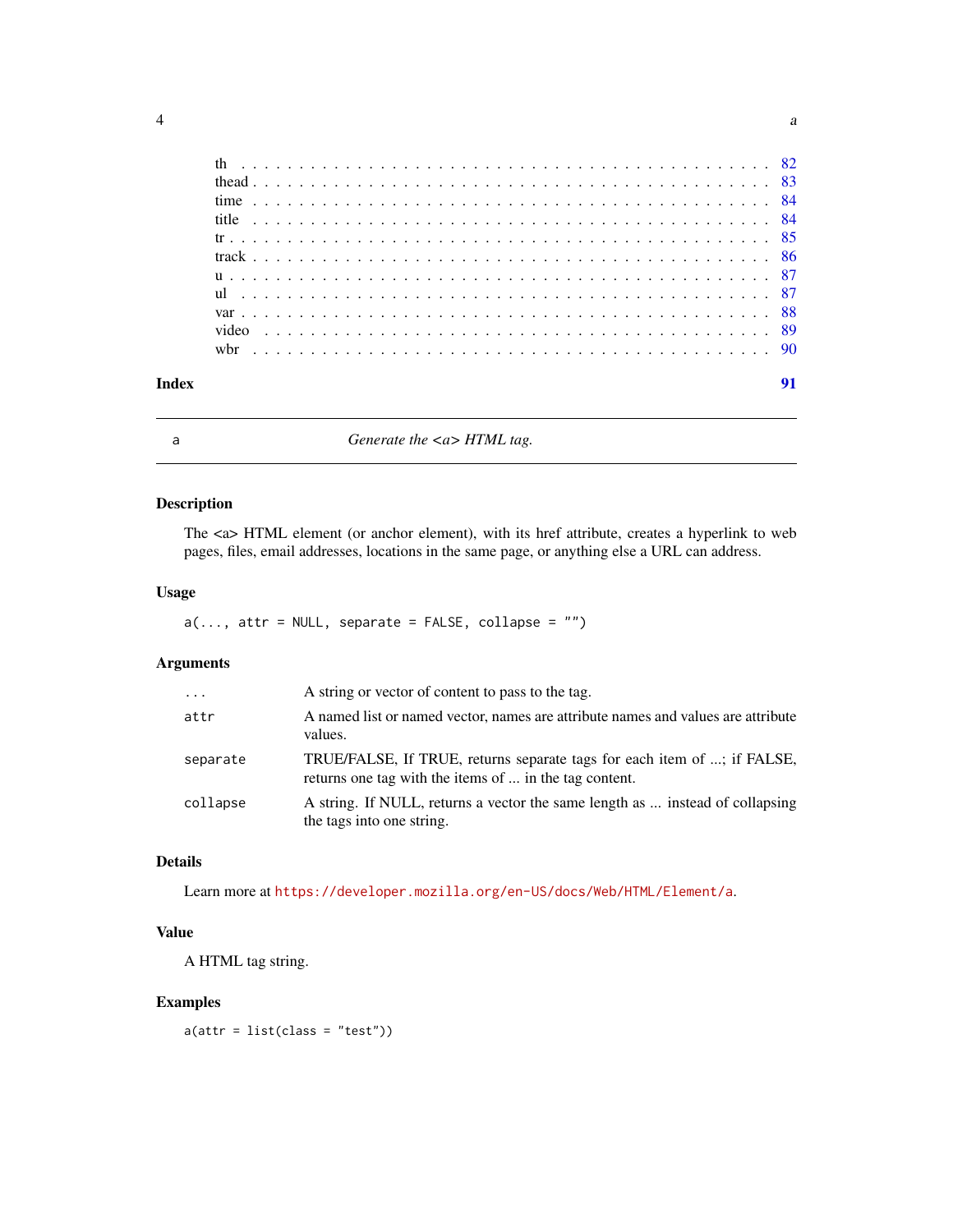th . . . . . . . . . . . . . . . . . . . . . . . . . . . . . . . . . . . . . . . . . 82
thead . . . . . . . . . . . . . . . . . . . . . . . . . . . . . . . . . . . . . . . . 83
time . . . . . . . . . . . . . . . . . . . . . . . . . . . . . . . . . . . . . . . . . 84
title . . . . . . . . . . . . . . . . . . . . . . . . . . . . . . . . . . . . . . . . . 84
tr . . . . . . . . . . . . . . . . . . . . . . . . . . . . . . . . . . . . . . . . . . 85
track . . . . . . . . . . . . . . . . . . . . . . . . . . . . . . . . . . . . . . . . 86
u . . . . . . . . . . . . . . . . . . . . . . . . . . . . . . . . . . . . . . . . . . 87
ul . . . . . . . . . . . . . . . . . . . . . . . . . . . . . . . . . . . . . . . . . . 87
var . . . . . . . . . . . . . . . . . . . . . . . . . . . . . . . . . . . . . . . . . 88
video . . . . . . . . . . . . . . . . . . . . . . . . . . . . . . . . . . . . . . . . 89
wbr . . . . . . . . . . . . . . . . . . . . . . . . . . . . . . . . . . . . . . . . . 90

**Index** **91**

---

## a — *Generate the <a> HTML tag.*

---

### Description

The <a> HTML element (or anchor element), with its href attribute, creates a hyperlink to web pages, files, email addresses, locations in the same page, or anything else a URL can address.

### Usage

```
a(..., attr = NULL, separate = FALSE, collapse = "")
```

### Arguments

| | |
|---|---|
| `...` | A string or vector of content to pass to the tag. |
| `attr` | A named list or named vector, names are attribute names and values are attribute values. |
| `separate` | TRUE/FALSE, If TRUE, returns separate tags for each item of ...; if FALSE, returns one tag with the items of ... in the tag content. |
| `collapse` | A string. If NULL, returns a vector the same length as ... instead of collapsing the tags into one string. |

### Details

Learn more at https://developer.mozilla.org/en-US/docs/Web/HTML/Element/a.

### Value

A HTML tag string.

### Examples

```
a(attr = list(class = "test"))
```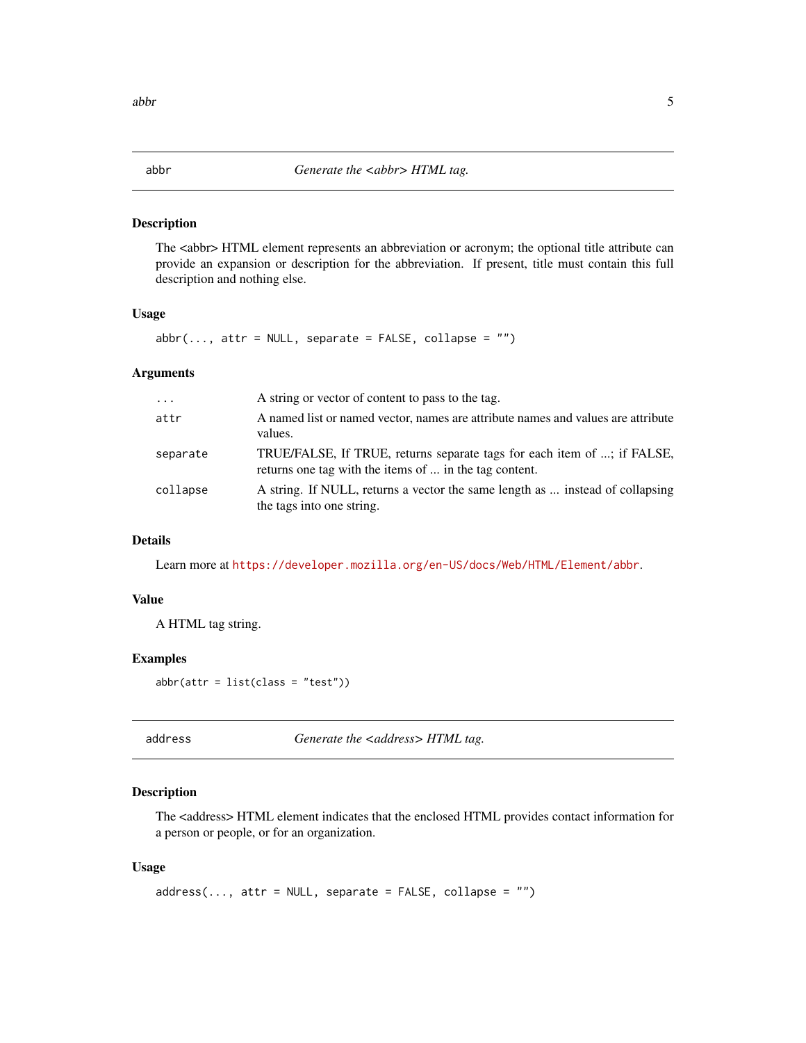## abbr — *Generate the <abbr> HTML tag.*

### Description

The <abbr> HTML element represents an abbreviation or acronym; the optional title attribute can provide an expansion or description for the abbreviation. If present, title must contain this full description and nothing else.

### Usage

```
abbr(..., attr = NULL, separate = FALSE, collapse = "")
```

### Arguments

| | |
|---|---|
| `...` | A string or vector of content to pass to the tag. |
| `attr` | A named list or named vector, names are attribute names and values are attribute values. |
| `separate` | TRUE/FALSE, If TRUE, returns separate tags for each item of ...; if FALSE, returns one tag with the items of ... in the tag content. |
| `collapse` | A string. If NULL, returns a vector the same length as ... instead of collapsing the tags into one string. |

### Details

Learn more at https://developer.mozilla.org/en-US/docs/Web/HTML/Element/abbr.

### Value

A HTML tag string.

### Examples

```
abbr(attr = list(class = "test"))
```

## address — *Generate the <address> HTML tag.*

### Description

The <address> HTML element indicates that the enclosed HTML provides contact information for a person or people, or for an organization.

### Usage

```
address(..., attr = NULL, separate = FALSE, collapse = "")
```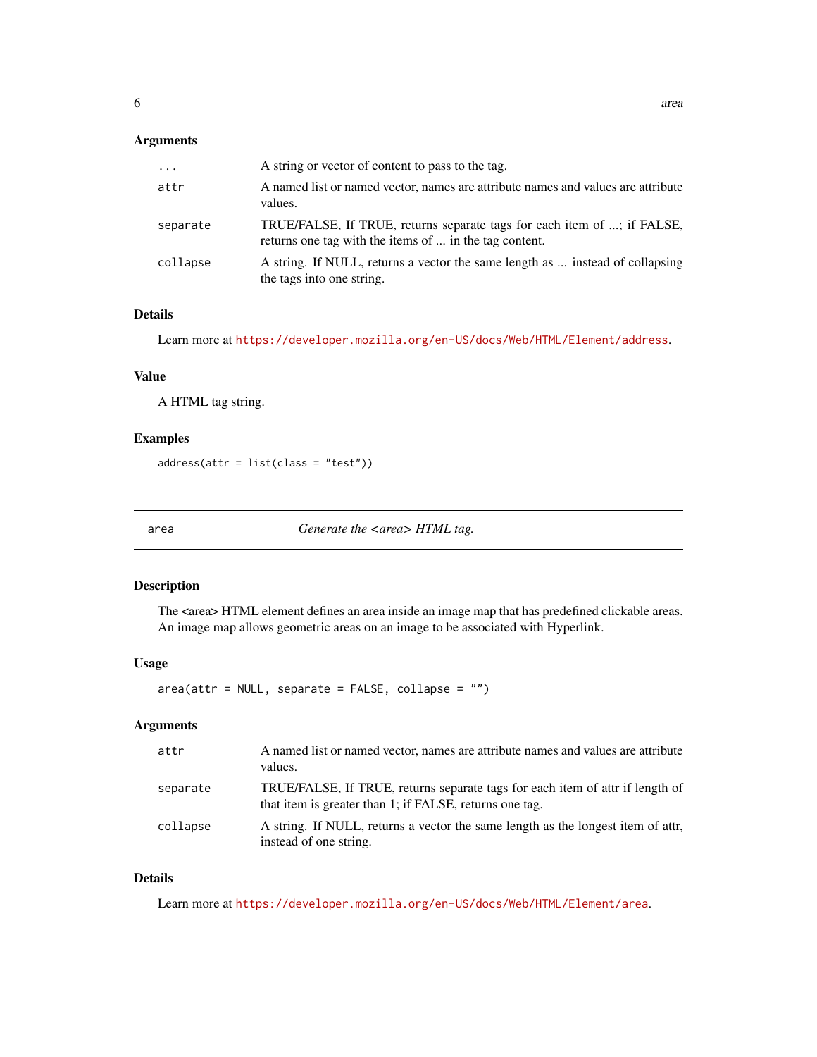### Arguments

| | |
|---|---|
| ... | A string or vector of content to pass to the tag. |
| attr | A named list or named vector, names are attribute names and values are attribute values. |
| separate | TRUE/FALSE, If TRUE, returns separate tags for each item of ...; if FALSE, returns one tag with the items of ... in the tag content. |
| collapse | A string. If NULL, returns a vector the same length as ... instead of collapsing the tags into one string. |

### Details

Learn more at https://developer.mozilla.org/en-US/docs/Web/HTML/Element/address.

### Value

A HTML tag string.

### Examples

```
address(attr = list(class = "test"))
```

---

## area — *Generate the <area> HTML tag.*

### Description

The <area> HTML element defines an area inside an image map that has predefined clickable areas. An image map allows geometric areas on an image to be associated with Hyperlink.

### Usage

```
area(attr = NULL, separate = FALSE, collapse = "")
```

### Arguments

| | |
|---|---|
| attr | A named list or named vector, names are attribute names and values are attribute values. |
| separate | TRUE/FALSE, If TRUE, returns separate tags for each item of attr if length of that item is greater than 1; if FALSE, returns one tag. |
| collapse | A string. If NULL, returns a vector the same length as the longest item of attr, instead of one string. |

### Details

Learn more at https://developer.mozilla.org/en-US/docs/Web/HTML/Element/area.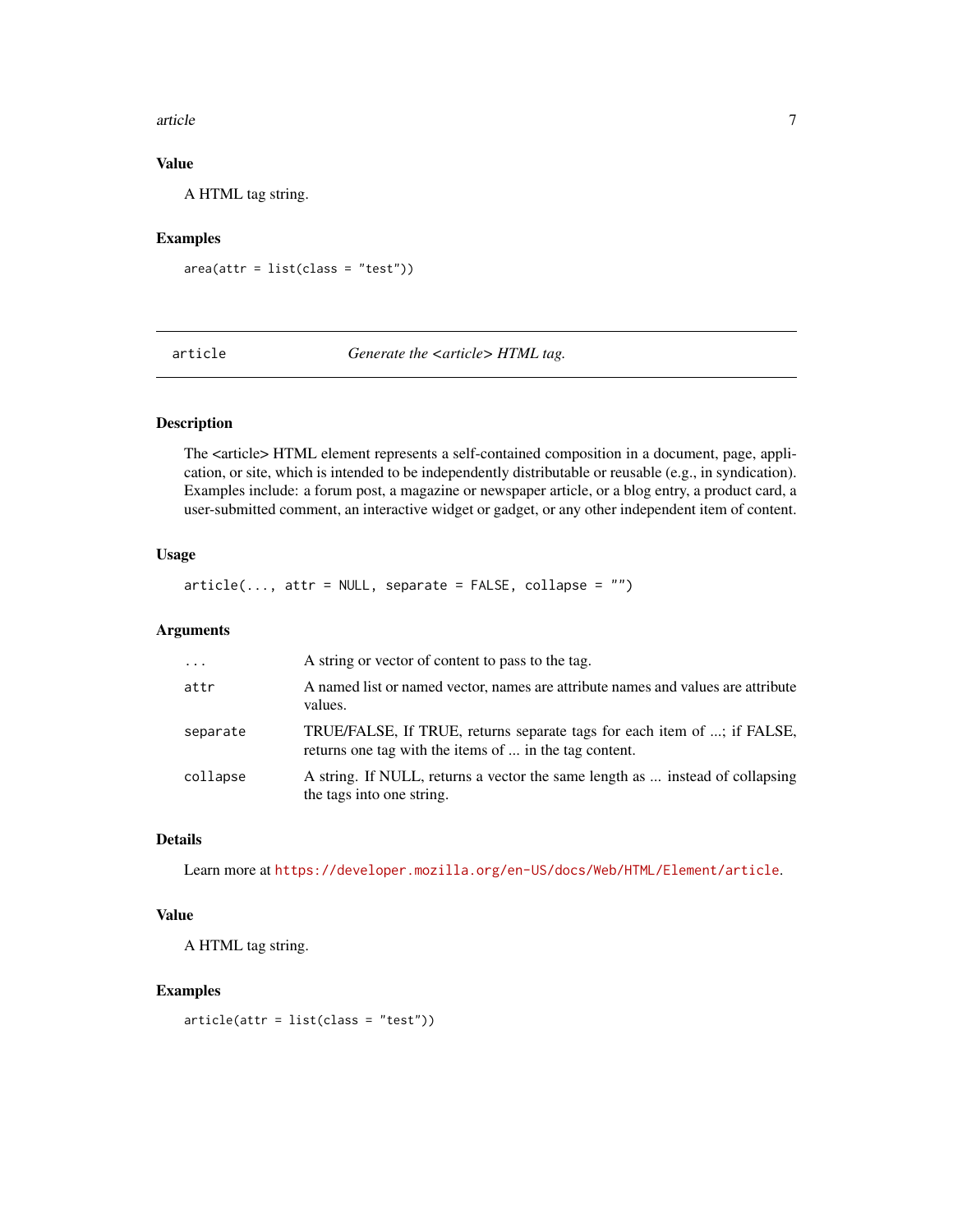## Value

A HTML tag string.

## Examples

```
area(attr = list(class = "test"))
```

---

# article — *Generate the <article> HTML tag.*

---

## Description

The <article> HTML element represents a self-contained composition in a document, page, application, or site, which is intended to be independently distributable or reusable (e.g., in syndication). Examples include: a forum post, a magazine or newspaper article, or a blog entry, a product card, a user-submitted comment, an interactive widget or gadget, or any other independent item of content.

## Usage

```
article(..., attr = NULL, separate = FALSE, collapse = "")
```

## Arguments

| | |
|---|---|
| `...` | A string or vector of content to pass to the tag. |
| `attr` | A named list or named vector, names are attribute names and values are attribute values. |
| `separate` | TRUE/FALSE, If TRUE, returns separate tags for each item of ...; if FALSE, returns one tag with the items of ... in the tag content. |
| `collapse` | A string. If NULL, returns a vector the same length as ... instead of collapsing the tags into one string. |

## Details

Learn more at https://developer.mozilla.org/en-US/docs/Web/HTML/Element/article.

## Value

A HTML tag string.

## Examples

```
article(attr = list(class = "test"))
```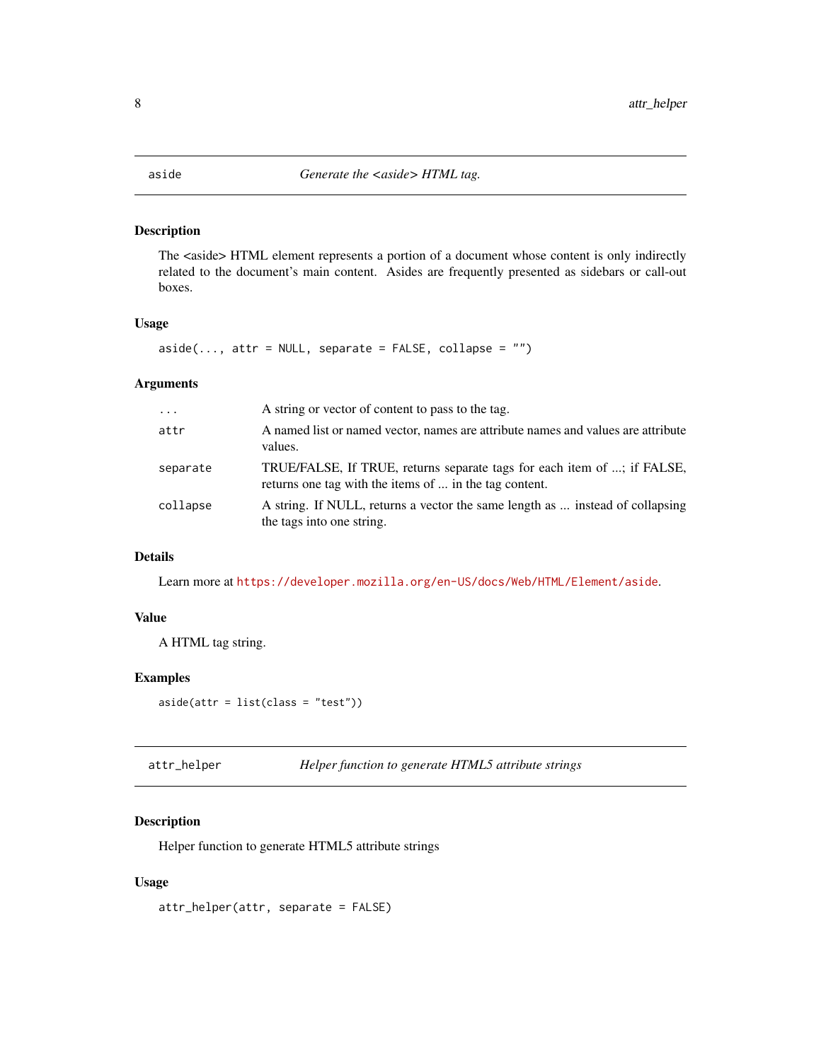## aside — *Generate the <aside> HTML tag.*

### Description

The <aside> HTML element represents a portion of a document whose content is only indirectly related to the document's main content. Asides are frequently presented as sidebars or call-out boxes.

### Usage

```
aside(..., attr = NULL, separate = FALSE, collapse = "")
```

### Arguments

| | |
|---|---|
| `...` | A string or vector of content to pass to the tag. |
| `attr` | A named list or named vector, names are attribute names and values are attribute values. |
| `separate` | TRUE/FALSE, If TRUE, returns separate tags for each item of ...; if FALSE, returns one tag with the items of ... in the tag content. |
| `collapse` | A string. If NULL, returns a vector the same length as ... instead of collapsing the tags into one string. |

### Details

Learn more at https://developer.mozilla.org/en-US/docs/Web/HTML/Element/aside.

### Value

A HTML tag string.

### Examples

```
aside(attr = list(class = "test"))
```

## attr_helper — *Helper function to generate HTML5 attribute strings*

### Description

Helper function to generate HTML5 attribute strings

### Usage

```
attr_helper(attr, separate = FALSE)
```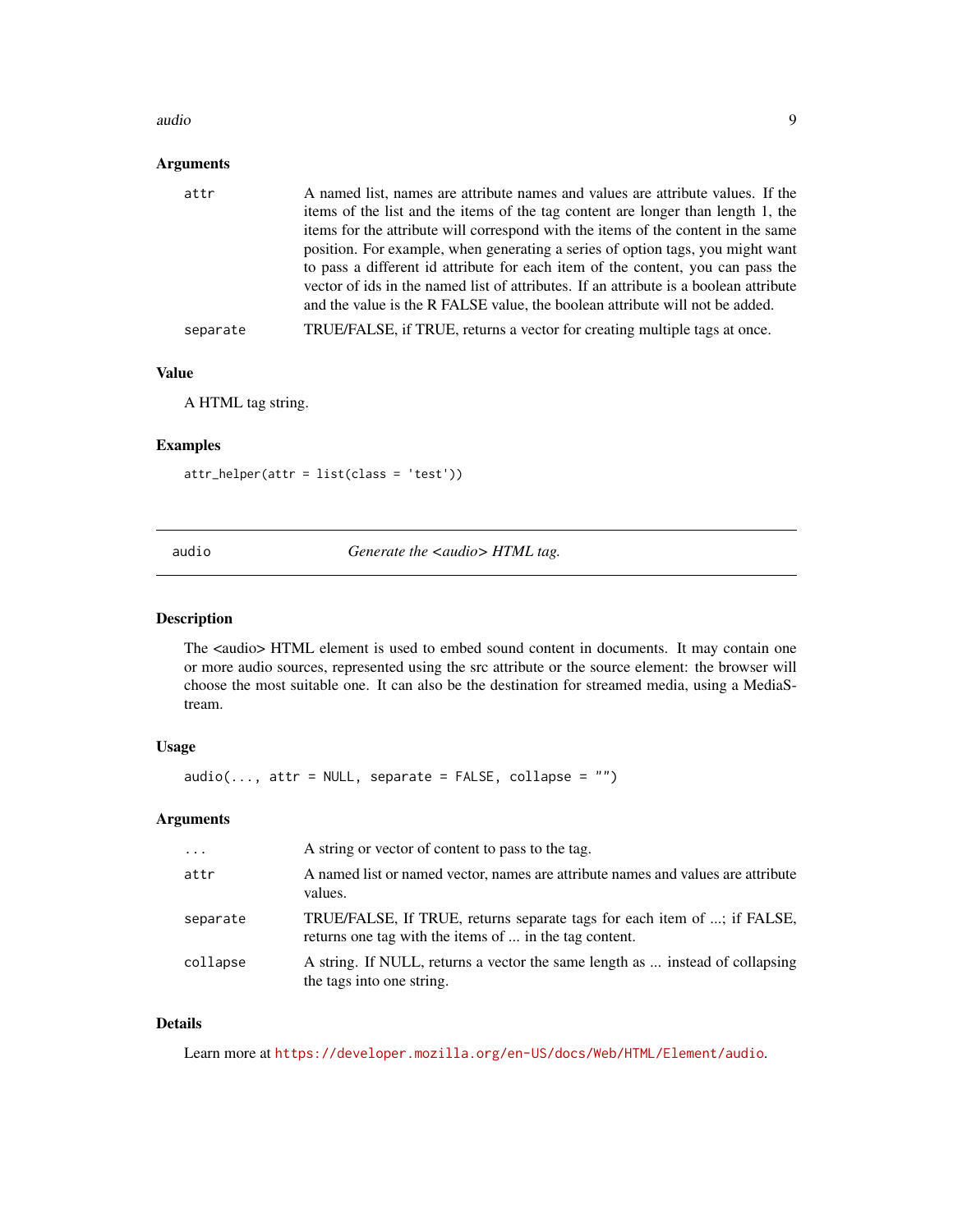### Arguments

- `attr` A named list, names are attribute names and values are attribute values. If the items of the list and the items of the tag content are longer than length 1, the items for the attribute will correspond with the items of the content in the same position. For example, when generating a series of option tags, you might want to pass a different id attribute for each item of the content, you can pass the vector of ids in the named list of attributes. If an attribute is a boolean attribute and the value is the R FALSE value, the boolean attribute will not be added.
- `separate` TRUE/FALSE, if TRUE, returns a vector for creating multiple tags at once.

### Value

A HTML tag string.

### Examples

```
attr_helper(attr = list(class = 'test'))
```

---

## audio — *Generate the <audio> HTML tag.*

### Description

The <audio> HTML element is used to embed sound content in documents. It may contain one or more audio sources, represented using the src attribute or the source element: the browser will choose the most suitable one. It can also be the destination for streamed media, using a MediaStream.

### Usage

```
audio(..., attr = NULL, separate = FALSE, collapse = "")
```

### Arguments

- `...` A string or vector of content to pass to the tag.
- `attr` A named list or named vector, names are attribute names and values are attribute values.
- `separate` TRUE/FALSE, If TRUE, returns separate tags for each item of ...; if FALSE, returns one tag with the items of ... in the tag content.
- `collapse` A string. If NULL, returns a vector the same length as ... instead of collapsing the tags into one string.

### Details

Learn more at https://developer.mozilla.org/en-US/docs/Web/HTML/Element/audio.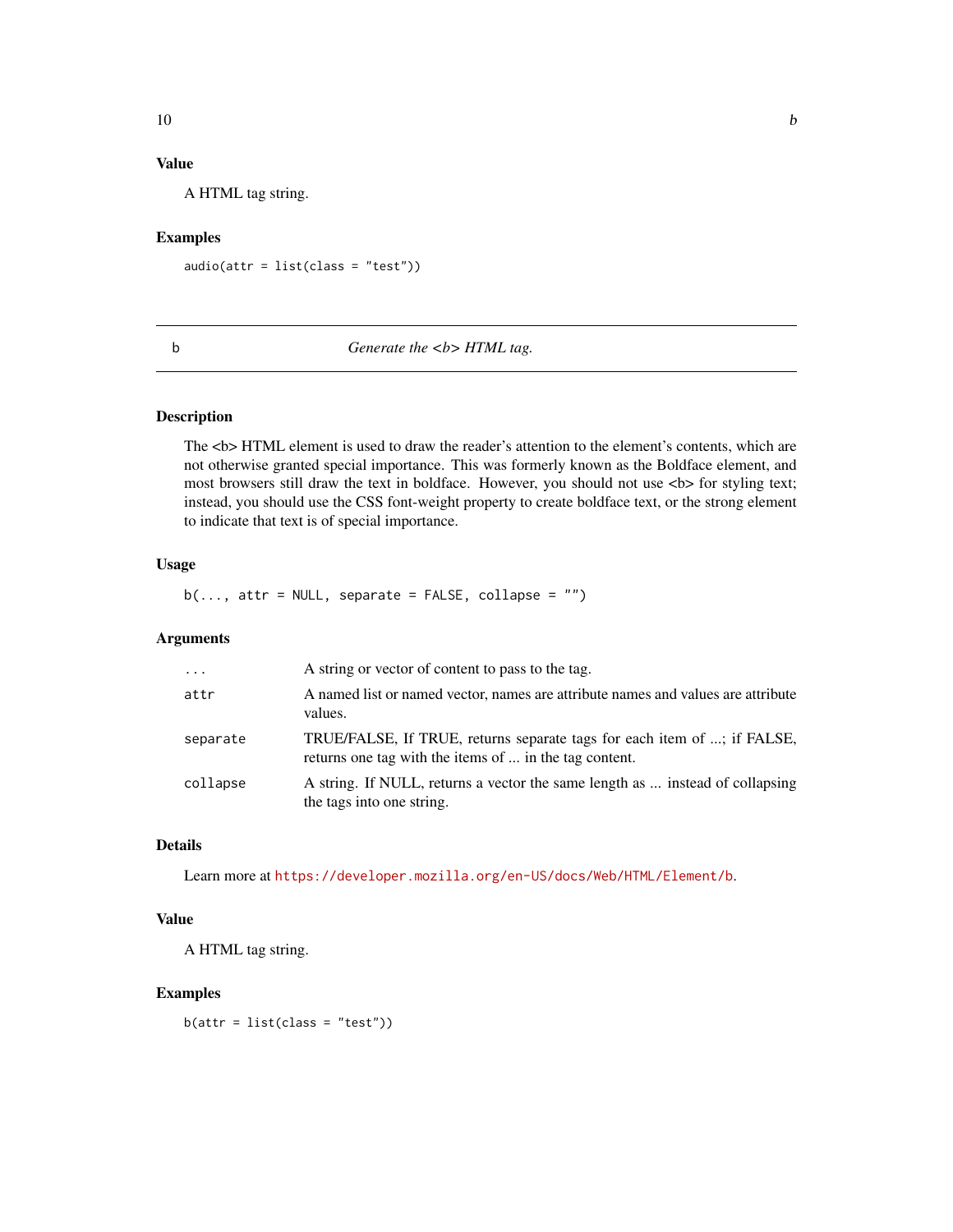### Value

A HTML tag string.

### Examples

```
audio(attr = list(class = "test"))
```

---

## b — *Generate the <b> HTML tag.*

---

### Description

The <b> HTML element is used to draw the reader's attention to the element's contents, which are not otherwise granted special importance. This was formerly known as the Boldface element, and most browsers still draw the text in boldface. However, you should not use <b> for styling text; instead, you should use the CSS font-weight property to create boldface text, or the strong element to indicate that text is of special importance.

### Usage

```
b(..., attr = NULL, separate = FALSE, collapse = "")
```

### Arguments

| | |
|---|---|
| `...` | A string or vector of content to pass to the tag. |
| `attr` | A named list or named vector, names are attribute names and values are attribute values. |
| `separate` | TRUE/FALSE, If TRUE, returns separate tags for each item of ...; if FALSE, returns one tag with the items of ... in the tag content. |
| `collapse` | A string. If NULL, returns a vector the same length as ... instead of collapsing the tags into one string. |

### Details

Learn more at https://developer.mozilla.org/en-US/docs/Web/HTML/Element/b.

### Value

A HTML tag string.

### Examples

```
b(attr = list(class = "test"))
```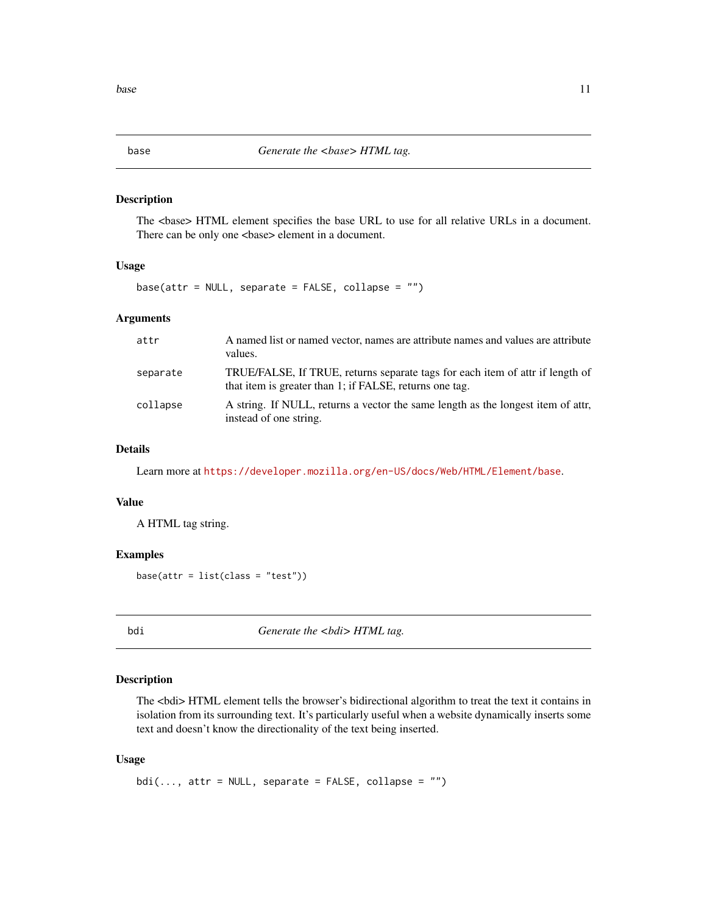## base — *Generate the <base> HTML tag.*

### Description

The <base> HTML element specifies the base URL to use for all relative URLs in a document. There can be only one <base> element in a document.

### Usage

```
base(attr = NULL, separate = FALSE, collapse = "")
```

### Arguments

| | |
|---|---|
| attr | A named list or named vector, names are attribute names and values are attribute values. |
| separate | TRUE/FALSE, If TRUE, returns separate tags for each item of attr if length of that item is greater than 1; if FALSE, returns one tag. |
| collapse | A string. If NULL, returns a vector the same length as the longest item of attr, instead of one string. |

### Details

Learn more at https://developer.mozilla.org/en-US/docs/Web/HTML/Element/base.

### Value

A HTML tag string.

### Examples

```
base(attr = list(class = "test"))
```

## bdi — *Generate the <bdi> HTML tag.*

### Description

The <bdi> HTML element tells the browser's bidirectional algorithm to treat the text it contains in isolation from its surrounding text. It's particularly useful when a website dynamically inserts some text and doesn't know the directionality of the text being inserted.

### Usage

```
bdi(..., attr = NULL, separate = FALSE, collapse = "")
```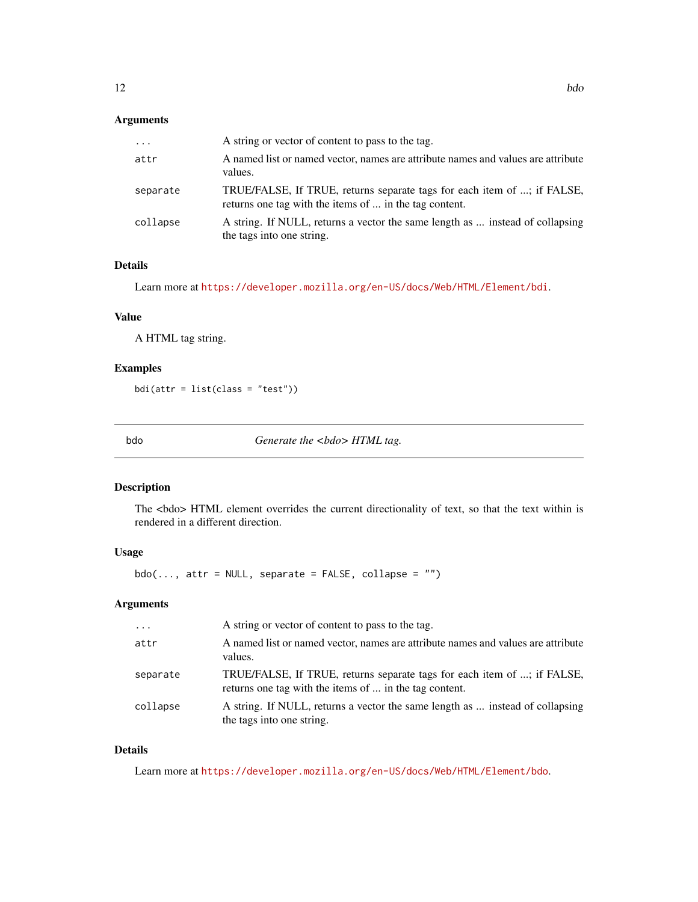### Arguments

| | |
|---|---|
| `...` | A string or vector of content to pass to the tag. |
| `attr` | A named list or named vector, names are attribute names and values are attribute values. |
| `separate` | TRUE/FALSE, If TRUE, returns separate tags for each item of ...; if FALSE, returns one tag with the items of ... in the tag content. |
| `collapse` | A string. If NULL, returns a vector the same length as ... instead of collapsing the tags into one string. |

### Details

Learn more at https://developer.mozilla.org/en-US/docs/Web/HTML/Element/bdi.

### Value

A HTML tag string.

### Examples

```
bdi(attr = list(class = "test"))
```

---

## bdo — *Generate the <bdo> HTML tag.*

### Description

The <bdo> HTML element overrides the current directionality of text, so that the text within is rendered in a different direction.

### Usage

```
bdo(..., attr = NULL, separate = FALSE, collapse = "")
```

### Arguments

| | |
|---|---|
| `...` | A string or vector of content to pass to the tag. |
| `attr` | A named list or named vector, names are attribute names and values are attribute values. |
| `separate` | TRUE/FALSE, If TRUE, returns separate tags for each item of ...; if FALSE, returns one tag with the items of ... in the tag content. |
| `collapse` | A string. If NULL, returns a vector the same length as ... instead of collapsing the tags into one string. |

### Details

Learn more at https://developer.mozilla.org/en-US/docs/Web/HTML/Element/bdo.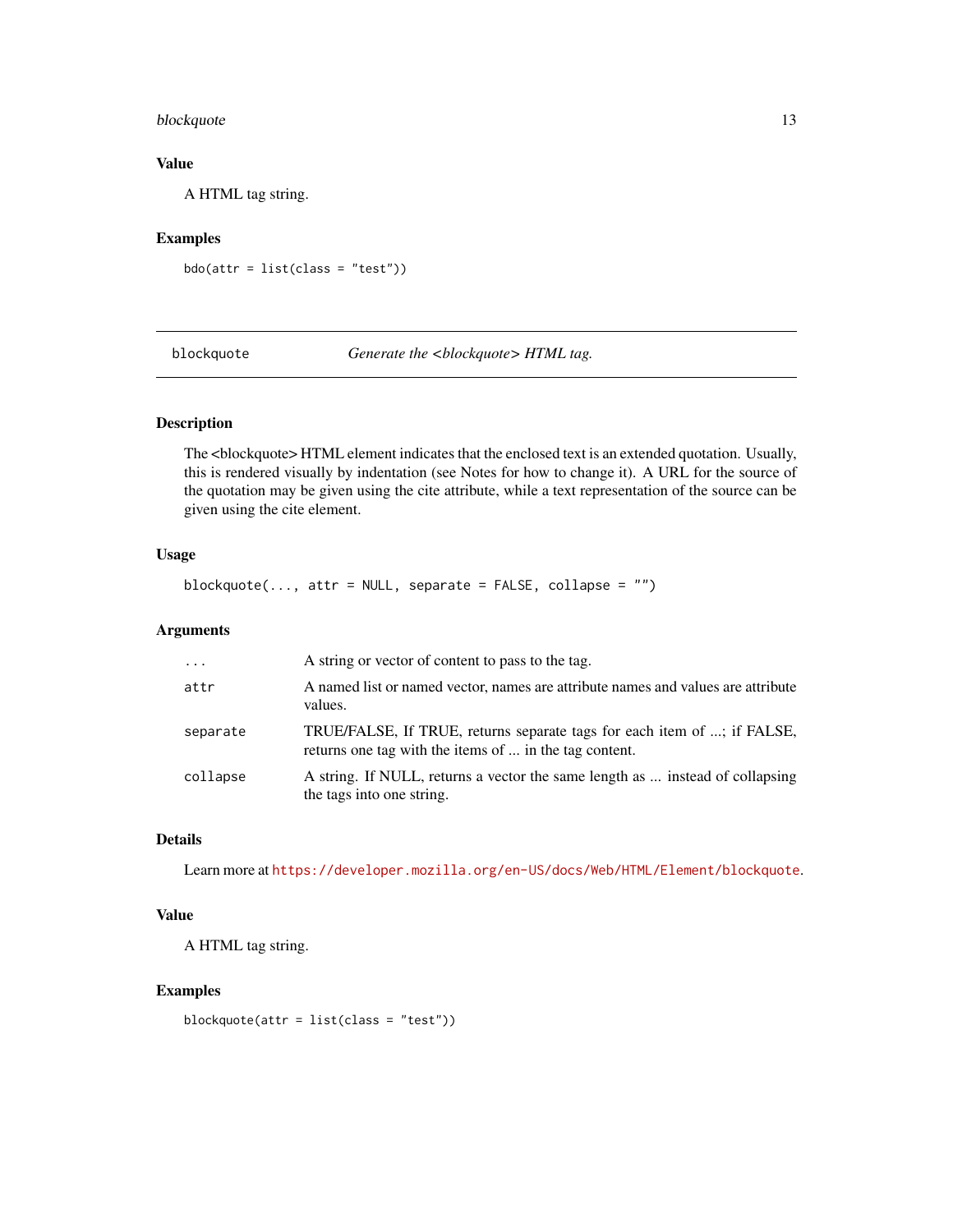### Value

A HTML tag string.

### Examples

```
bdo(attr = list(class = "test"))
```

---

## blockquote — *Generate the <blockquote> HTML tag.*

### Description

The <blockquote> HTML element indicates that the enclosed text is an extended quotation. Usually, this is rendered visually by indentation (see Notes for how to change it). A URL for the source of the quotation may be given using the cite attribute, while a text representation of the source can be given using the cite element.

### Usage

```
blockquote(..., attr = NULL, separate = FALSE, collapse = "")
```

### Arguments

| | |
|---|---|
| `...` | A string or vector of content to pass to the tag. |
| `attr` | A named list or named vector, names are attribute names and values are attribute values. |
| `separate` | TRUE/FALSE, If TRUE, returns separate tags for each item of ...; if FALSE, returns one tag with the items of ... in the tag content. |
| `collapse` | A string. If NULL, returns a vector the same length as ... instead of collapsing the tags into one string. |

### Details

Learn more at https://developer.mozilla.org/en-US/docs/Web/HTML/Element/blockquote.

### Value

A HTML tag string.

### Examples

```
blockquote(attr = list(class = "test"))
```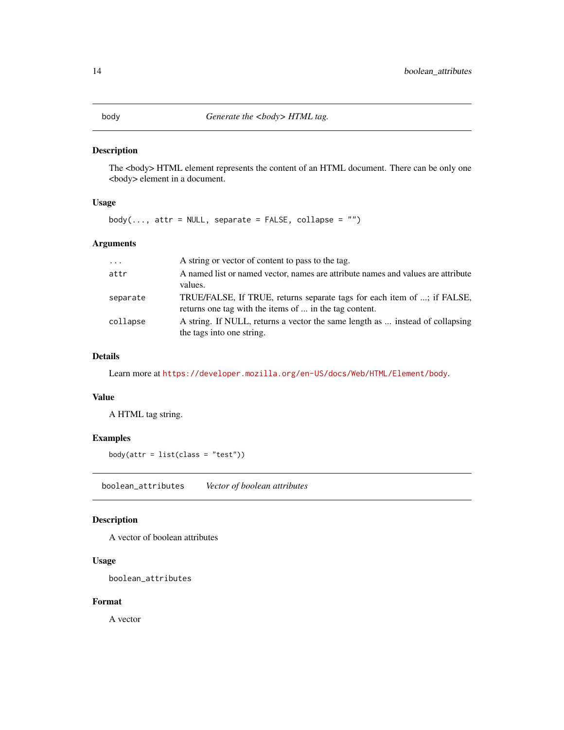## body — *Generate the <body> HTML tag.*

### Description

The <body> HTML element represents the content of an HTML document. There can be only one <body> element in a document.

### Usage

```
body(..., attr = NULL, separate = FALSE, collapse = "")
```

### Arguments

| | |
|---|---|
| `...` | A string or vector of content to pass to the tag. |
| `attr` | A named list or named vector, names are attribute names and values are attribute values. |
| `separate` | TRUE/FALSE, If TRUE, returns separate tags for each item of ...; if FALSE, returns one tag with the items of ... in the tag content. |
| `collapse` | A string. If NULL, returns a vector the same length as ... instead of collapsing the tags into one string. |

### Details

Learn more at https://developer.mozilla.org/en-US/docs/Web/HTML/Element/body.

### Value

A HTML tag string.

### Examples

```
body(attr = list(class = "test"))
```

## boolean_attributes — *Vector of boolean attributes*

### Description

A vector of boolean attributes

### Usage

```
boolean_attributes
```

### Format

A vector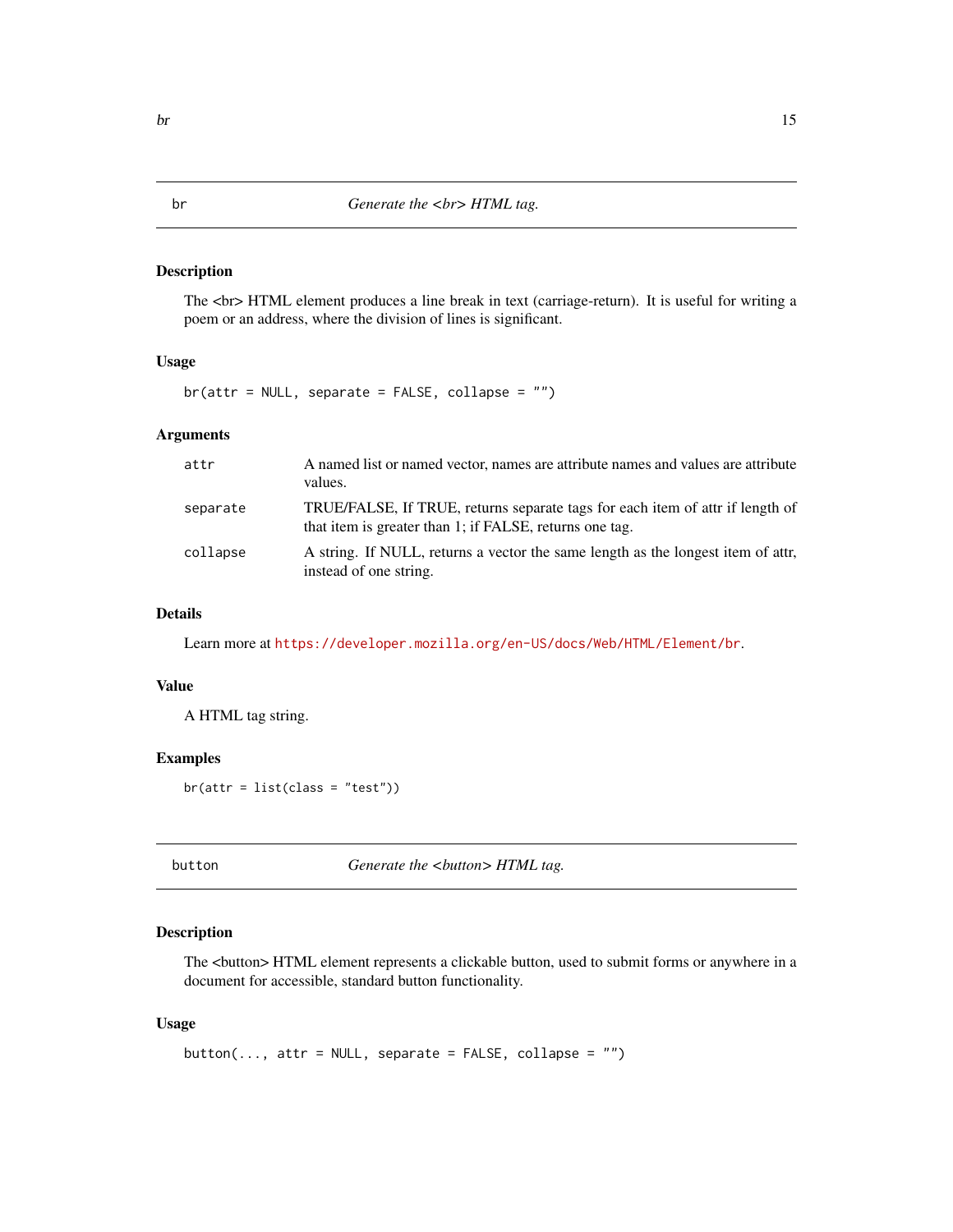## br — *Generate the <br> HTML tag.*

### Description

The <br> HTML element produces a line break in text (carriage-return). It is useful for writing a poem or an address, where the division of lines is significant.

### Usage

```
br(attr = NULL, separate = FALSE, collapse = "")
```

### Arguments

| | |
|---|---|
| `attr` | A named list or named vector, names are attribute names and values are attribute values. |
| `separate` | TRUE/FALSE, If TRUE, returns separate tags for each item of attr if length of that item is greater than 1; if FALSE, returns one tag. |
| `collapse` | A string. If NULL, returns a vector the same length as the longest item of attr, instead of one string. |

### Details

Learn more at https://developer.mozilla.org/en-US/docs/Web/HTML/Element/br.

### Value

A HTML tag string.

### Examples

```
br(attr = list(class = "test"))
```

## button — *Generate the <button> HTML tag.*

### Description

The <button> HTML element represents a clickable button, used to submit forms or anywhere in a document for accessible, standard button functionality.

### Usage

```
button(..., attr = NULL, separate = FALSE, collapse = "")
```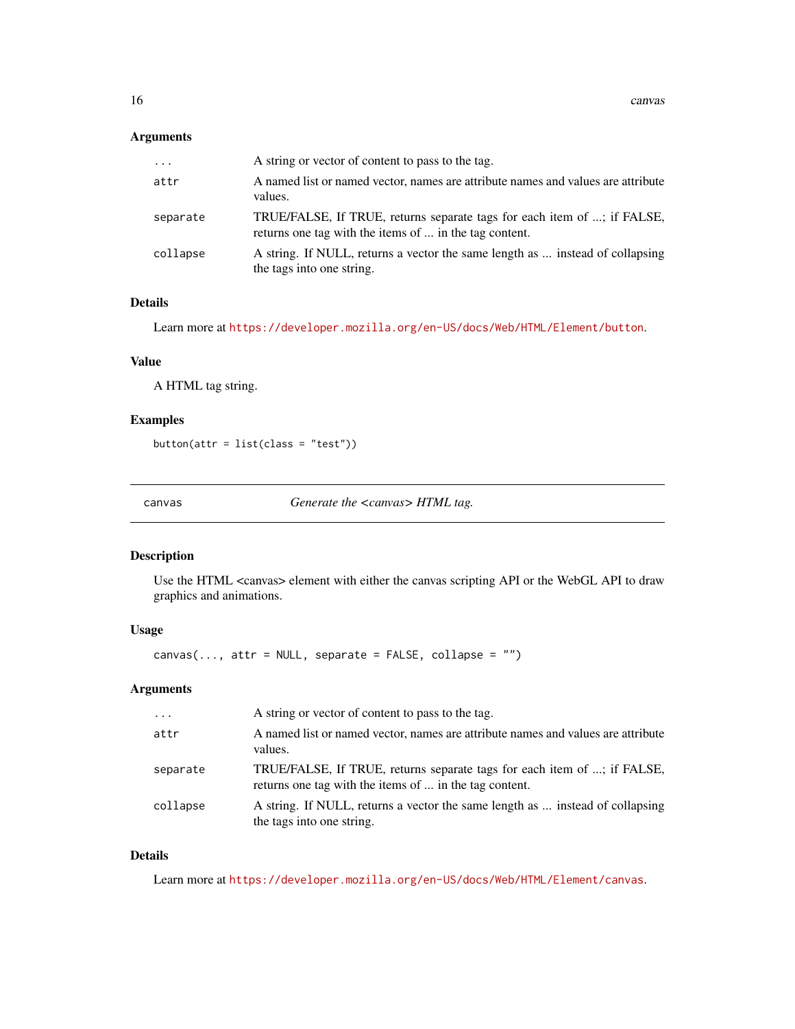### Arguments

| | |
|---|---|
| `...` | A string or vector of content to pass to the tag. |
| `attr` | A named list or named vector, names are attribute names and values are attribute values. |
| `separate` | TRUE/FALSE, If TRUE, returns separate tags for each item of ...; if FALSE, returns one tag with the items of ... in the tag content. |
| `collapse` | A string. If NULL, returns a vector the same length as ... instead of collapsing the tags into one string. |

### Details

Learn more at https://developer.mozilla.org/en-US/docs/Web/HTML/Element/button.

### Value

A HTML tag string.

### Examples

```
button(attr = list(class = "test"))
```

---

## canvas — *Generate the <canvas> HTML tag.*

### Description

Use the HTML <canvas> element with either the canvas scripting API or the WebGL API to draw graphics and animations.

### Usage

```
canvas(..., attr = NULL, separate = FALSE, collapse = "")
```

### Arguments

| | |
|---|---|
| `...` | A string or vector of content to pass to the tag. |
| `attr` | A named list or named vector, names are attribute names and values are attribute values. |
| `separate` | TRUE/FALSE, If TRUE, returns separate tags for each item of ...; if FALSE, returns one tag with the items of ... in the tag content. |
| `collapse` | A string. If NULL, returns a vector the same length as ... instead of collapsing the tags into one string. |

### Details

Learn more at https://developer.mozilla.org/en-US/docs/Web/HTML/Element/canvas.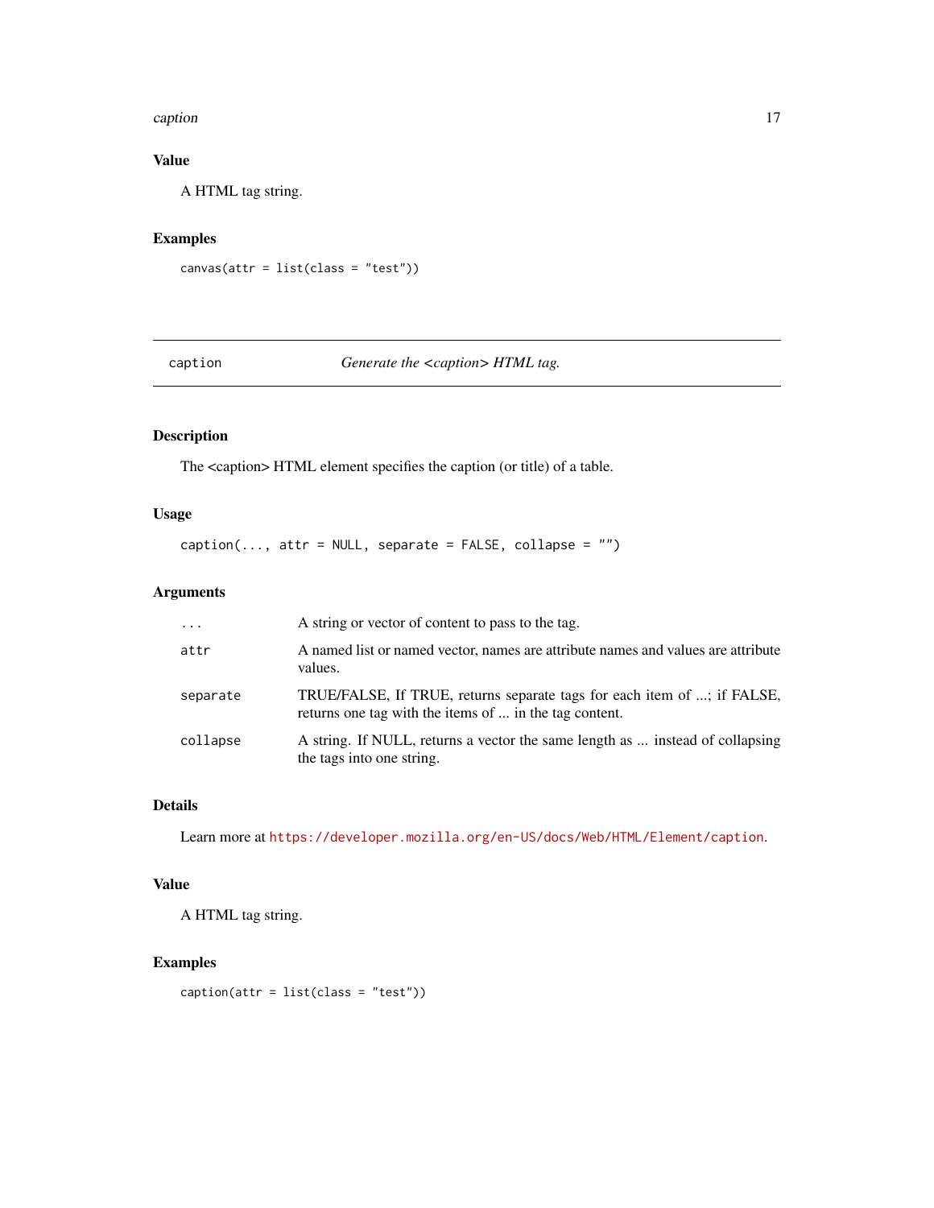### Value

A HTML tag string.

### Examples

```
canvas(attr = list(class = "test"))
```

---

## caption — *Generate the <caption> HTML tag.*

---

### Description

The <caption> HTML element specifies the caption (or title) of a table.

### Usage

```
caption(..., attr = NULL, separate = FALSE, collapse = "")
```

### Arguments

| | |
|---|---|
| `...` | A string or vector of content to pass to the tag. |
| `attr` | A named list or named vector, names are attribute names and values are attribute values. |
| `separate` | TRUE/FALSE, If TRUE, returns separate tags for each item of ...; if FALSE, returns one tag with the items of ... in the tag content. |
| `collapse` | A string. If NULL, returns a vector the same length as ... instead of collapsing the tags into one string. |

### Details

Learn more at https://developer.mozilla.org/en-US/docs/Web/HTML/Element/caption.

### Value

A HTML tag string.

### Examples

```
caption(attr = list(class = "test"))
```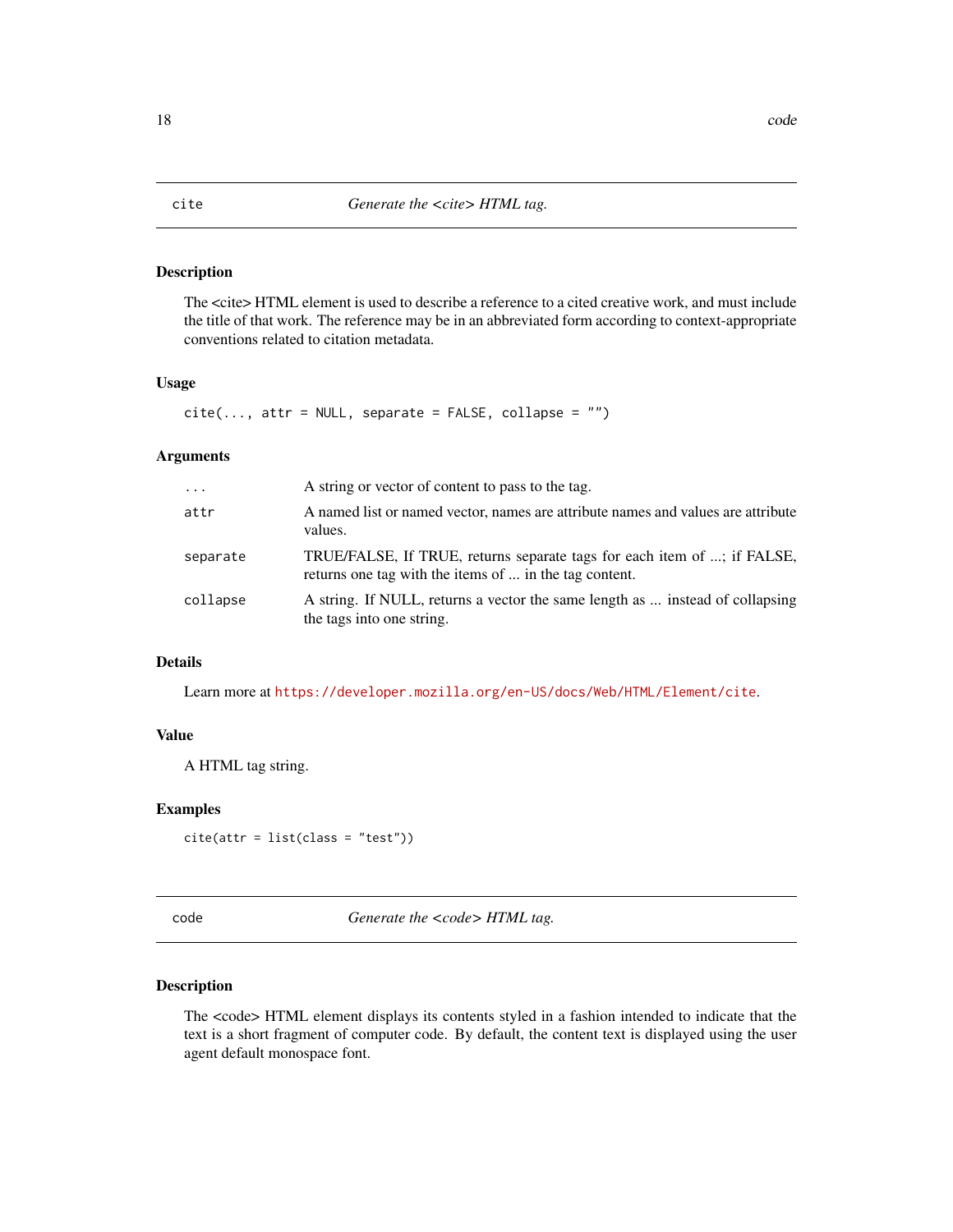## cite — *Generate the <cite> HTML tag.*

### Description

The <cite> HTML element is used to describe a reference to a cited creative work, and must include the title of that work. The reference may be in an abbreviated form according to context-appropriate conventions related to citation metadata.

### Usage

```
cite(..., attr = NULL, separate = FALSE, collapse = "")
```

### Arguments

| | |
|---|---|
| `...` | A string or vector of content to pass to the tag. |
| `attr` | A named list or named vector, names are attribute names and values are attribute values. |
| `separate` | TRUE/FALSE, If TRUE, returns separate tags for each item of ...; if FALSE, returns one tag with the items of ... in the tag content. |
| `collapse` | A string. If NULL, returns a vector the same length as ... instead of collapsing the tags into one string. |

### Details

Learn more at https://developer.mozilla.org/en-US/docs/Web/HTML/Element/cite.

### Value

A HTML tag string.

### Examples

```
cite(attr = list(class = "test"))
```

## code — *Generate the <code> HTML tag.*

### Description

The <code> HTML element displays its contents styled in a fashion intended to indicate that the text is a short fragment of computer code. By default, the content text is displayed using the user agent default monospace font.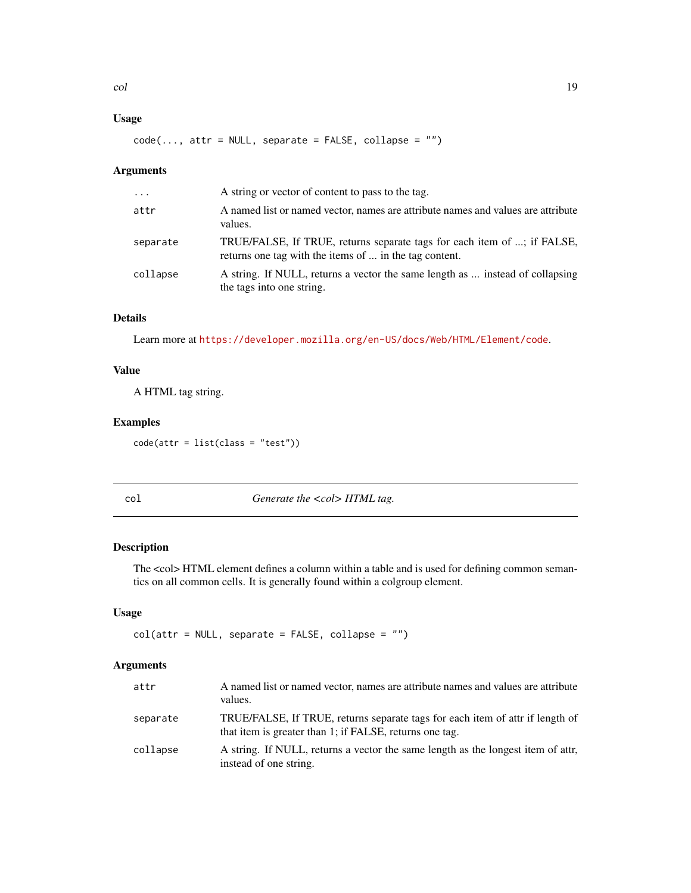### Usage

```
code(..., attr = NULL, separate = FALSE, collapse = "")
```

### Arguments

| | |
|---|---|
| `...` | A string or vector of content to pass to the tag. |
| `attr` | A named list or named vector, names are attribute names and values are attribute values. |
| `separate` | TRUE/FALSE, If TRUE, returns separate tags for each item of ...; if FALSE, returns one tag with the items of ... in the tag content. |
| `collapse` | A string. If NULL, returns a vector the same length as ... instead of collapsing the tags into one string. |

### Details

Learn more at https://developer.mozilla.org/en-US/docs/Web/HTML/Element/code.

### Value

A HTML tag string.

### Examples

```
code(attr = list(class = "test"))
```

---

## col — *Generate the <col> HTML tag.*

---

### Description

The <col> HTML element defines a column within a table and is used for defining common semantics on all common cells. It is generally found within a colgroup element.

### Usage

```
col(attr = NULL, separate = FALSE, collapse = "")
```

### Arguments

| | |
|---|---|
| `attr` | A named list or named vector, names are attribute names and values are attribute values. |
| `separate` | TRUE/FALSE, If TRUE, returns separate tags for each item of attr if length of that item is greater than 1; if FALSE, returns one tag. |
| `collapse` | A string. If NULL, returns a vector the same length as the longest item of attr, instead of one string. |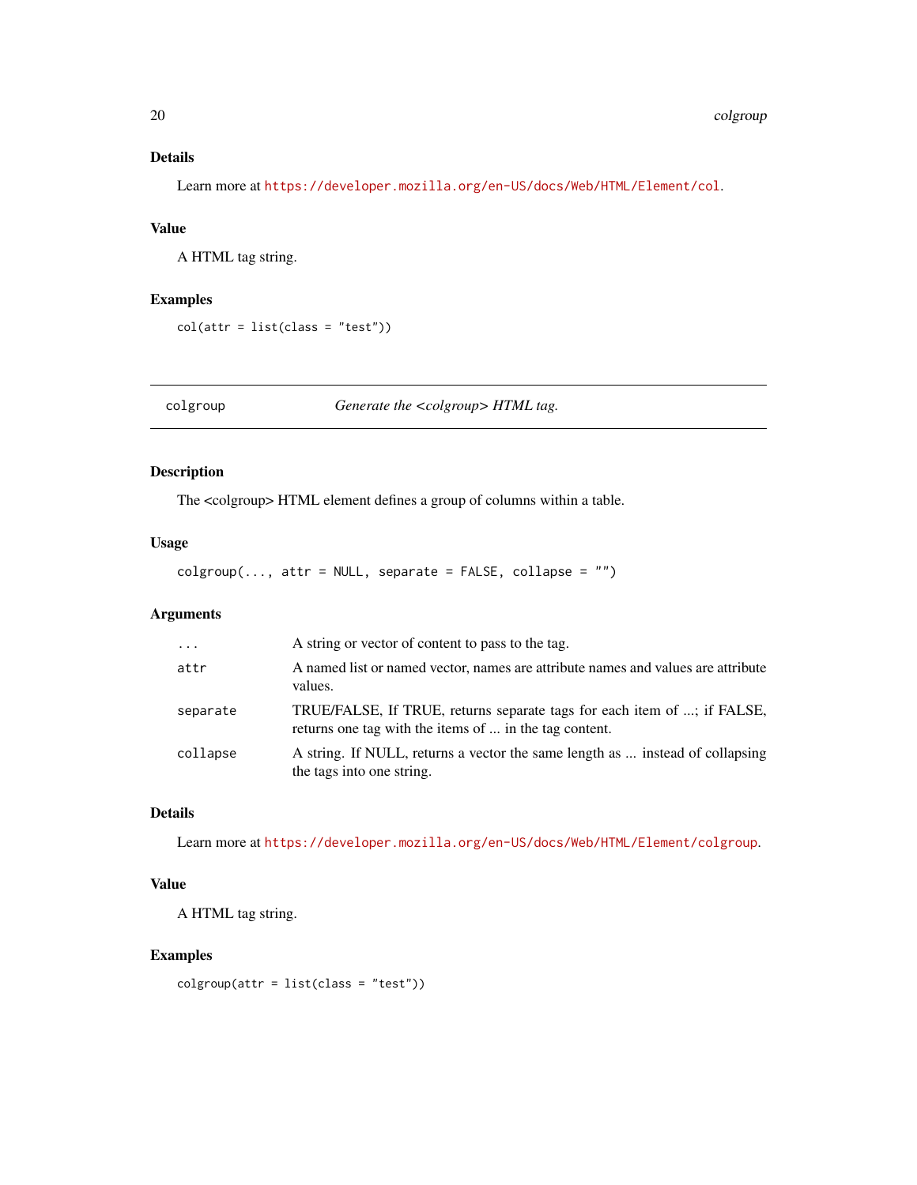### Details

Learn more at https://developer.mozilla.org/en-US/docs/Web/HTML/Element/col.

### Value

A HTML tag string.

### Examples

```
col(attr = list(class = "test"))
```

---

## colgroup — *Generate the <colgroup> HTML tag.*

---

### Description

The <colgroup> HTML element defines a group of columns within a table.

### Usage

```
colgroup(..., attr = NULL, separate = FALSE, collapse = "")
```

### Arguments

| | |
|---|---|
| `...` | A string or vector of content to pass to the tag. |
| `attr` | A named list or named vector, names are attribute names and values are attribute values. |
| `separate` | TRUE/FALSE, If TRUE, returns separate tags for each item of ...; if FALSE, returns one tag with the items of ... in the tag content. |
| `collapse` | A string. If NULL, returns a vector the same length as ... instead of collapsing the tags into one string. |

### Details

Learn more at https://developer.mozilla.org/en-US/docs/Web/HTML/Element/colgroup.

### Value

A HTML tag string.

### Examples

```
colgroup(attr = list(class = "test"))
```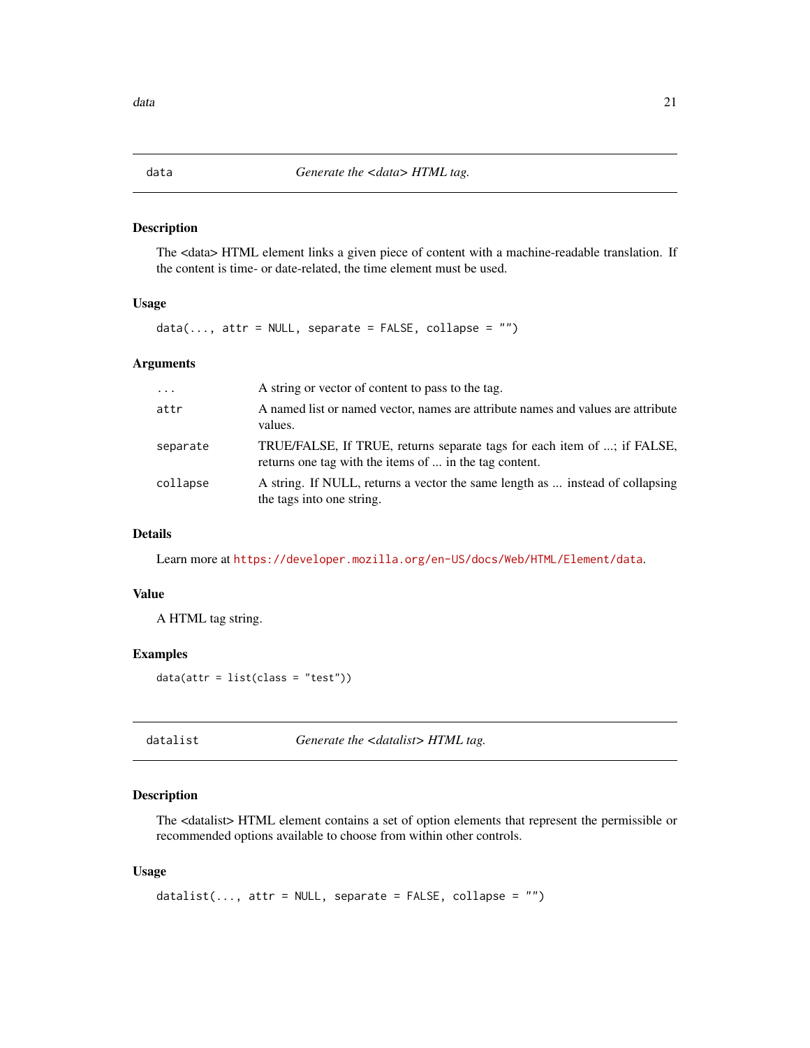## data — *Generate the <data> HTML tag.*

### Description

The <data> HTML element links a given piece of content with a machine-readable translation. If the content is time- or date-related, the time element must be used.

### Usage

```
data(..., attr = NULL, separate = FALSE, collapse = "")
```

### Arguments

| | |
|---|---|
| `...` | A string or vector of content to pass to the tag. |
| `attr` | A named list or named vector, names are attribute names and values are attribute values. |
| `separate` | TRUE/FALSE, If TRUE, returns separate tags for each item of ...; if FALSE, returns one tag with the items of ... in the tag content. |
| `collapse` | A string. If NULL, returns a vector the same length as ... instead of collapsing the tags into one string. |

### Details

Learn more at https://developer.mozilla.org/en-US/docs/Web/HTML/Element/data.

### Value

A HTML tag string.

### Examples

```
data(attr = list(class = "test"))
```

## datalist — *Generate the <datalist> HTML tag.*

### Description

The <datalist> HTML element contains a set of option elements that represent the permissible or recommended options available to choose from within other controls.

### Usage

```
datalist(..., attr = NULL, separate = FALSE, collapse = "")
```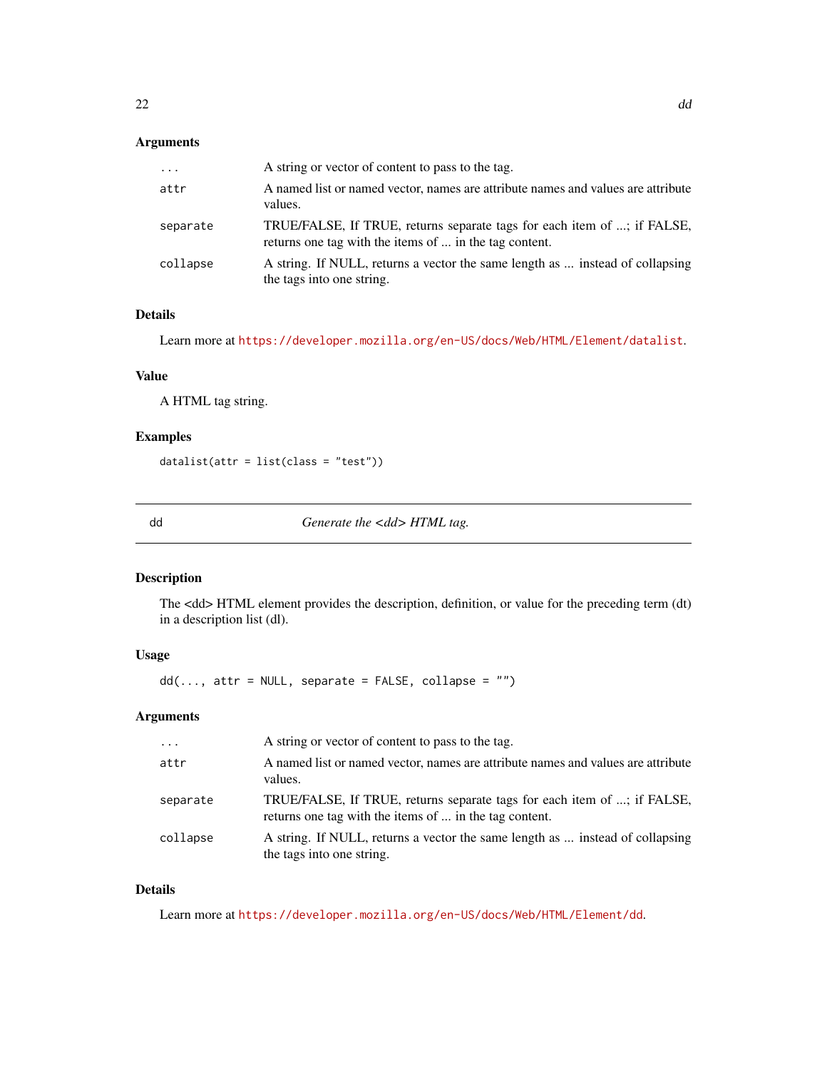### Arguments

| | |
|---|---|
| `...` | A string or vector of content to pass to the tag. |
| `attr` | A named list or named vector, names are attribute names and values are attribute values. |
| `separate` | TRUE/FALSE, If TRUE, returns separate tags for each item of ...; if FALSE, returns one tag with the items of ... in the tag content. |
| `collapse` | A string. If NULL, returns a vector the same length as ... instead of collapsing the tags into one string. |

### Details

Learn more at https://developer.mozilla.org/en-US/docs/Web/HTML/Element/datalist.

### Value

A HTML tag string.

### Examples

```
datalist(attr = list(class = "test"))
```

---

## dd — *Generate the <dd> HTML tag.*

---

### Description

The <dd> HTML element provides the description, definition, or value for the preceding term (dt) in a description list (dl).

### Usage

```
dd(..., attr = NULL, separate = FALSE, collapse = "")
```

### Arguments

| | |
|---|---|
| `...` | A string or vector of content to pass to the tag. |
| `attr` | A named list or named vector, names are attribute names and values are attribute values. |
| `separate` | TRUE/FALSE, If TRUE, returns separate tags for each item of ...; if FALSE, returns one tag with the items of ... in the tag content. |
| `collapse` | A string. If NULL, returns a vector the same length as ... instead of collapsing the tags into one string. |

### Details

Learn more at https://developer.mozilla.org/en-US/docs/Web/HTML/Element/dd.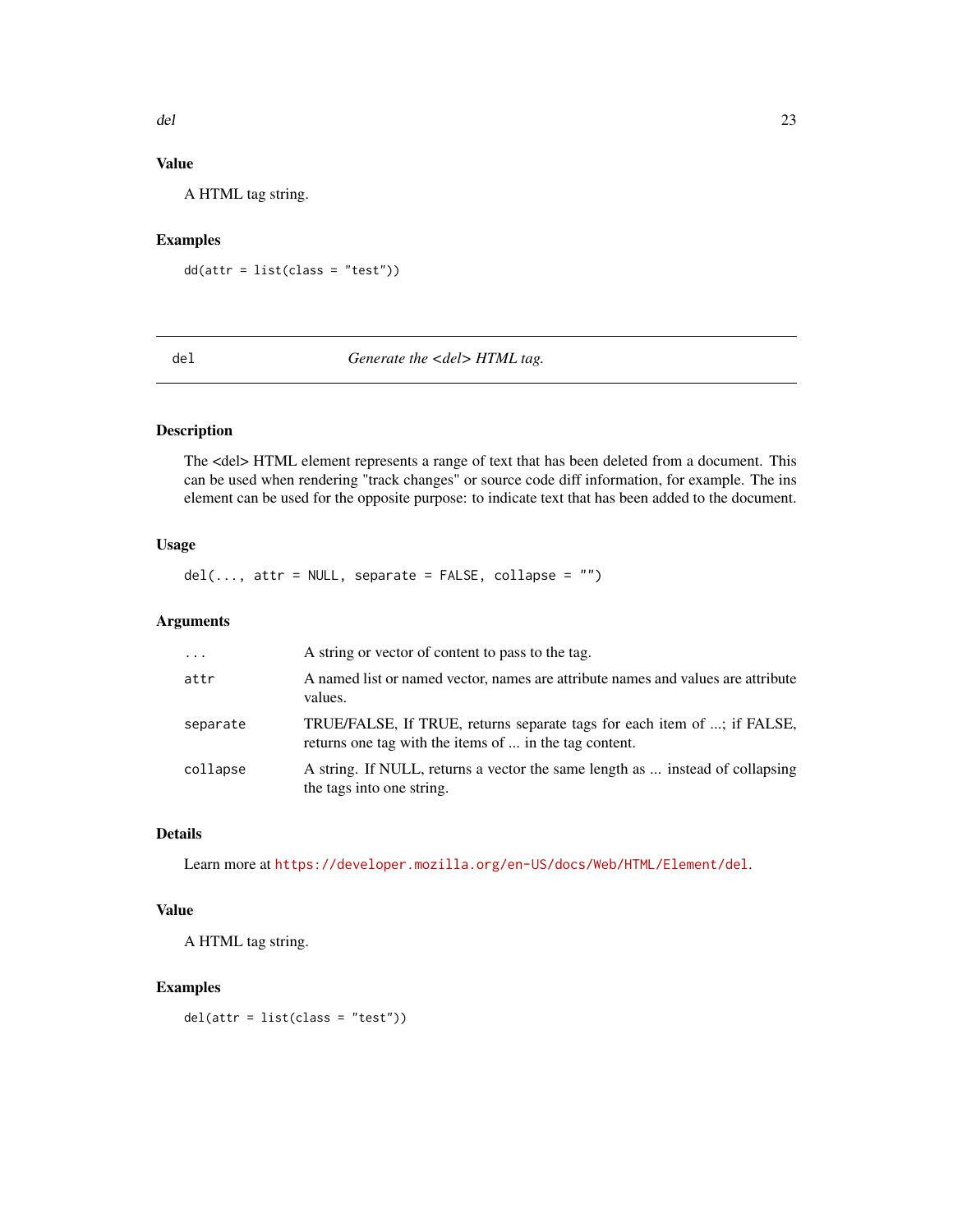### Value

A HTML tag string.

### Examples

```
dd(attr = list(class = "test"))
```

---

## del — *Generate the <del> HTML tag.*

### Description

The <del> HTML element represents a range of text that has been deleted from a document. This can be used when rendering "track changes" or source code diff information, for example. The ins element can be used for the opposite purpose: to indicate text that has been added to the document.

### Usage

```
del(..., attr = NULL, separate = FALSE, collapse = "")
```

### Arguments

| | |
|---|---|
| `...` | A string or vector of content to pass to the tag. |
| `attr` | A named list or named vector, names are attribute names and values are attribute values. |
| `separate` | TRUE/FALSE, If TRUE, returns separate tags for each item of ...; if FALSE, returns one tag with the items of ... in the tag content. |
| `collapse` | A string. If NULL, returns a vector the same length as ... instead of collapsing the tags into one string. |

### Details

Learn more at https://developer.mozilla.org/en-US/docs/Web/HTML/Element/del.

### Value

A HTML tag string.

### Examples

```
del(attr = list(class = "test"))
```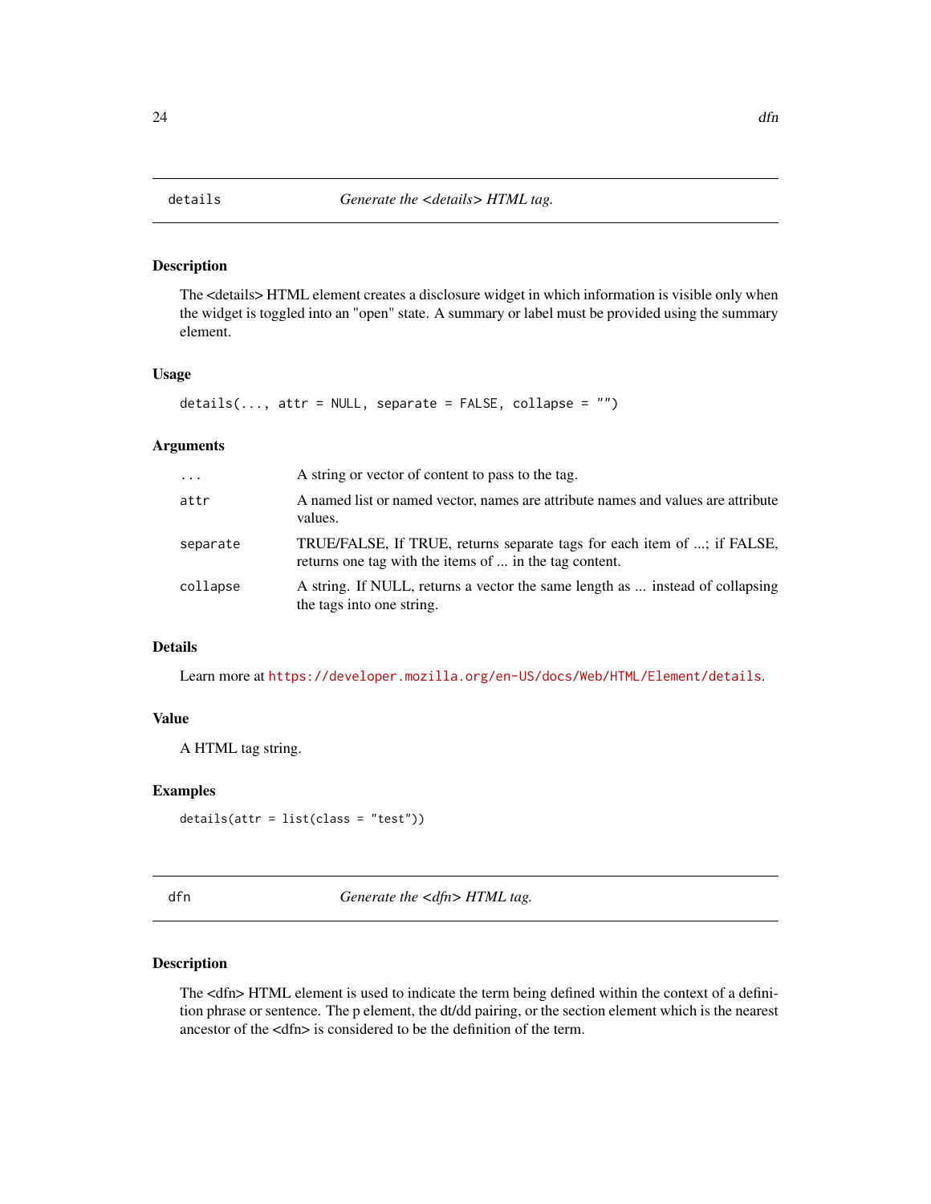## details — *Generate the <details> HTML tag.*

### Description

The <details> HTML element creates a disclosure widget in which information is visible only when the widget is toggled into an "open" state. A summary or label must be provided using the summary element.

### Usage

```
details(..., attr = NULL, separate = FALSE, collapse = "")
```

### Arguments

| | |
|---|---|
| `...` | A string or vector of content to pass to the tag. |
| `attr` | A named list or named vector, names are attribute names and values are attribute values. |
| `separate` | TRUE/FALSE, If TRUE, returns separate tags for each item of ...; if FALSE, returns one tag with the items of ... in the tag content. |
| `collapse` | A string. If NULL, returns a vector the same length as ... instead of collapsing the tags into one string. |

### Details

Learn more at https://developer.mozilla.org/en-US/docs/Web/HTML/Element/details.

### Value

A HTML tag string.

### Examples

```
details(attr = list(class = "test"))
```

## dfn — *Generate the <dfn> HTML tag.*

### Description

The <dfn> HTML element is used to indicate the term being defined within the context of a definition phrase or sentence. The p element, the dt/dd pairing, or the section element which is the nearest ancestor of the <dfn> is considered to be the definition of the term.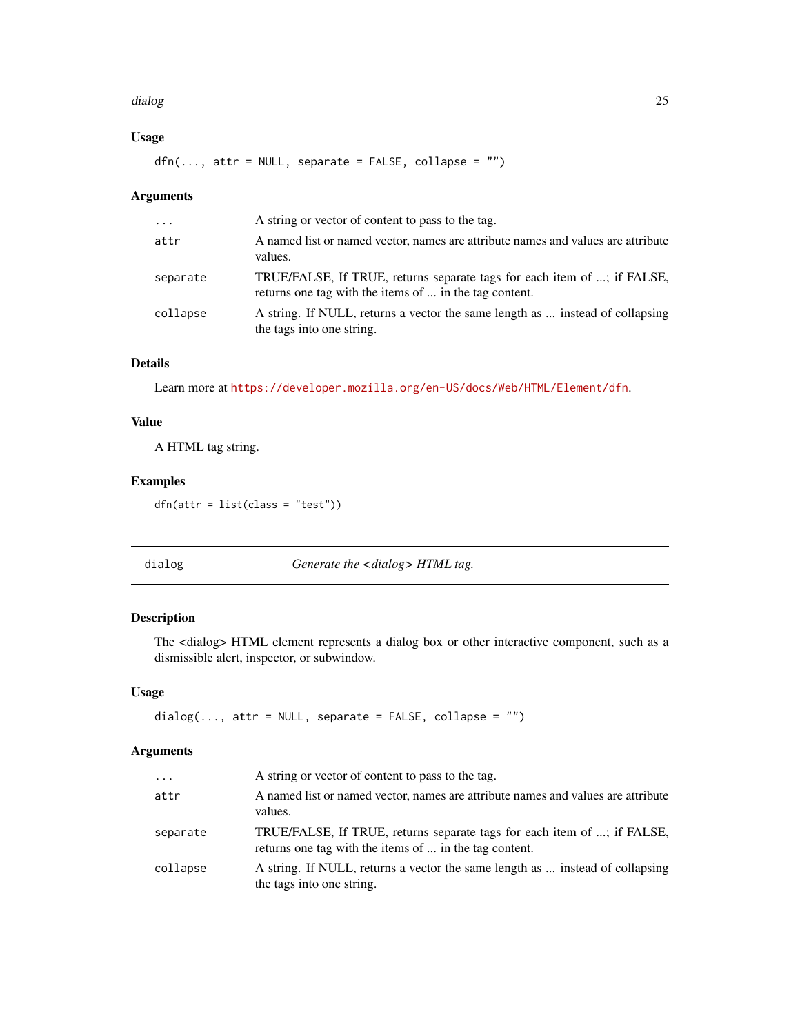### Usage

```
dfn(..., attr = NULL, separate = FALSE, collapse = "")
```

### Arguments

| | |
|---|---|
| ... | A string or vector of content to pass to the tag. |
| attr | A named list or named vector, names are attribute names and values are attribute values. |
| separate | TRUE/FALSE, If TRUE, returns separate tags for each item of ...; if FALSE, returns one tag with the items of ... in the tag content. |
| collapse | A string. If NULL, returns a vector the same length as ... instead of collapsing the tags into one string. |

### Details

Learn more at https://developer.mozilla.org/en-US/docs/Web/HTML/Element/dfn.

### Value

A HTML tag string.

### Examples

```
dfn(attr = list(class = "test"))
```

---

## dialog — *Generate the <dialog> HTML tag.*

### Description

The <dialog> HTML element represents a dialog box or other interactive component, such as a dismissible alert, inspector, or subwindow.

### Usage

```
dialog(..., attr = NULL, separate = FALSE, collapse = "")
```

### Arguments

| | |
|---|---|
| ... | A string or vector of content to pass to the tag. |
| attr | A named list or named vector, names are attribute names and values are attribute values. |
| separate | TRUE/FALSE, If TRUE, returns separate tags for each item of ...; if FALSE, returns one tag with the items of ... in the tag content. |
| collapse | A string. If NULL, returns a vector the same length as ... instead of collapsing the tags into one string. |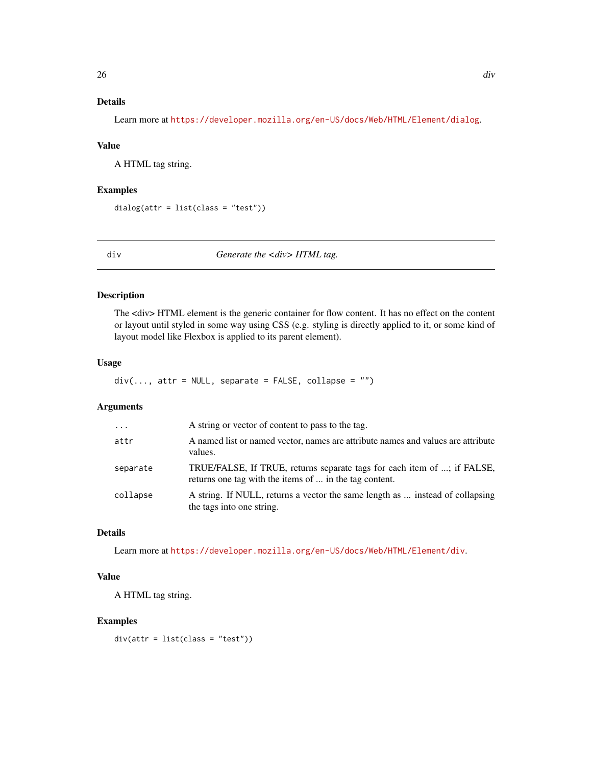### Details

Learn more at https://developer.mozilla.org/en-US/docs/Web/HTML/Element/dialog.

### Value

A HTML tag string.

### Examples

```
dialog(attr = list(class = "test"))
```

---

## div — *Generate the <div> HTML tag.*

### Description

The <div> HTML element is the generic container for flow content. It has no effect on the content or layout until styled in some way using CSS (e.g. styling is directly applied to it, or some kind of layout model like Flexbox is applied to its parent element).

### Usage

```
div(..., attr = NULL, separate = FALSE, collapse = "")
```

### Arguments

| | |
|---|---|
| `...` | A string or vector of content to pass to the tag. |
| `attr` | A named list or named vector, names are attribute names and values are attribute values. |
| `separate` | TRUE/FALSE, If TRUE, returns separate tags for each item of ...; if FALSE, returns one tag with the items of ... in the tag content. |
| `collapse` | A string. If NULL, returns a vector the same length as ... instead of collapsing the tags into one string. |

### Details

Learn more at https://developer.mozilla.org/en-US/docs/Web/HTML/Element/div.

### Value

A HTML tag string.

### Examples

```
div(attr = list(class = "test"))
```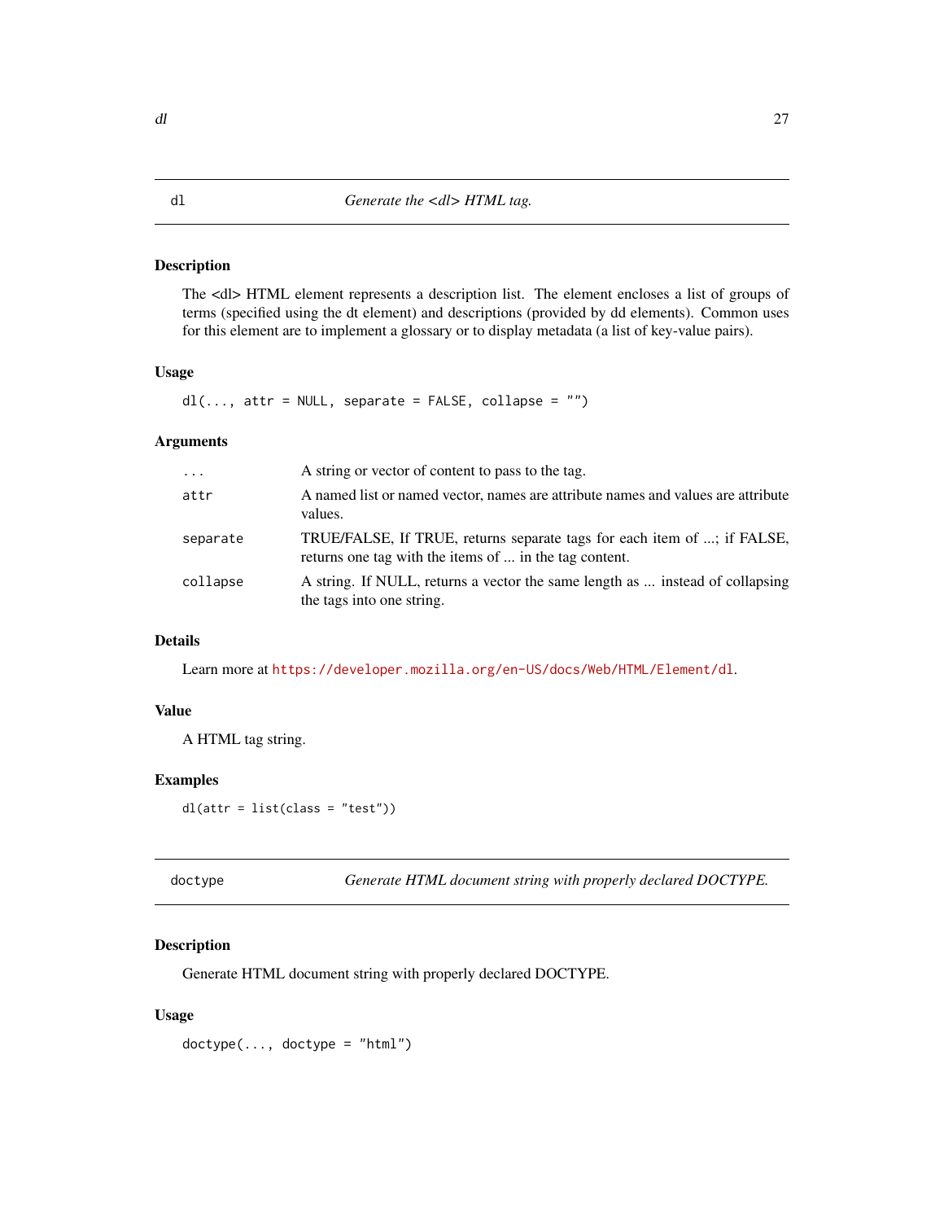## dl — *Generate the <dl> HTML tag.*

### Description

The <dl> HTML element represents a description list. The element encloses a list of groups of terms (specified using the dt element) and descriptions (provided by dd elements). Common uses for this element are to implement a glossary or to display metadata (a list of key-value pairs).

### Usage

```
dl(..., attr = NULL, separate = FALSE, collapse = "")
```

### Arguments

| | |
|---|---|
| `...` | A string or vector of content to pass to the tag. |
| `attr` | A named list or named vector, names are attribute names and values are attribute values. |
| `separate` | TRUE/FALSE, If TRUE, returns separate tags for each item of ...; if FALSE, returns one tag with the items of ... in the tag content. |
| `collapse` | A string. If NULL, returns a vector the same length as ... instead of collapsing the tags into one string. |

### Details

Learn more at https://developer.mozilla.org/en-US/docs/Web/HTML/Element/dl.

### Value

A HTML tag string.

### Examples

```
dl(attr = list(class = "test"))
```

## doctype — *Generate HTML document string with properly declared DOCTYPE.*

### Description

Generate HTML document string with properly declared DOCTYPE.

### Usage

```
doctype(..., doctype = "html")
```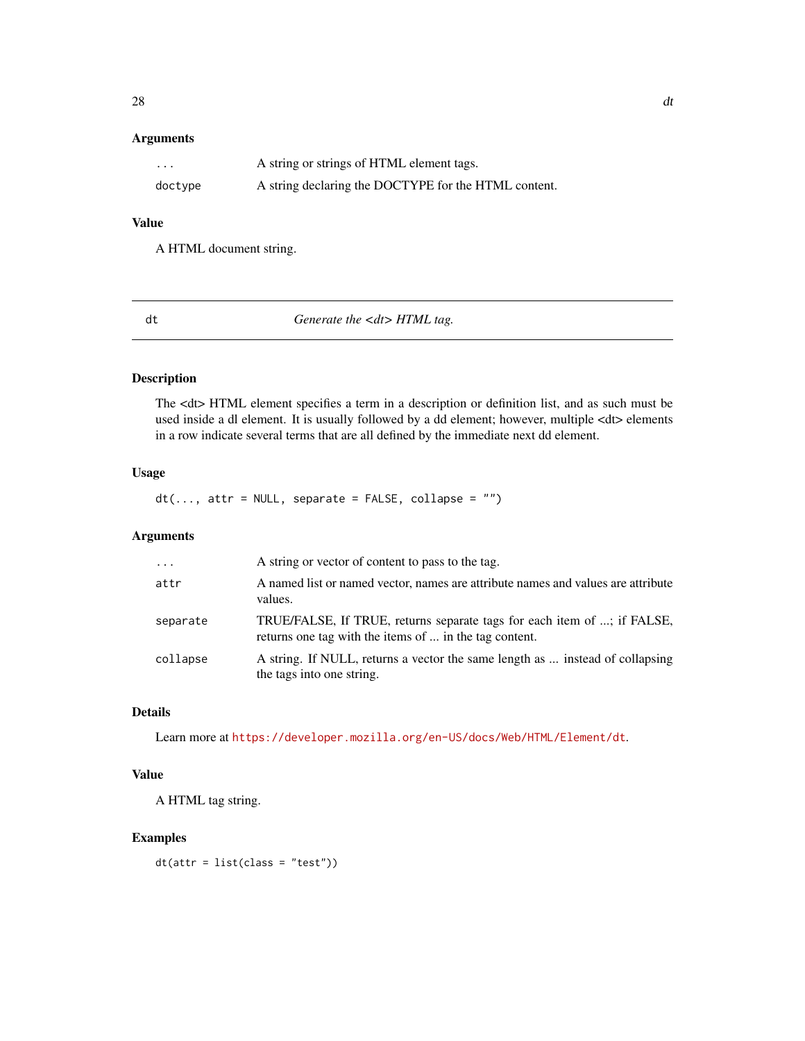### Arguments

| | |
|---|---|
| ... | A string or strings of HTML element tags. |
| doctype | A string declaring the DOCTYPE for the HTML content. |

### Value

A HTML document string.

---

## dt — *Generate the <dt> HTML tag.*

---

### Description

The <dt> HTML element specifies a term in a description or definition list, and as such must be used inside a dl element. It is usually followed by a dd element; however, multiple <dt> elements in a row indicate several terms that are all defined by the immediate next dd element.

### Usage

```
dt(..., attr = NULL, separate = FALSE, collapse = "")
```

### Arguments

| | |
|---|---|
| ... | A string or vector of content to pass to the tag. |
| attr | A named list or named vector, names are attribute names and values are attribute values. |
| separate | TRUE/FALSE, If TRUE, returns separate tags for each item of ...; if FALSE, returns one tag with the items of ... in the tag content. |
| collapse | A string. If NULL, returns a vector the same length as ... instead of collapsing the tags into one string. |

### Details

Learn more at https://developer.mozilla.org/en-US/docs/Web/HTML/Element/dt.

### Value

A HTML tag string.

### Examples

```
dt(attr = list(class = "test"))
```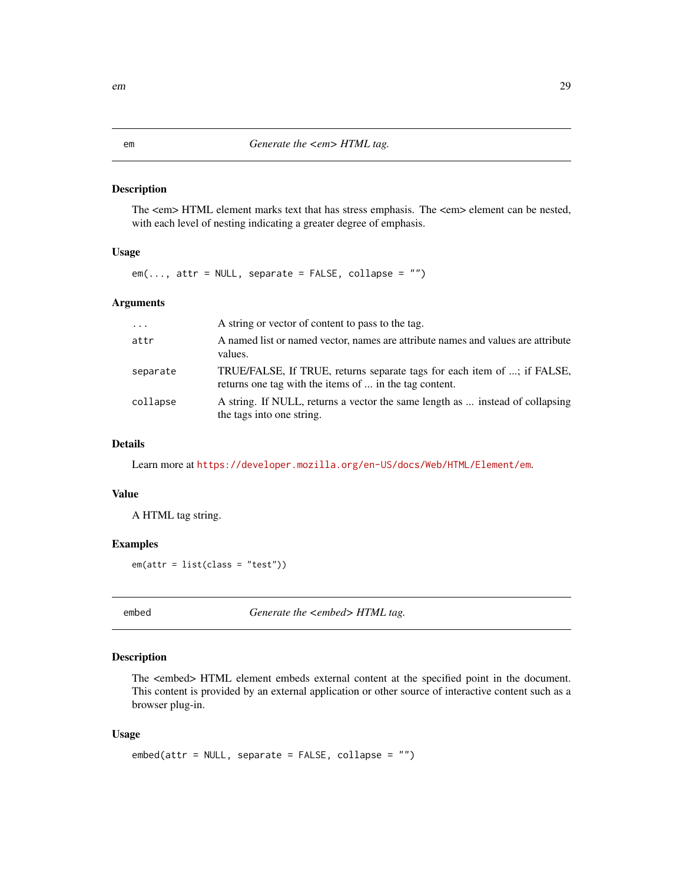## em — *Generate the <em> HTML tag.*

### Description

The <em> HTML element marks text that has stress emphasis. The <em> element can be nested, with each level of nesting indicating a greater degree of emphasis.

### Usage

```
em(..., attr = NULL, separate = FALSE, collapse = "")
```

### Arguments

| | |
|---|---|
| `...` | A string or vector of content to pass to the tag. |
| `attr` | A named list or named vector, names are attribute names and values are attribute values. |
| `separate` | TRUE/FALSE, If TRUE, returns separate tags for each item of ...; if FALSE, returns one tag with the items of ... in the tag content. |
| `collapse` | A string. If NULL, returns a vector the same length as ... instead of collapsing the tags into one string. |

### Details

Learn more at https://developer.mozilla.org/en-US/docs/Web/HTML/Element/em.

### Value

A HTML tag string.

### Examples

```
em(attr = list(class = "test"))
```

## embed — *Generate the <embed> HTML tag.*

### Description

The <embed> HTML element embeds external content at the specified point in the document. This content is provided by an external application or other source of interactive content such as a browser plug-in.

### Usage

```
embed(attr = NULL, separate = FALSE, collapse = "")
```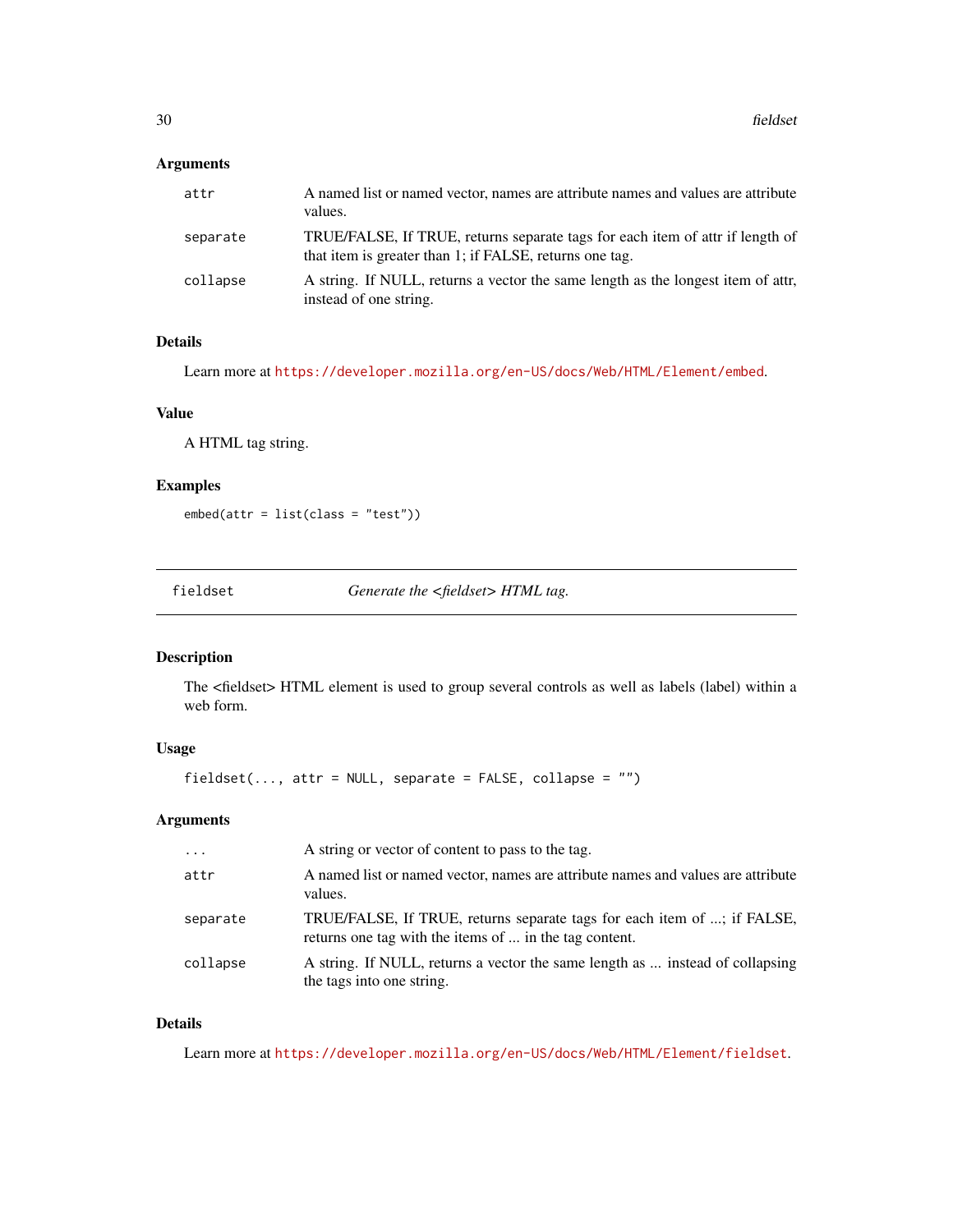### Arguments

| | |
|---|---|
| attr | A named list or named vector, names are attribute names and values are attribute values. |
| separate | TRUE/FALSE, If TRUE, returns separate tags for each item of attr if length of that item is greater than 1; if FALSE, returns one tag. |
| collapse | A string. If NULL, returns a vector the same length as the longest item of attr, instead of one string. |

### Details

Learn more at https://developer.mozilla.org/en-US/docs/Web/HTML/Element/embed.

### Value

A HTML tag string.

### Examples

```
embed(attr = list(class = "test"))
```

---

## fieldset — *Generate the <fieldset> HTML tag.*

### Description

The <fieldset> HTML element is used to group several controls as well as labels (label) within a web form.

### Usage

```
fieldset(..., attr = NULL, separate = FALSE, collapse = "")
```

### Arguments

| | |
|---|---|
| ... | A string or vector of content to pass to the tag. |
| attr | A named list or named vector, names are attribute names and values are attribute values. |
| separate | TRUE/FALSE, If TRUE, returns separate tags for each item of ...; if FALSE, returns one tag with the items of ... in the tag content. |
| collapse | A string. If NULL, returns a vector the same length as ... instead of collapsing the tags into one string. |

### Details

Learn more at https://developer.mozilla.org/en-US/docs/Web/HTML/Element/fieldset.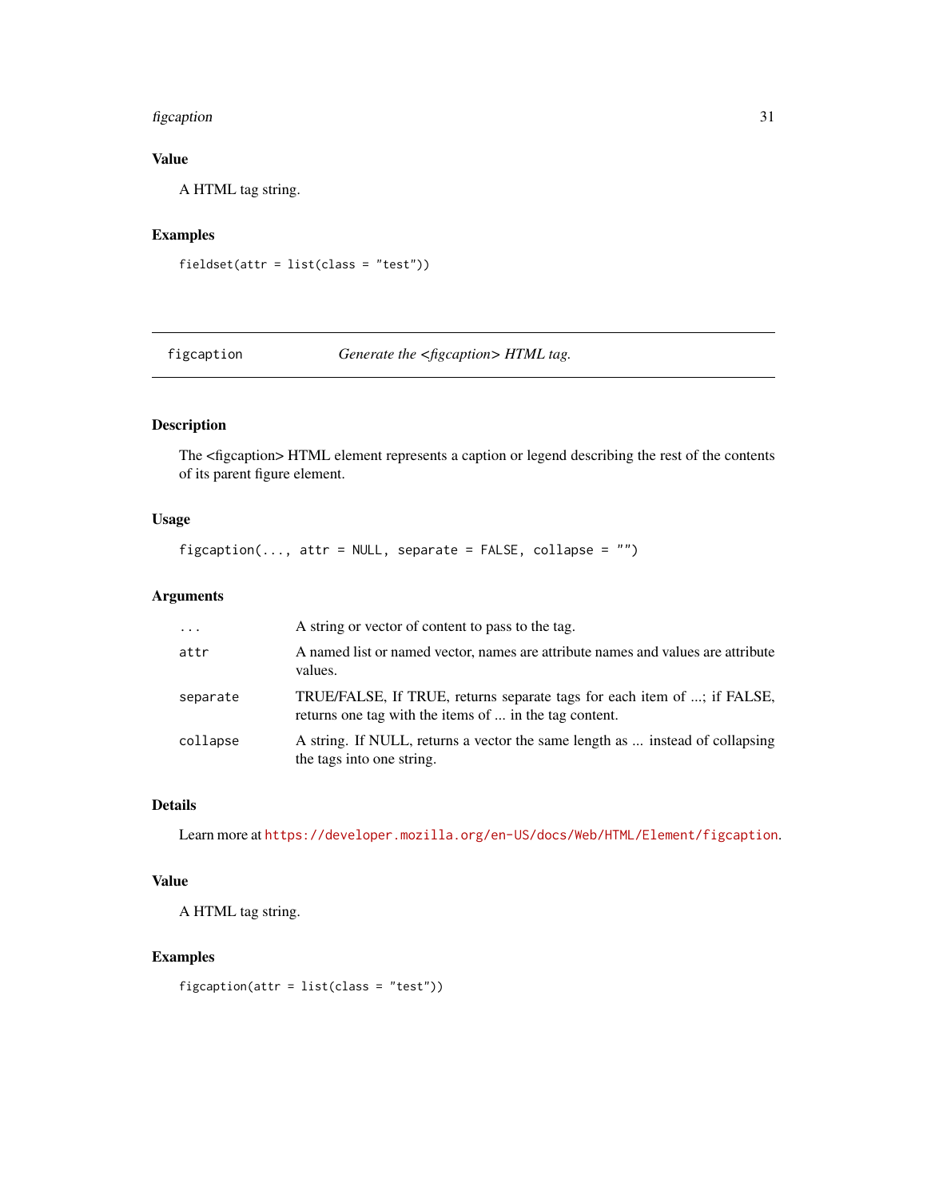### Value

A HTML tag string.

### Examples

```
fieldset(attr = list(class = "test"))
```

---

## figcaption — *Generate the <figcaption> HTML tag.*

---

### Description

The <figcaption> HTML element represents a caption or legend describing the rest of the contents of its parent figure element.

### Usage

```
figcaption(..., attr = NULL, separate = FALSE, collapse = "")
```

### Arguments

| | |
|---|---|
| `...` | A string or vector of content to pass to the tag. |
| `attr` | A named list or named vector, names are attribute names and values are attribute values. |
| `separate` | TRUE/FALSE, If TRUE, returns separate tags for each item of ...; if FALSE, returns one tag with the items of ... in the tag content. |
| `collapse` | A string. If NULL, returns a vector the same length as ... instead of collapsing the tags into one string. |

### Details

Learn more at https://developer.mozilla.org/en-US/docs/Web/HTML/Element/figcaption.

### Value

A HTML tag string.

### Examples

```
figcaption(attr = list(class = "test"))
```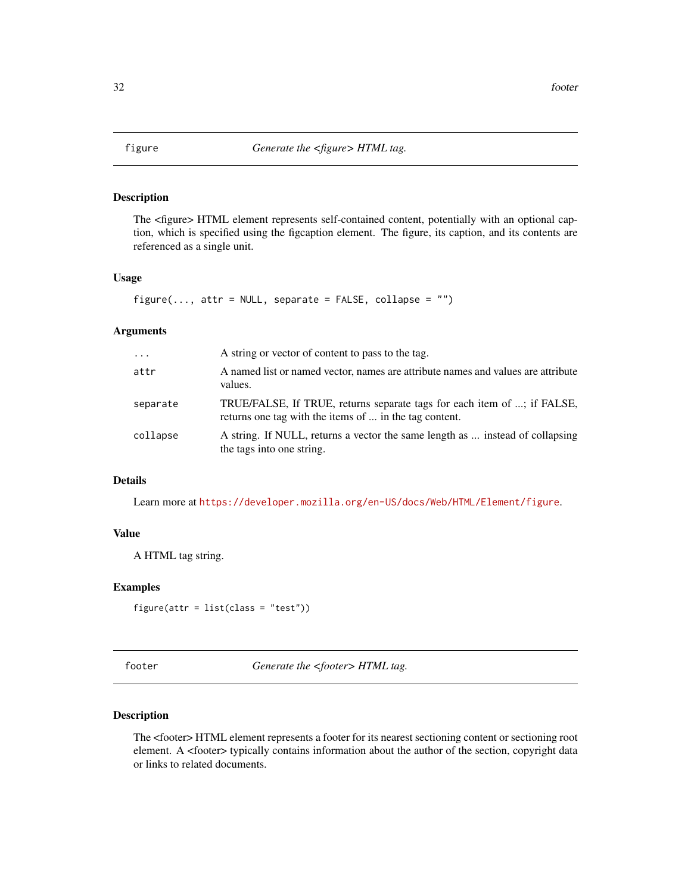## figure — *Generate the <figure> HTML tag.*

### Description

The <figure> HTML element represents self-contained content, potentially with an optional caption, which is specified using the figcaption element. The figure, its caption, and its contents are referenced as a single unit.

### Usage

```
figure(..., attr = NULL, separate = FALSE, collapse = "")
```

### Arguments

| | |
|---|---|
| `...` | A string or vector of content to pass to the tag. |
| `attr` | A named list or named vector, names are attribute names and values are attribute values. |
| `separate` | TRUE/FALSE, If TRUE, returns separate tags for each item of ...; if FALSE, returns one tag with the items of ... in the tag content. |
| `collapse` | A string. If NULL, returns a vector the same length as ... instead of collapsing the tags into one string. |

### Details

Learn more at https://developer.mozilla.org/en-US/docs/Web/HTML/Element/figure.

### Value

A HTML tag string.

### Examples

```
figure(attr = list(class = "test"))
```

## footer — *Generate the <footer> HTML tag.*

### Description

The <footer> HTML element represents a footer for its nearest sectioning content or sectioning root element. A <footer> typically contains information about the author of the section, copyright data or links to related documents.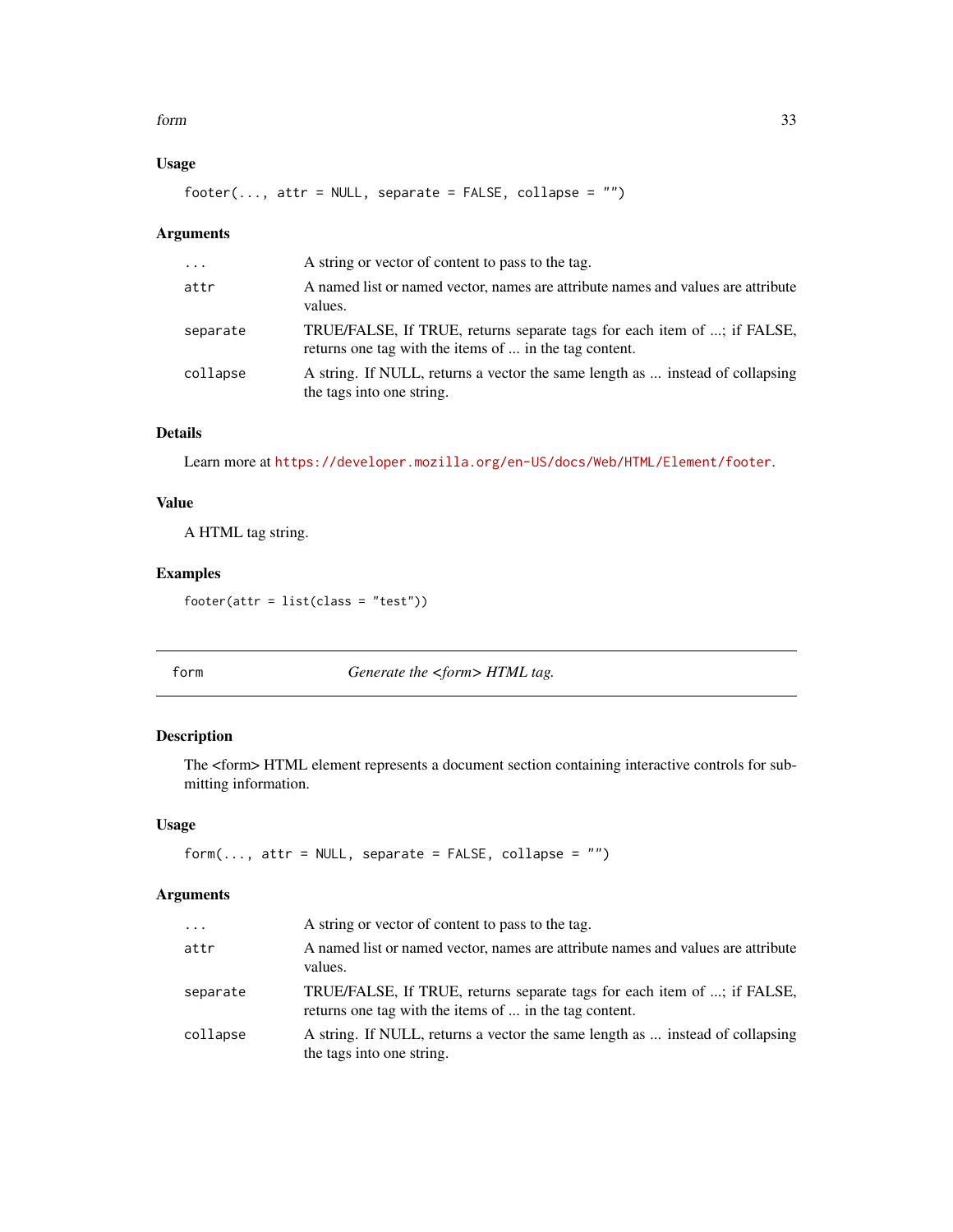### Usage

```
footer(..., attr = NULL, separate = FALSE, collapse = "")
```

### Arguments

| | |
|---|---|
| ... | A string or vector of content to pass to the tag. |
| attr | A named list or named vector, names are attribute names and values are attribute values. |
| separate | TRUE/FALSE, If TRUE, returns separate tags for each item of ...; if FALSE, returns one tag with the items of ... in the tag content. |
| collapse | A string. If NULL, returns a vector the same length as ... instead of collapsing the tags into one string. |

### Details

Learn more at https://developer.mozilla.org/en-US/docs/Web/HTML/Element/footer.

### Value

A HTML tag string.

### Examples

```
footer(attr = list(class = "test"))
```

---

## form — *Generate the <form> HTML tag.*

---

### Description

The <form> HTML element represents a document section containing interactive controls for submitting information.

### Usage

```
form(..., attr = NULL, separate = FALSE, collapse = "")
```

### Arguments

| | |
|---|---|
| ... | A string or vector of content to pass to the tag. |
| attr | A named list or named vector, names are attribute names and values are attribute values. |
| separate | TRUE/FALSE, If TRUE, returns separate tags for each item of ...; if FALSE, returns one tag with the items of ... in the tag content. |
| collapse | A string. If NULL, returns a vector the same length as ... instead of collapsing the tags into one string. |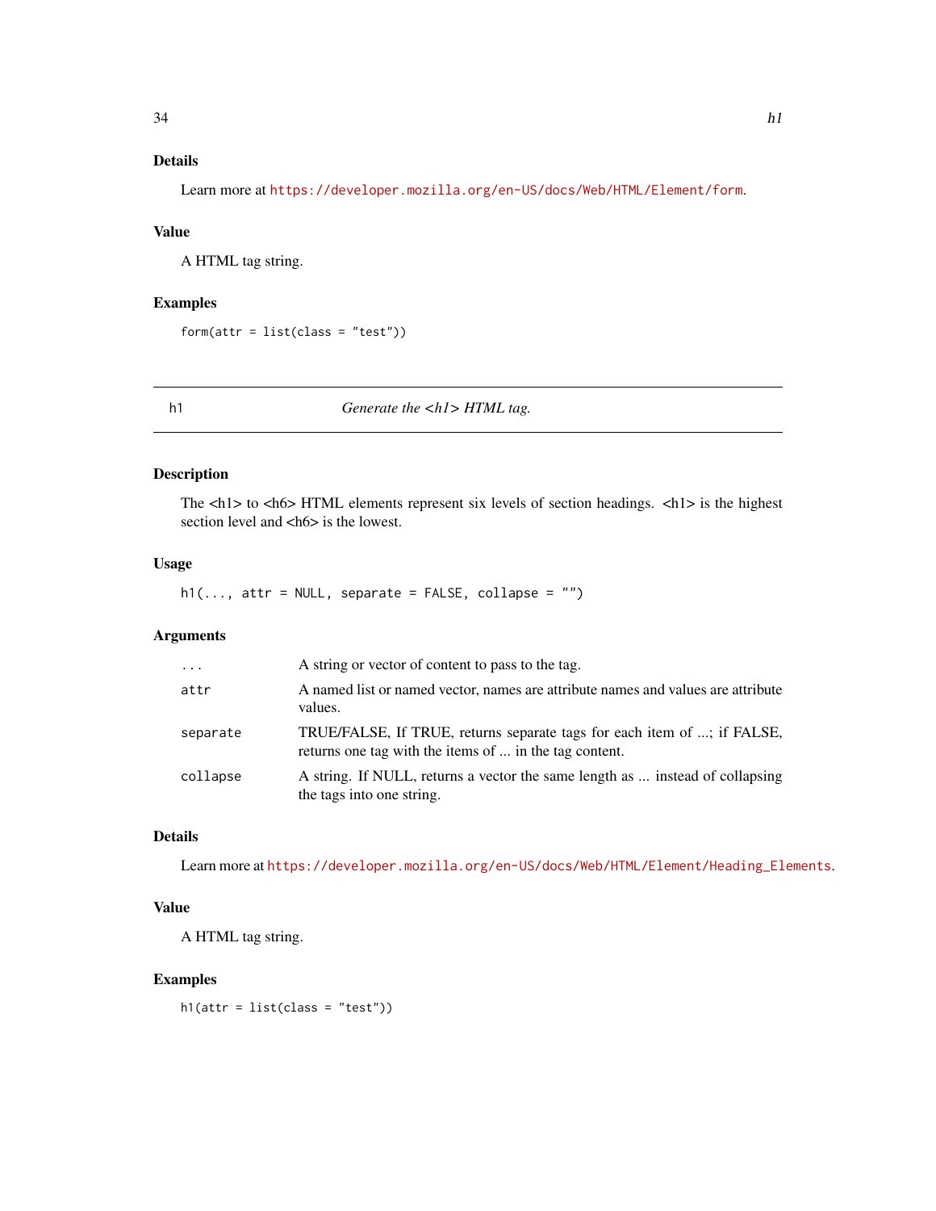### Details

Learn more at https://developer.mozilla.org/en-US/docs/Web/HTML/Element/form.

### Value

A HTML tag string.

### Examples

```
form(attr = list(class = "test"))
```

---

## h1 — *Generate the <h1> HTML tag.*

---

### Description

The <h1> to <h6> HTML elements represent six levels of section headings. <h1> is the highest section level and <h6> is the lowest.

### Usage

```
h1(..., attr = NULL, separate = FALSE, collapse = "")
```

### Arguments

| | |
|---|---|
| `...` | A string or vector of content to pass to the tag. |
| `attr` | A named list or named vector, names are attribute names and values are attribute values. |
| `separate` | TRUE/FALSE, If TRUE, returns separate tags for each item of ...; if FALSE, returns one tag with the items of ... in the tag content. |
| `collapse` | A string. If NULL, returns a vector the same length as ... instead of collapsing the tags into one string. |

### Details

Learn more at https://developer.mozilla.org/en-US/docs/Web/HTML/Element/Heading_Elements.

### Value

A HTML tag string.

### Examples

```
h1(attr = list(class = "test"))
```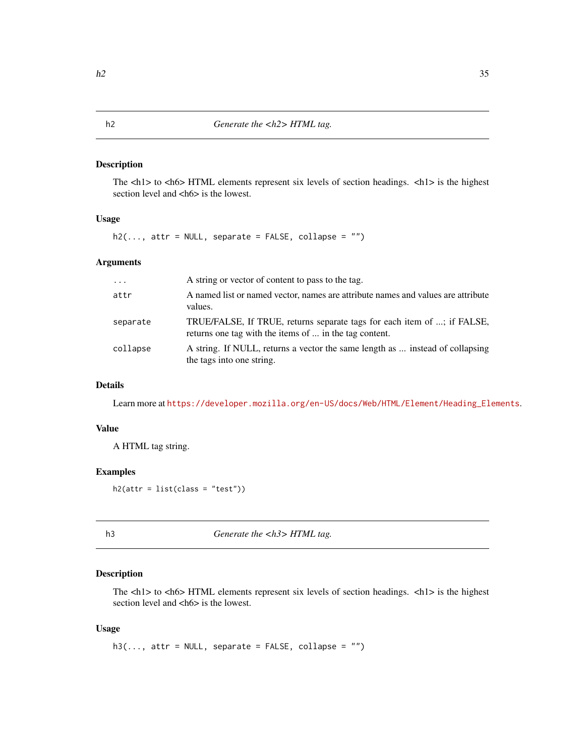## h2 — *Generate the <h2> HTML tag.*

### Description

The <h1> to <h6> HTML elements represent six levels of section headings. <h1> is the highest section level and <h6> is the lowest.

### Usage

```
h2(..., attr = NULL, separate = FALSE, collapse = "")
```

### Arguments

| | |
|---|---|
| `...` | A string or vector of content to pass to the tag. |
| `attr` | A named list or named vector, names are attribute names and values are attribute values. |
| `separate` | TRUE/FALSE, If TRUE, returns separate tags for each item of ...; if FALSE, returns one tag with the items of ... in the tag content. |
| `collapse` | A string. If NULL, returns a vector the same length as ... instead of collapsing the tags into one string. |

### Details

Learn more at https://developer.mozilla.org/en-US/docs/Web/HTML/Element/Heading_Elements.

### Value

A HTML tag string.

### Examples

```
h2(attr = list(class = "test"))
```

## h3 — *Generate the <h3> HTML tag.*

### Description

The <h1> to <h6> HTML elements represent six levels of section headings. <h1> is the highest section level and <h6> is the lowest.

### Usage

```
h3(..., attr = NULL, separate = FALSE, collapse = "")
```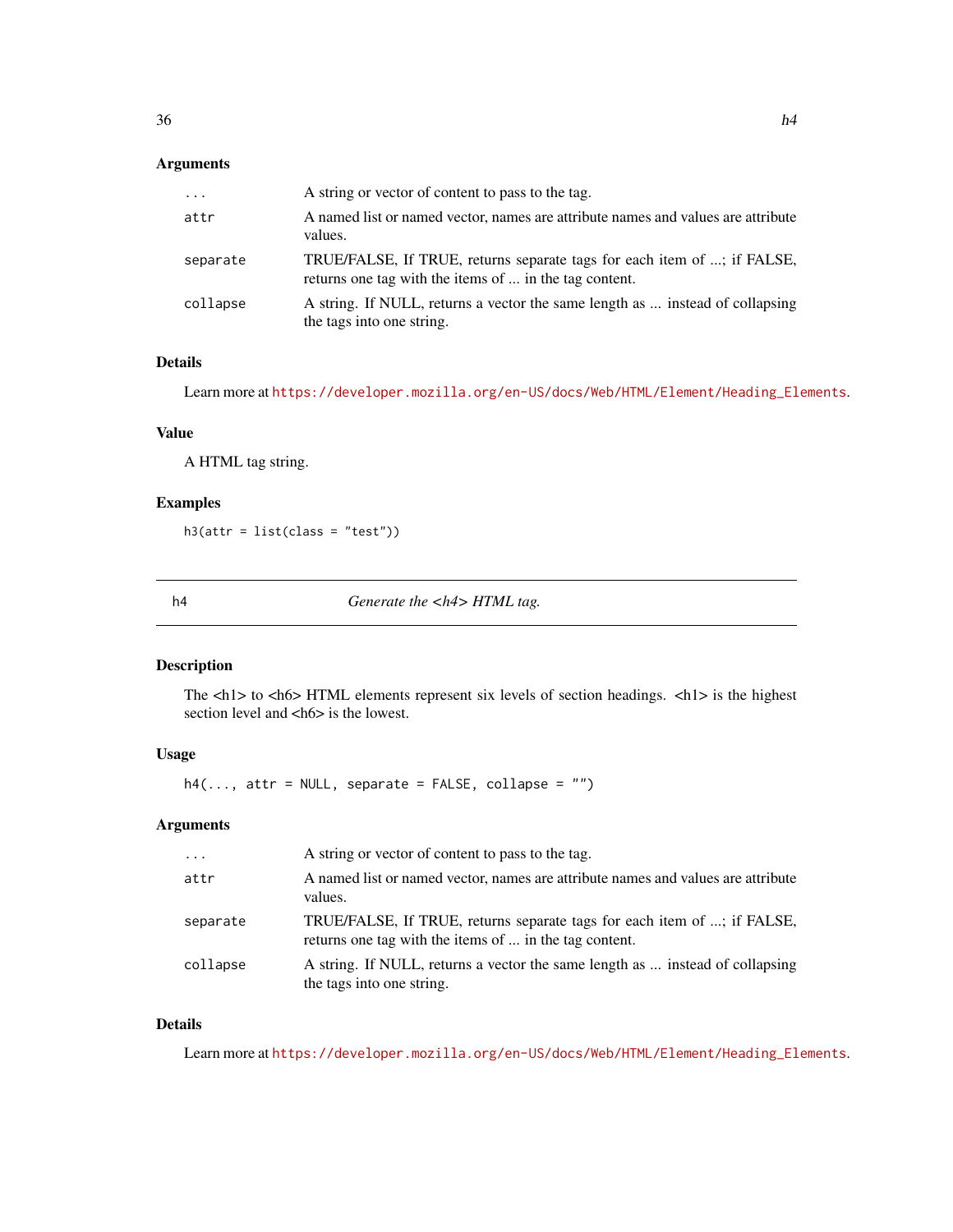### Arguments

| | |
|---|---|
| `...` | A string or vector of content to pass to the tag. |
| `attr` | A named list or named vector, names are attribute names and values are attribute values. |
| `separate` | TRUE/FALSE, If TRUE, returns separate tags for each item of ...; if FALSE, returns one tag with the items of ... in the tag content. |
| `collapse` | A string. If NULL, returns a vector the same length as ... instead of collapsing the tags into one string. |

### Details

Learn more at https://developer.mozilla.org/en-US/docs/Web/HTML/Element/Heading_Elements.

### Value

A HTML tag string.

### Examples

```
h3(attr = list(class = "test"))
```

---

## h4 — *Generate the <h4> HTML tag.*

---

### Description

The <h1> to <h6> HTML elements represent six levels of section headings. <h1> is the highest section level and <h6> is the lowest.

### Usage

```
h4(..., attr = NULL, separate = FALSE, collapse = "")
```

### Arguments

| | |
|---|---|
| `...` | A string or vector of content to pass to the tag. |
| `attr` | A named list or named vector, names are attribute names and values are attribute values. |
| `separate` | TRUE/FALSE, If TRUE, returns separate tags for each item of ...; if FALSE, returns one tag with the items of ... in the tag content. |
| `collapse` | A string. If NULL, returns a vector the same length as ... instead of collapsing the tags into one string. |

### Details

Learn more at https://developer.mozilla.org/en-US/docs/Web/HTML/Element/Heading_Elements.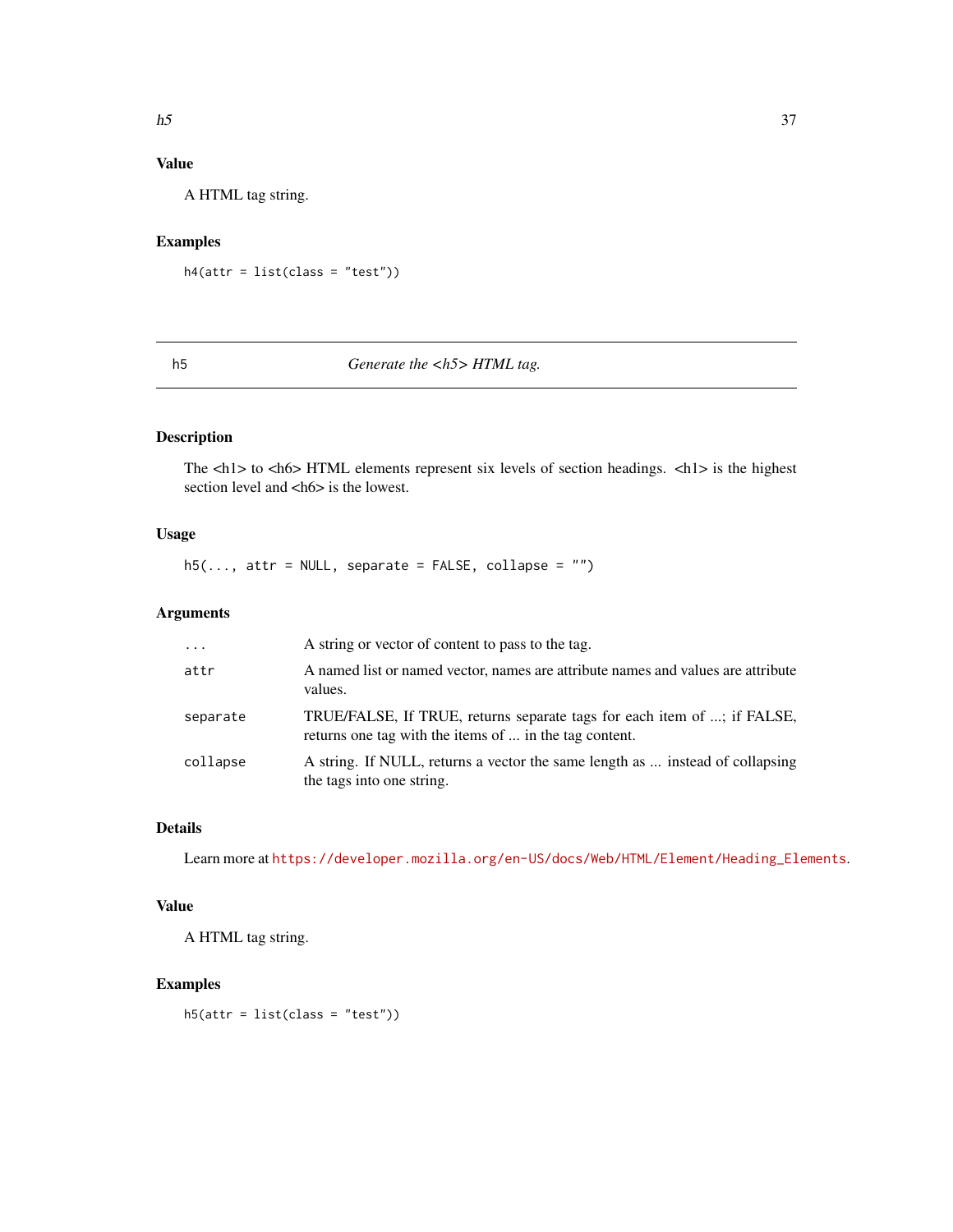### Value

A HTML tag string.

### Examples

```
h4(attr = list(class = "test"))
```

---

## h5 — *Generate the <h5> HTML tag.*

---

### Description

The <h1> to <h6> HTML elements represent six levels of section headings. <h1> is the highest section level and <h6> is the lowest.

### Usage

```
h5(..., attr = NULL, separate = FALSE, collapse = "")
```

### Arguments

| | |
|---|---|
| `...` | A string or vector of content to pass to the tag. |
| `attr` | A named list or named vector, names are attribute names and values are attribute values. |
| `separate` | TRUE/FALSE, If TRUE, returns separate tags for each item of ...; if FALSE, returns one tag with the items of ... in the tag content. |
| `collapse` | A string. If NULL, returns a vector the same length as ... instead of collapsing the tags into one string. |

### Details

Learn more at https://developer.mozilla.org/en-US/docs/Web/HTML/Element/Heading_Elements.

### Value

A HTML tag string.

### Examples

```
h5(attr = list(class = "test"))
```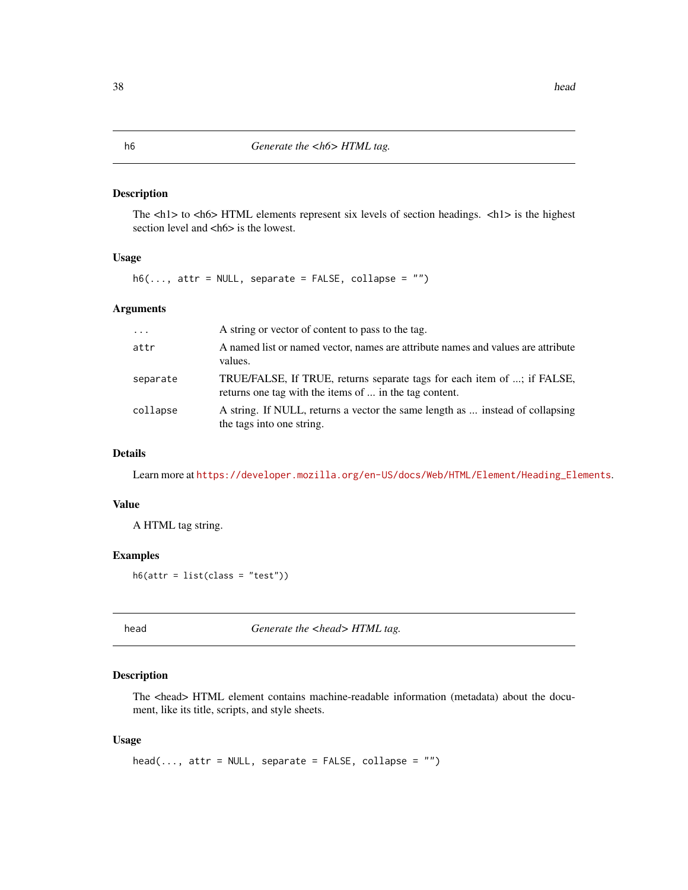## h6 — *Generate the <h6> HTML tag.*

### Description

The <h1> to <h6> HTML elements represent six levels of section headings. <h1> is the highest section level and <h6> is the lowest.

### Usage

```
h6(..., attr = NULL, separate = FALSE, collapse = "")
```

### Arguments

| | |
|---|---|
| `...` | A string or vector of content to pass to the tag. |
| `attr` | A named list or named vector, names are attribute names and values are attribute values. |
| `separate` | TRUE/FALSE, If TRUE, returns separate tags for each item of ...; if FALSE, returns one tag with the items of ... in the tag content. |
| `collapse` | A string. If NULL, returns a vector the same length as ... instead of collapsing the tags into one string. |

### Details

Learn more at https://developer.mozilla.org/en-US/docs/Web/HTML/Element/Heading_Elements.

### Value

A HTML tag string.

### Examples

```
h6(attr = list(class = "test"))
```

## head — *Generate the <head> HTML tag.*

### Description

The <head> HTML element contains machine-readable information (metadata) about the document, like its title, scripts, and style sheets.

### Usage

```
head(..., attr = NULL, separate = FALSE, collapse = "")
```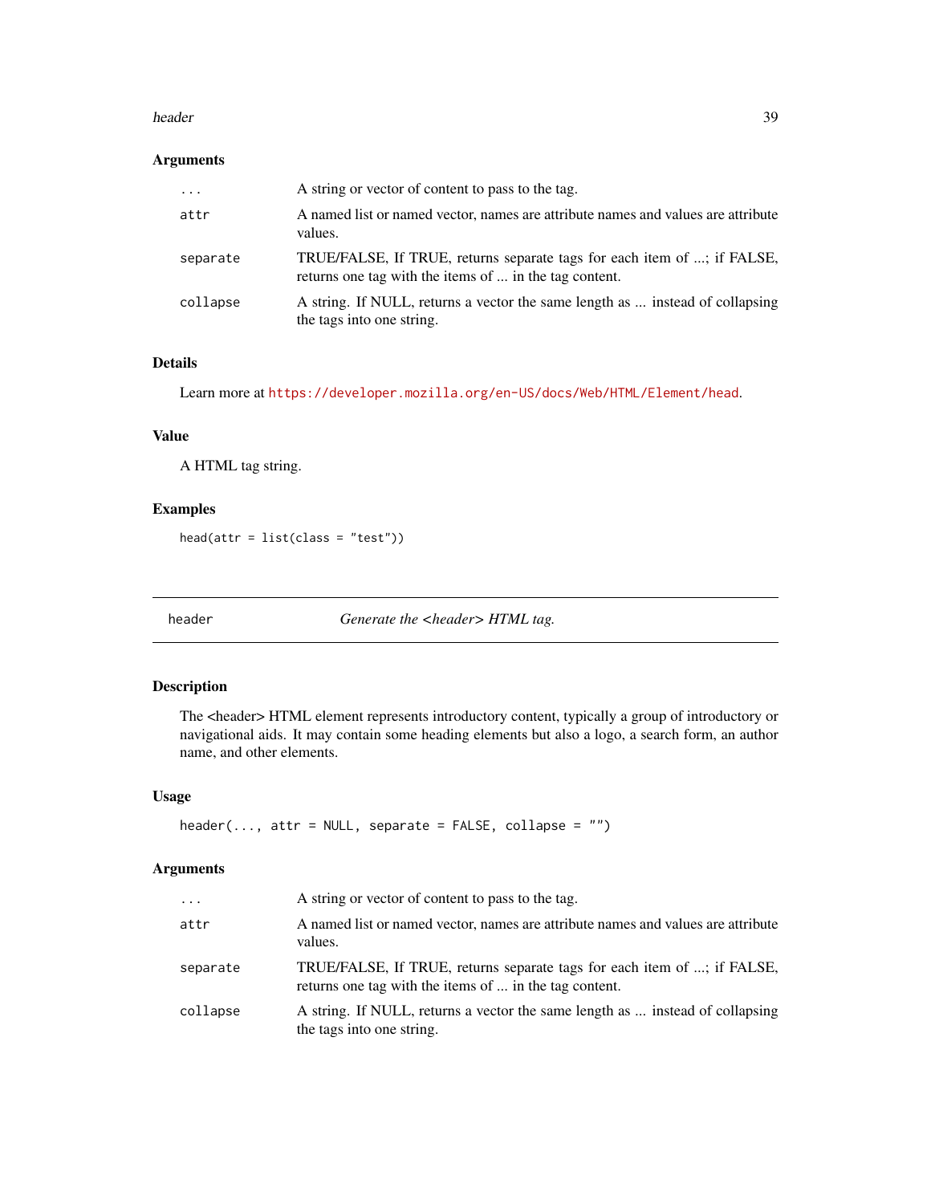### Arguments

| | |
|---|---|
| `...` | A string or vector of content to pass to the tag. |
| `attr` | A named list or named vector, names are attribute names and values are attribute values. |
| `separate` | TRUE/FALSE, If TRUE, returns separate tags for each item of ...; if FALSE, returns one tag with the items of ... in the tag content. |
| `collapse` | A string. If NULL, returns a vector the same length as ... instead of collapsing the tags into one string. |

### Details

Learn more at https://developer.mozilla.org/en-US/docs/Web/HTML/Element/head.

### Value

A HTML tag string.

### Examples

```
head(attr = list(class = "test"))
```

---

## header — *Generate the <header> HTML tag.*

---

### Description

The <header> HTML element represents introductory content, typically a group of introductory or navigational aids. It may contain some heading elements but also a logo, a search form, an author name, and other elements.

### Usage

```
header(..., attr = NULL, separate = FALSE, collapse = "")
```

### Arguments

| | |
|---|---|
| `...` | A string or vector of content to pass to the tag. |
| `attr` | A named list or named vector, names are attribute names and values are attribute values. |
| `separate` | TRUE/FALSE, If TRUE, returns separate tags for each item of ...; if FALSE, returns one tag with the items of ... in the tag content. |
| `collapse` | A string. If NULL, returns a vector the same length as ... instead of collapsing the tags into one string. |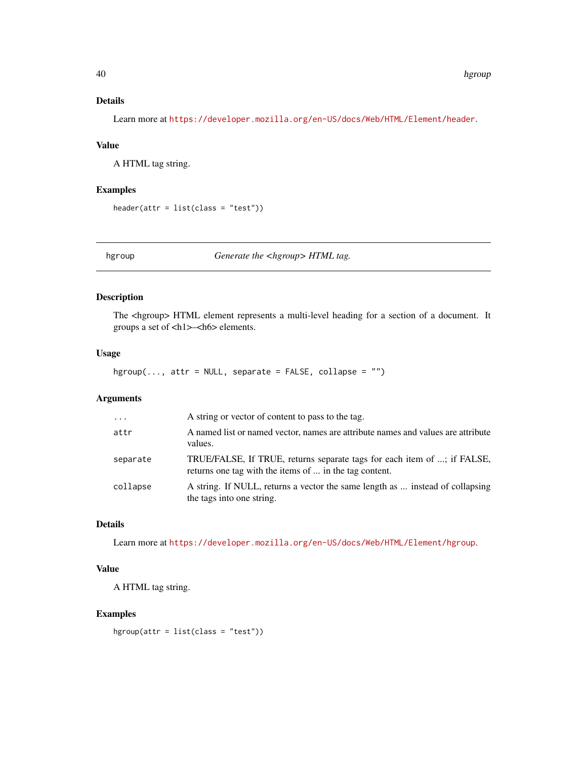### Details

Learn more at https://developer.mozilla.org/en-US/docs/Web/HTML/Element/header.

### Value

A HTML tag string.

### Examples

```
header(attr = list(class = "test"))
```

---

## hgroup — *Generate the <hgroup> HTML tag.*

---

### Description

The <hgroup> HTML element represents a multi-level heading for a section of a document. It groups a set of <h1>–<h6> elements.

### Usage

```
hgroup(..., attr = NULL, separate = FALSE, collapse = "")
```

### Arguments

| | |
|---|---|
| `...` | A string or vector of content to pass to the tag. |
| `attr` | A named list or named vector, names are attribute names and values are attribute values. |
| `separate` | TRUE/FALSE, If TRUE, returns separate tags for each item of ...; if FALSE, returns one tag with the items of ... in the tag content. |
| `collapse` | A string. If NULL, returns a vector the same length as ... instead of collapsing the tags into one string. |

### Details

Learn more at https://developer.mozilla.org/en-US/docs/Web/HTML/Element/hgroup.

### Value

A HTML tag string.

### Examples

```
hgroup(attr = list(class = "test"))
```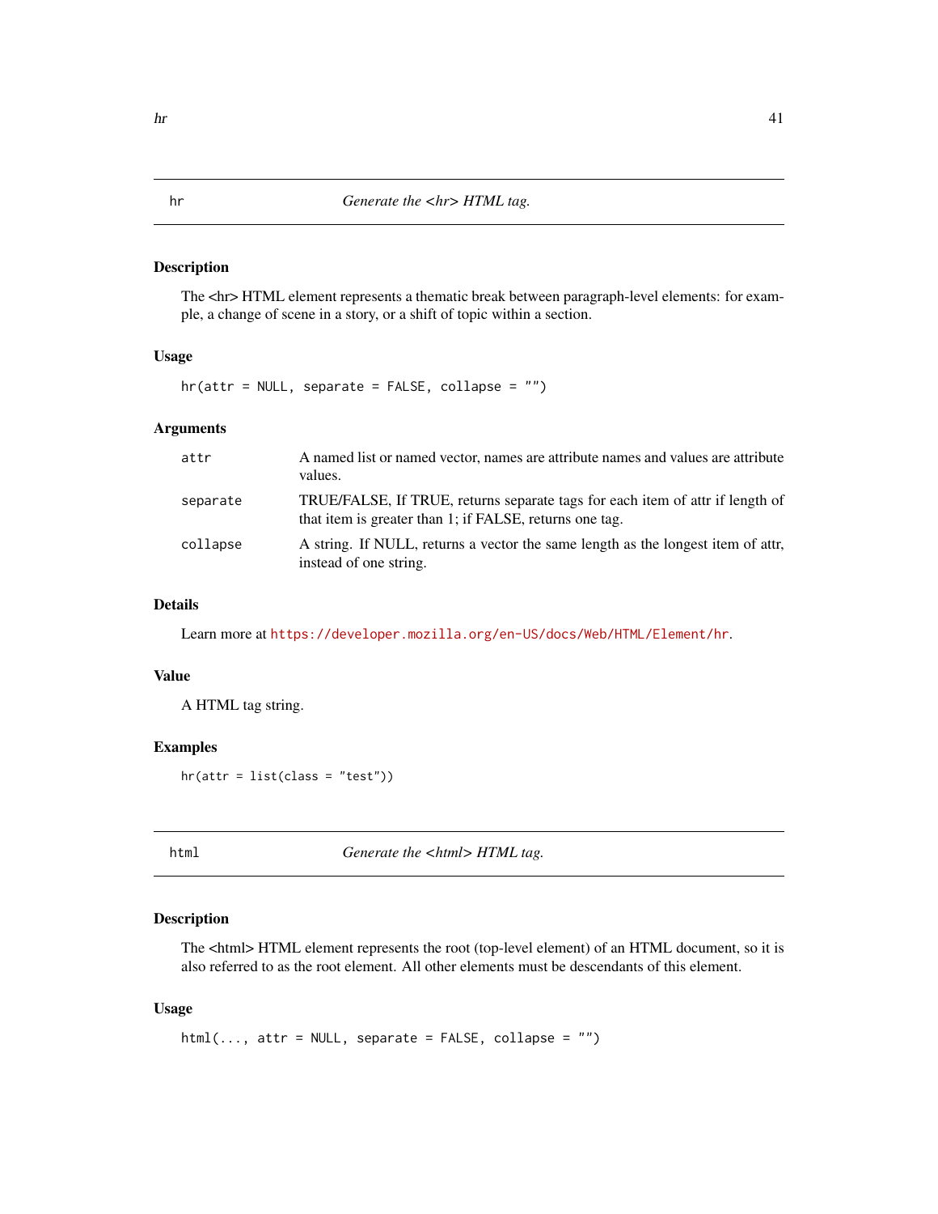## hr — *Generate the <hr> HTML tag.*

### Description

The <hr> HTML element represents a thematic break between paragraph-level elements: for example, a change of scene in a story, or a shift of topic within a section.

### Usage

```
hr(attr = NULL, separate = FALSE, collapse = "")
```

### Arguments

| | |
|---|---|
| attr | A named list or named vector, names are attribute names and values are attribute values. |
| separate | TRUE/FALSE, If TRUE, returns separate tags for each item of attr if length of that item is greater than 1; if FALSE, returns one tag. |
| collapse | A string. If NULL, returns a vector the same length as the longest item of attr, instead of one string. |

### Details

Learn more at https://developer.mozilla.org/en-US/docs/Web/HTML/Element/hr.

### Value

A HTML tag string.

### Examples

```
hr(attr = list(class = "test"))
```

## html — *Generate the <html> HTML tag.*

### Description

The <html> HTML element represents the root (top-level element) of an HTML document, so it is also referred to as the root element. All other elements must be descendants of this element.

### Usage

```
html(..., attr = NULL, separate = FALSE, collapse = "")
```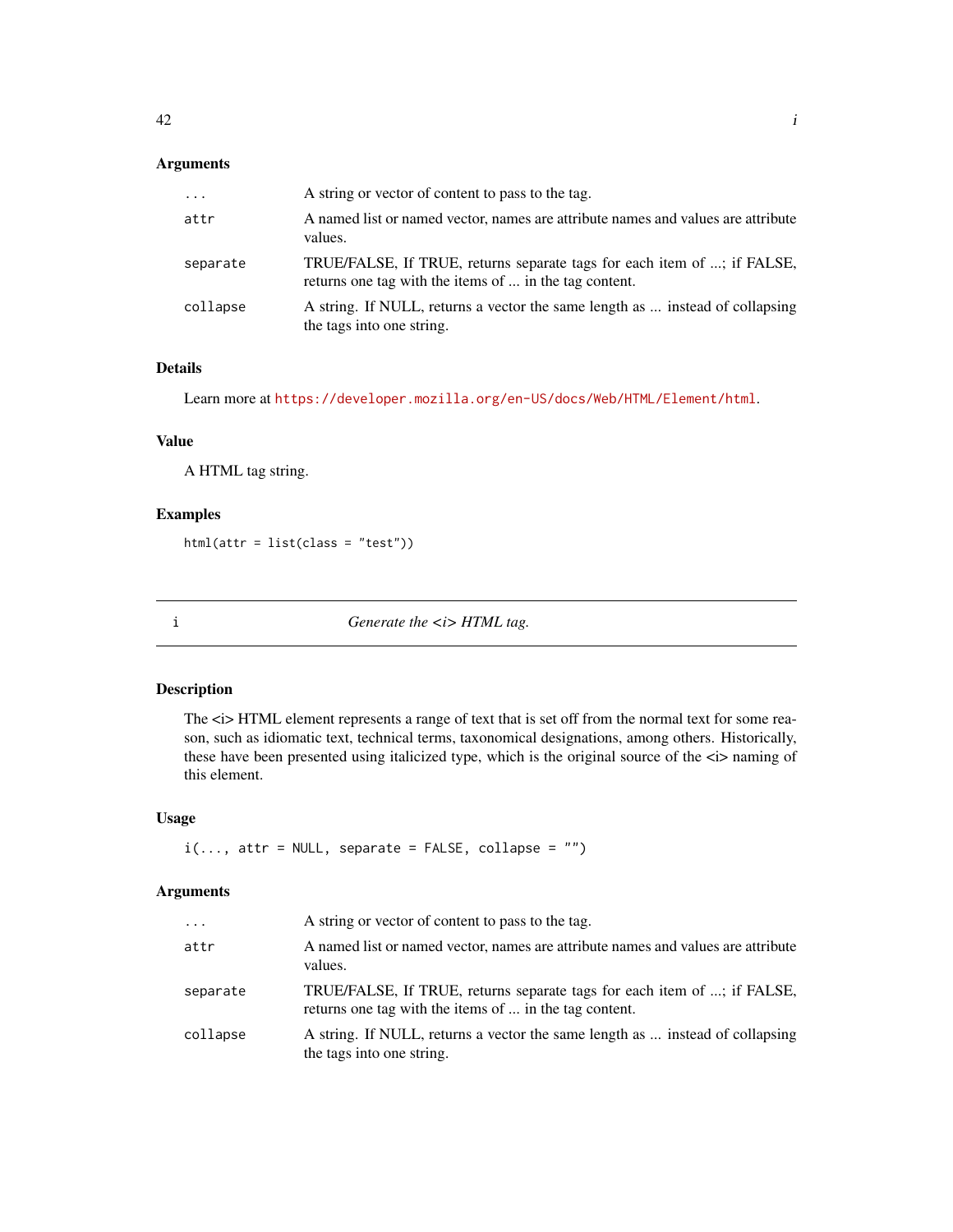### Arguments

| | |
|---|---|
| `...` | A string or vector of content to pass to the tag. |
| `attr` | A named list or named vector, names are attribute names and values are attribute values. |
| `separate` | TRUE/FALSE, If TRUE, returns separate tags for each item of ...; if FALSE, returns one tag with the items of ... in the tag content. |
| `collapse` | A string. If NULL, returns a vector the same length as ... instead of collapsing the tags into one string. |

### Details

Learn more at https://developer.mozilla.org/en-US/docs/Web/HTML/Element/html.

### Value

A HTML tag string.

### Examples

```
html(attr = list(class = "test"))
```

---

## i — *Generate the <i> HTML tag.*

---

### Description

The <i> HTML element represents a range of text that is set off from the normal text for some reason, such as idiomatic text, technical terms, taxonomical designations, among others. Historically, these have been presented using italicized type, which is the original source of the <i> naming of this element.

### Usage

```
i(..., attr = NULL, separate = FALSE, collapse = "")
```

### Arguments

| | |
|---|---|
| `...` | A string or vector of content to pass to the tag. |
| `attr` | A named list or named vector, names are attribute names and values are attribute values. |
| `separate` | TRUE/FALSE, If TRUE, returns separate tags for each item of ...; if FALSE, returns one tag with the items of ... in the tag content. |
| `collapse` | A string. If NULL, returns a vector the same length as ... instead of collapsing the tags into one string. |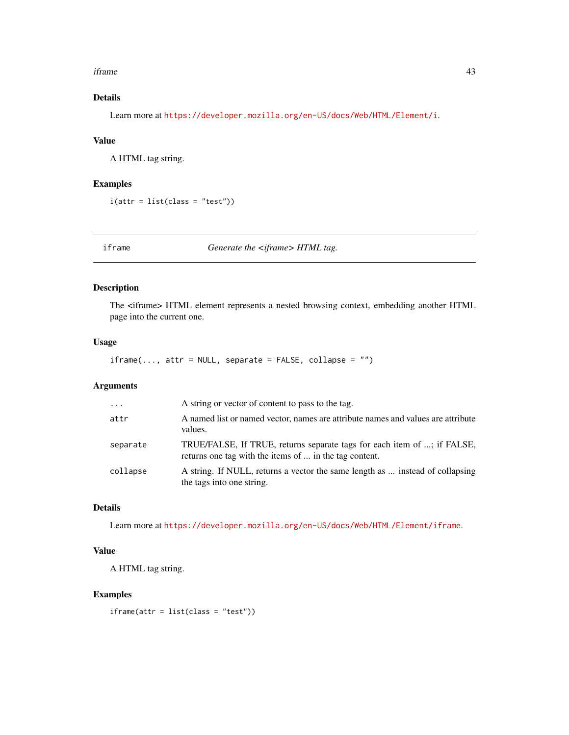### Details

Learn more at https://developer.mozilla.org/en-US/docs/Web/HTML/Element/i.

### Value

A HTML tag string.

### Examples

```
i(attr = list(class = "test"))
```

---

## iframe — *Generate the <iframe> HTML tag.*

### Description

The <iframe> HTML element represents a nested browsing context, embedding another HTML page into the current one.

### Usage

```
iframe(..., attr = NULL, separate = FALSE, collapse = "")
```

### Arguments

| | |
|---|---|
| `...` | A string or vector of content to pass to the tag. |
| `attr` | A named list or named vector, names are attribute names and values are attribute values. |
| `separate` | TRUE/FALSE, If TRUE, returns separate tags for each item of ...; if FALSE, returns one tag with the items of ... in the tag content. |
| `collapse` | A string. If NULL, returns a vector the same length as ... instead of collapsing the tags into one string. |

### Details

Learn more at https://developer.mozilla.org/en-US/docs/Web/HTML/Element/iframe.

### Value

A HTML tag string.

### Examples

```
iframe(attr = list(class = "test"))
```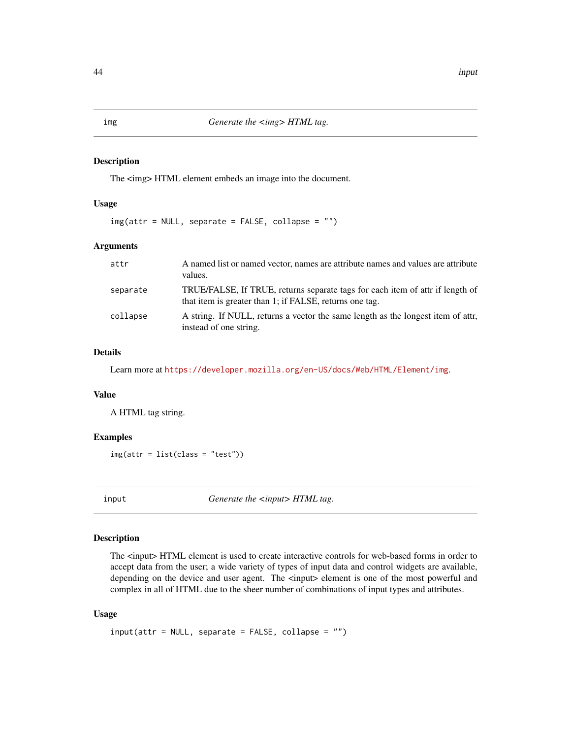## img — *Generate the <img> HTML tag.*

### Description

The <img> HTML element embeds an image into the document.

### Usage

```
img(attr = NULL, separate = FALSE, collapse = "")
```

### Arguments

| | |
|---|---|
| attr | A named list or named vector, names are attribute names and values are attribute values. |
| separate | TRUE/FALSE, If TRUE, returns separate tags for each item of attr if length of that item is greater than 1; if FALSE, returns one tag. |
| collapse | A string. If NULL, returns a vector the same length as the longest item of attr, instead of one string. |

### Details

Learn more at https://developer.mozilla.org/en-US/docs/Web/HTML/Element/img.

### Value

A HTML tag string.

### Examples

```
img(attr = list(class = "test"))
```

## input — *Generate the <input> HTML tag.*

### Description

The <input> HTML element is used to create interactive controls for web-based forms in order to accept data from the user; a wide variety of types of input data and control widgets are available, depending on the device and user agent. The <input> element is one of the most powerful and complex in all of HTML due to the sheer number of combinations of input types and attributes.

### Usage

```
input(attr = NULL, separate = FALSE, collapse = "")
```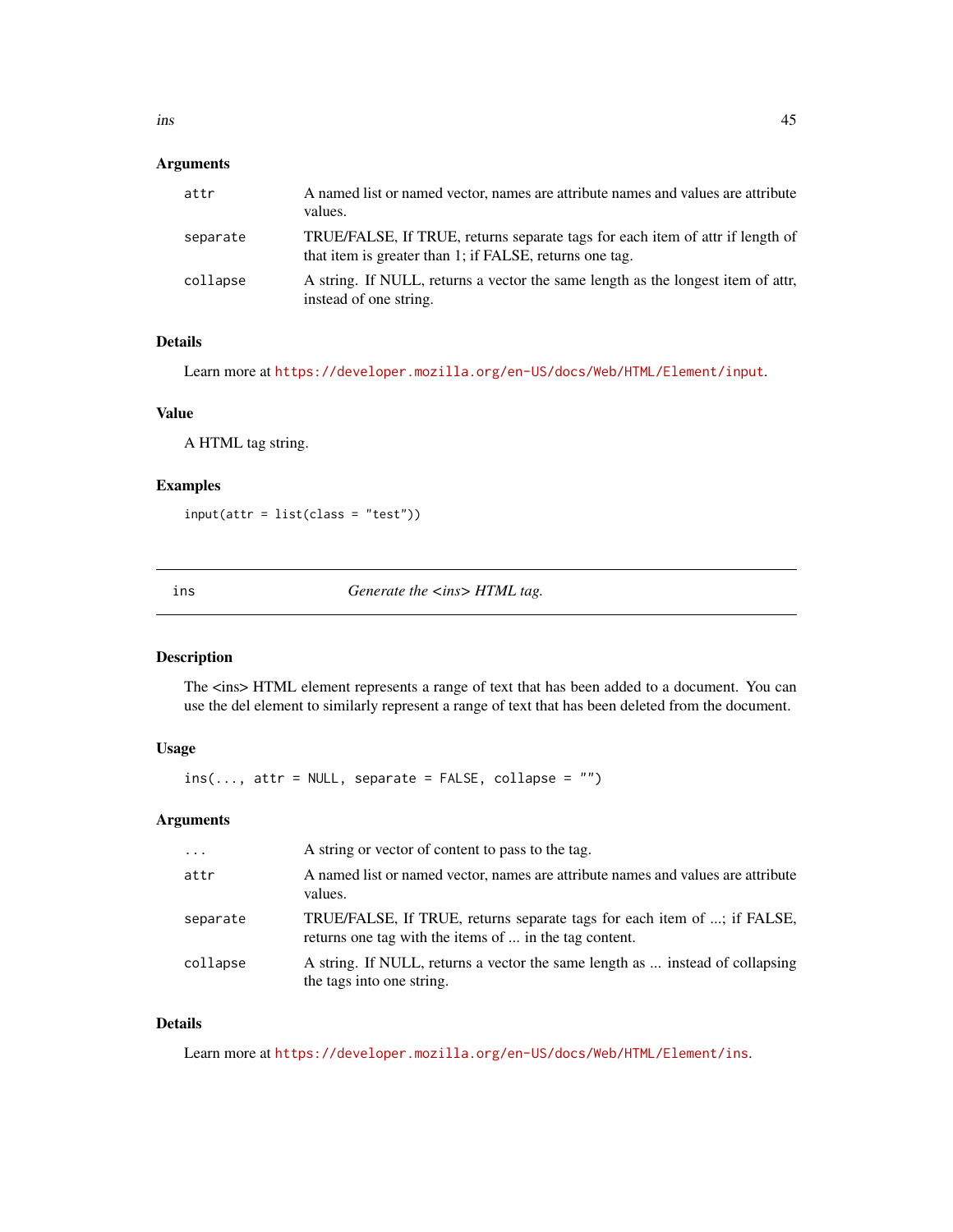### Arguments

| | |
|---|---|
| attr | A named list or named vector, names are attribute names and values are attribute values. |
| separate | TRUE/FALSE, If TRUE, returns separate tags for each item of attr if length of that item is greater than 1; if FALSE, returns one tag. |
| collapse | A string. If NULL, returns a vector the same length as the longest item of attr, instead of one string. |

### Details

Learn more at https://developer.mozilla.org/en-US/docs/Web/HTML/Element/input.

### Value

A HTML tag string.

### Examples

```
input(attr = list(class = "test"))
```

---

## ins — *Generate the <ins> HTML tag.*

---

### Description

The <ins> HTML element represents a range of text that has been added to a document. You can use the del element to similarly represent a range of text that has been deleted from the document.

### Usage

```
ins(..., attr = NULL, separate = FALSE, collapse = "")
```

### Arguments

| | |
|---|---|
| ... | A string or vector of content to pass to the tag. |
| attr | A named list or named vector, names are attribute names and values are attribute values. |
| separate | TRUE/FALSE, If TRUE, returns separate tags for each item of ...; if FALSE, returns one tag with the items of ... in the tag content. |
| collapse | A string. If NULL, returns a vector the same length as ... instead of collapsing the tags into one string. |

### Details

Learn more at https://developer.mozilla.org/en-US/docs/Web/HTML/Element/ins.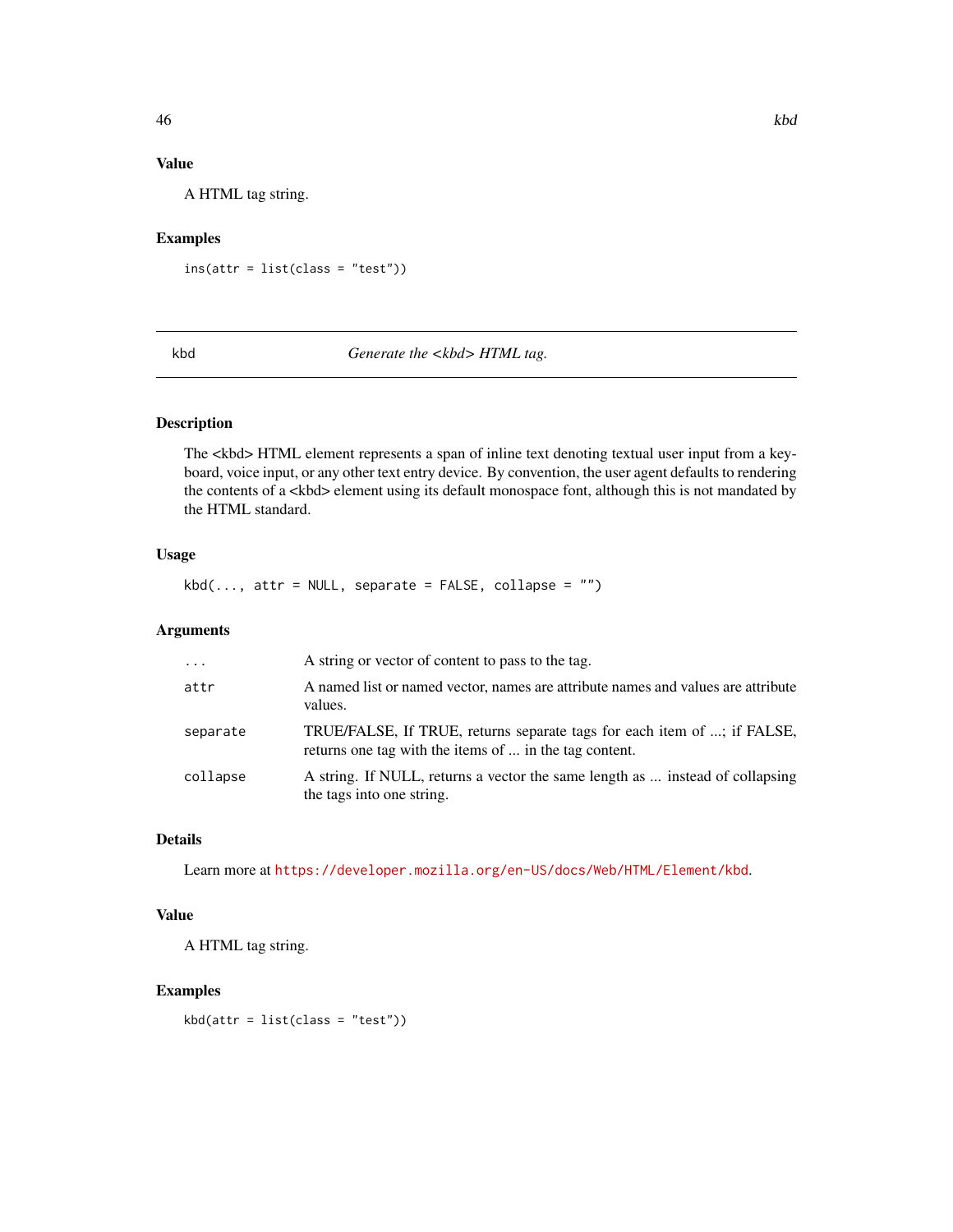### Value

A HTML tag string.

### Examples

```
ins(attr = list(class = "test"))
```

---

## kbd — *Generate the <kbd> HTML tag.*

---

### Description

The <kbd> HTML element represents a span of inline text denoting textual user input from a keyboard, voice input, or any other text entry device. By convention, the user agent defaults to rendering the contents of a <kbd> element using its default monospace font, although this is not mandated by the HTML standard.

### Usage

```
kbd(..., attr = NULL, separate = FALSE, collapse = "")
```

### Arguments

| | |
|---|---|
| `...` | A string or vector of content to pass to the tag. |
| `attr` | A named list or named vector, names are attribute names and values are attribute values. |
| `separate` | TRUE/FALSE, If TRUE, returns separate tags for each item of ...; if FALSE, returns one tag with the items of ... in the tag content. |
| `collapse` | A string. If NULL, returns a vector the same length as ... instead of collapsing the tags into one string. |

### Details

Learn more at https://developer.mozilla.org/en-US/docs/Web/HTML/Element/kbd.

### Value

A HTML tag string.

### Examples

```
kbd(attr = list(class = "test"))
```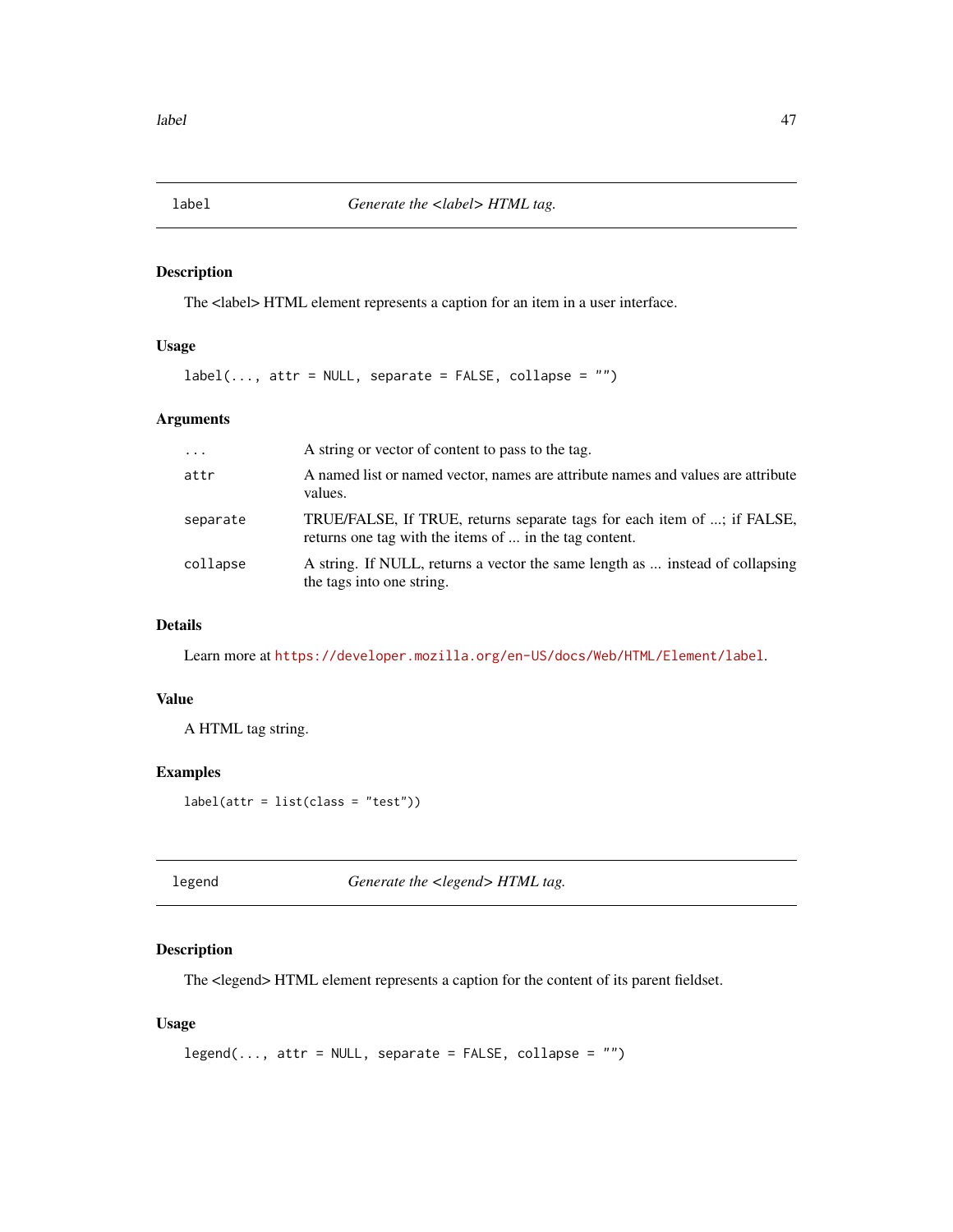## label — *Generate the <label> HTML tag.*

### Description

The <label> HTML element represents a caption for an item in a user interface.

### Usage

```
label(..., attr = NULL, separate = FALSE, collapse = "")
```

### Arguments

| | |
|---|---|
| `...` | A string or vector of content to pass to the tag. |
| `attr` | A named list or named vector, names are attribute names and values are attribute values. |
| `separate` | TRUE/FALSE, If TRUE, returns separate tags for each item of ...; if FALSE, returns one tag with the items of ... in the tag content. |
| `collapse` | A string. If NULL, returns a vector the same length as ... instead of collapsing the tags into one string. |

### Details

Learn more at https://developer.mozilla.org/en-US/docs/Web/HTML/Element/label.

### Value

A HTML tag string.

### Examples

```
label(attr = list(class = "test"))
```

## legend — *Generate the <legend> HTML tag.*

### Description

The <legend> HTML element represents a caption for the content of its parent fieldset.

### Usage

```
legend(..., attr = NULL, separate = FALSE, collapse = "")
```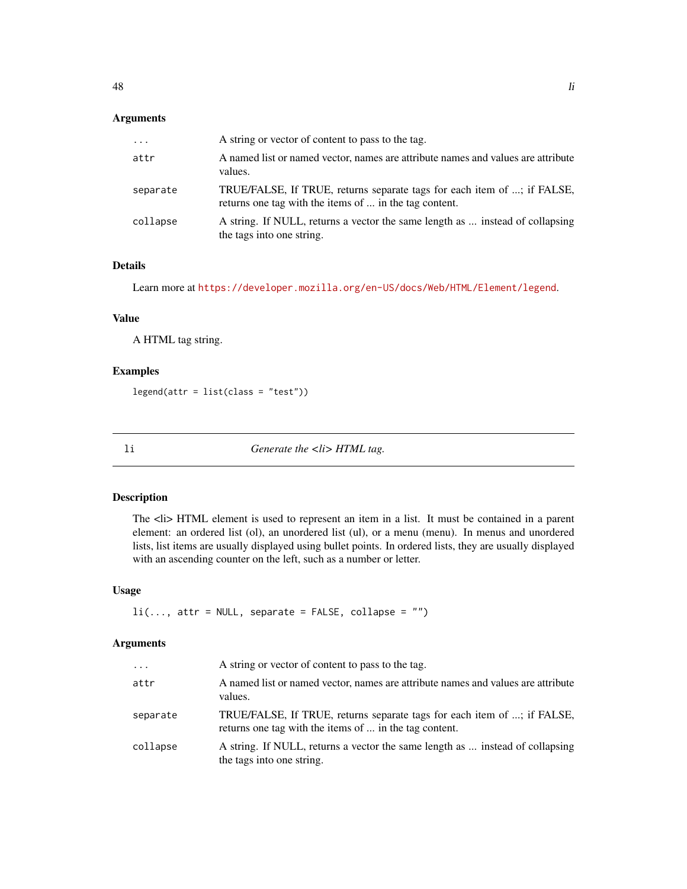### Arguments

| | |
|---|---|
| ... | A string or vector of content to pass to the tag. |
| attr | A named list or named vector, names are attribute names and values are attribute values. |
| separate | TRUE/FALSE, If TRUE, returns separate tags for each item of ...; if FALSE, returns one tag with the items of ... in the tag content. |
| collapse | A string. If NULL, returns a vector the same length as ... instead of collapsing the tags into one string. |

### Details

Learn more at https://developer.mozilla.org/en-US/docs/Web/HTML/Element/legend.

### Value

A HTML tag string.

### Examples

```
legend(attr = list(class = "test"))
```

---

## li    *Generate the <li> HTML tag.*

---

### Description

The <li> HTML element is used to represent an item in a list. It must be contained in a parent element: an ordered list (ol), an unordered list (ul), or a menu (menu). In menus and unordered lists, list items are usually displayed using bullet points. In ordered lists, they are usually displayed with an ascending counter on the left, such as a number or letter.

### Usage

```
li(..., attr = NULL, separate = FALSE, collapse = "")
```

### Arguments

| | |
|---|---|
| ... | A string or vector of content to pass to the tag. |
| attr | A named list or named vector, names are attribute names and values are attribute values. |
| separate | TRUE/FALSE, If TRUE, returns separate tags for each item of ...; if FALSE, returns one tag with the items of ... in the tag content. |
| collapse | A string. If NULL, returns a vector the same length as ... instead of collapsing the tags into one string. |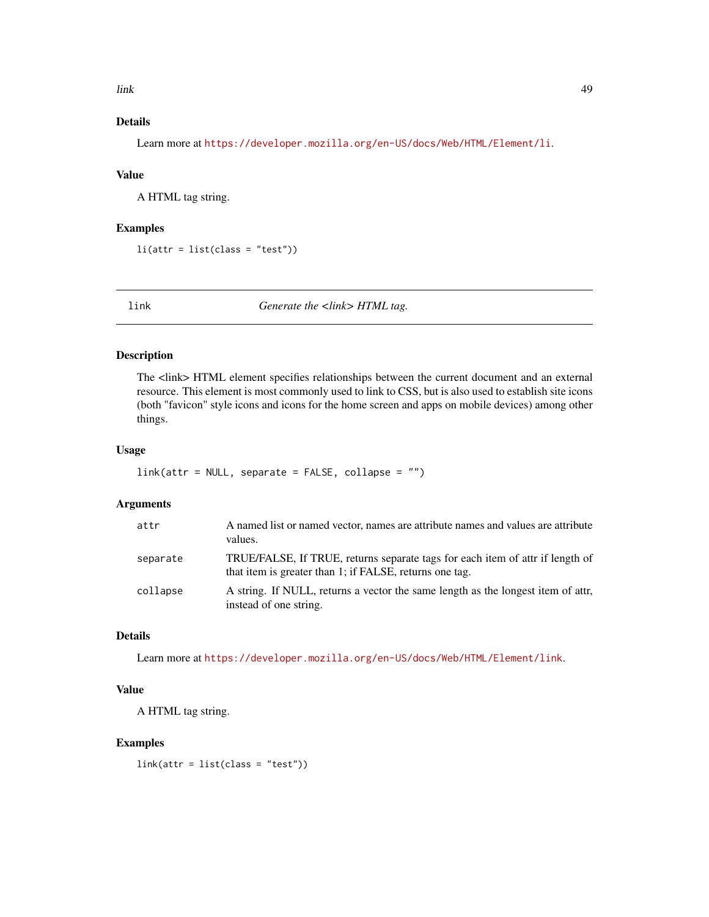### Details

Learn more at https://developer.mozilla.org/en-US/docs/Web/HTML/Element/li.

### Value

A HTML tag string.

### Examples

```
li(attr = list(class = "test"))
```

---

## link — *Generate the <link> HTML tag.*

### Description

The <link> HTML element specifies relationships between the current document and an external resource. This element is most commonly used to link to CSS, but is also used to establish site icons (both "favicon" style icons and icons for the home screen and apps on mobile devices) among other things.

### Usage

```
link(attr = NULL, separate = FALSE, collapse = "")
```

### Arguments

| | |
|---|---|
| attr | A named list or named vector, names are attribute names and values are attribute values. |
| separate | TRUE/FALSE, If TRUE, returns separate tags for each item of attr if length of that item is greater than 1; if FALSE, returns one tag. |
| collapse | A string. If NULL, returns a vector the same length as the longest item of attr, instead of one string. |

### Details

Learn more at https://developer.mozilla.org/en-US/docs/Web/HTML/Element/link.

### Value

A HTML tag string.

### Examples

```
link(attr = list(class = "test"))
```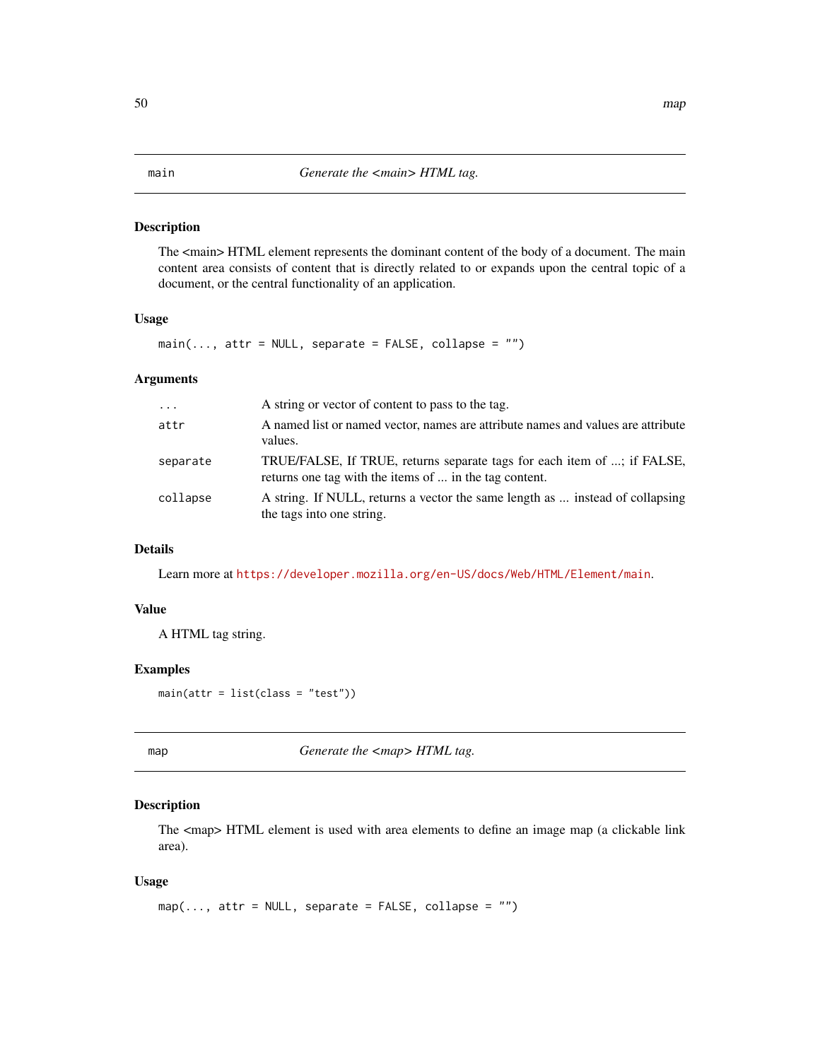## main — *Generate the <main> HTML tag.*

### Description

The <main> HTML element represents the dominant content of the body of a document. The main content area consists of content that is directly related to or expands upon the central topic of a document, or the central functionality of an application.

### Usage

```
main(..., attr = NULL, separate = FALSE, collapse = "")
```

### Arguments

| | |
|---|---|
| `...` | A string or vector of content to pass to the tag. |
| `attr` | A named list or named vector, names are attribute names and values are attribute values. |
| `separate` | TRUE/FALSE, If TRUE, returns separate tags for each item of ...; if FALSE, returns one tag with the items of ... in the tag content. |
| `collapse` | A string. If NULL, returns a vector the same length as ... instead of collapsing the tags into one string. |

### Details

Learn more at https://developer.mozilla.org/en-US/docs/Web/HTML/Element/main.

### Value

A HTML tag string.

### Examples

```
main(attr = list(class = "test"))
```

## map — *Generate the <map> HTML tag.*

### Description

The <map> HTML element is used with area elements to define an image map (a clickable link area).

### Usage

```
map(..., attr = NULL, separate = FALSE, collapse = "")
```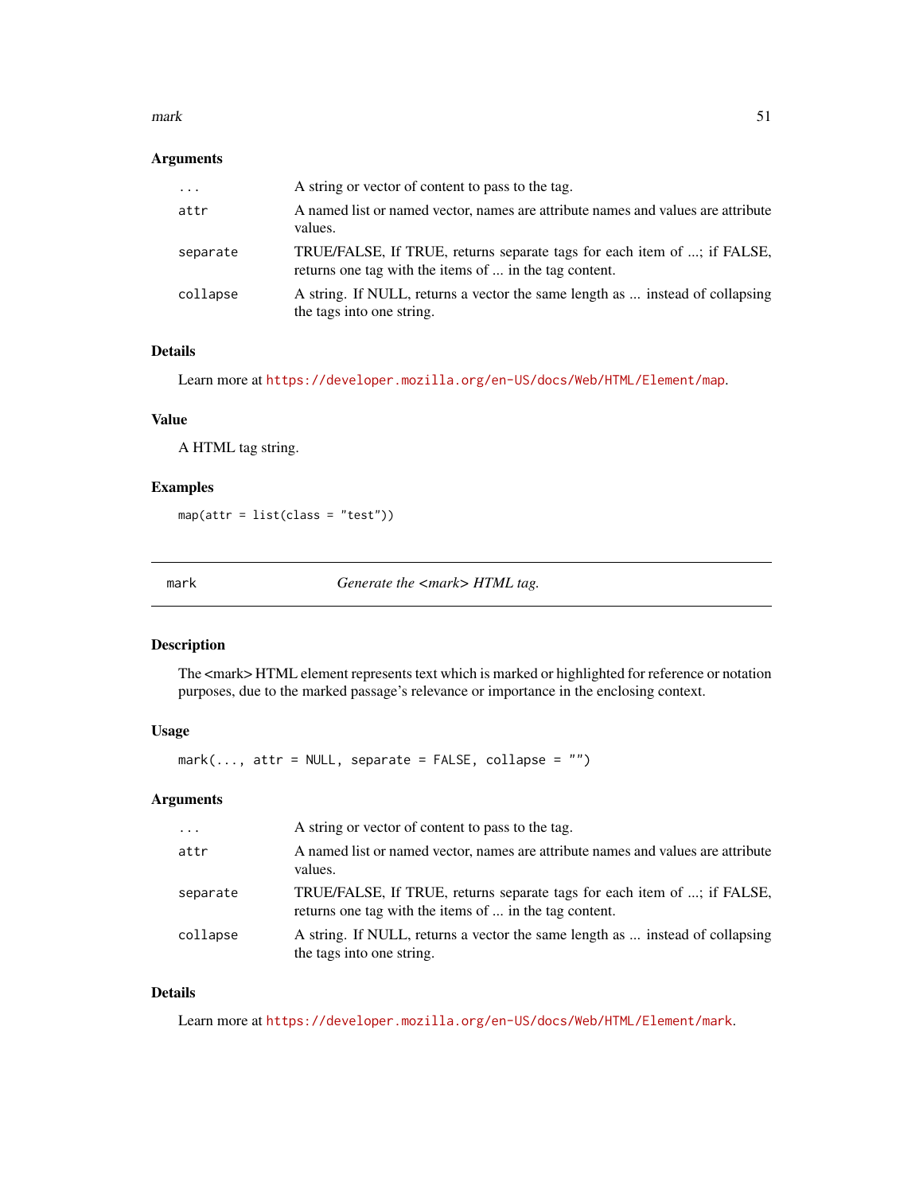### Arguments

| | |
|---|---|
| ... | A string or vector of content to pass to the tag. |
| attr | A named list or named vector, names are attribute names and values are attribute values. |
| separate | TRUE/FALSE, If TRUE, returns separate tags for each item of ...; if FALSE, returns one tag with the items of ... in the tag content. |
| collapse | A string. If NULL, returns a vector the same length as ... instead of collapsing the tags into one string. |

### Details

Learn more at https://developer.mozilla.org/en-US/docs/Web/HTML/Element/map.

### Value

A HTML tag string.

### Examples

```
map(attr = list(class = "test"))
```

---

## mark — *Generate the <mark> HTML tag.*

---

### Description

The <mark> HTML element represents text which is marked or highlighted for reference or notation purposes, due to the marked passage's relevance or importance in the enclosing context.

### Usage

```
mark(..., attr = NULL, separate = FALSE, collapse = "")
```

### Arguments

| | |
|---|---|
| ... | A string or vector of content to pass to the tag. |
| attr | A named list or named vector, names are attribute names and values are attribute values. |
| separate | TRUE/FALSE, If TRUE, returns separate tags for each item of ...; if FALSE, returns one tag with the items of ... in the tag content. |
| collapse | A string. If NULL, returns a vector the same length as ... instead of collapsing the tags into one string. |

### Details

Learn more at https://developer.mozilla.org/en-US/docs/Web/HTML/Element/mark.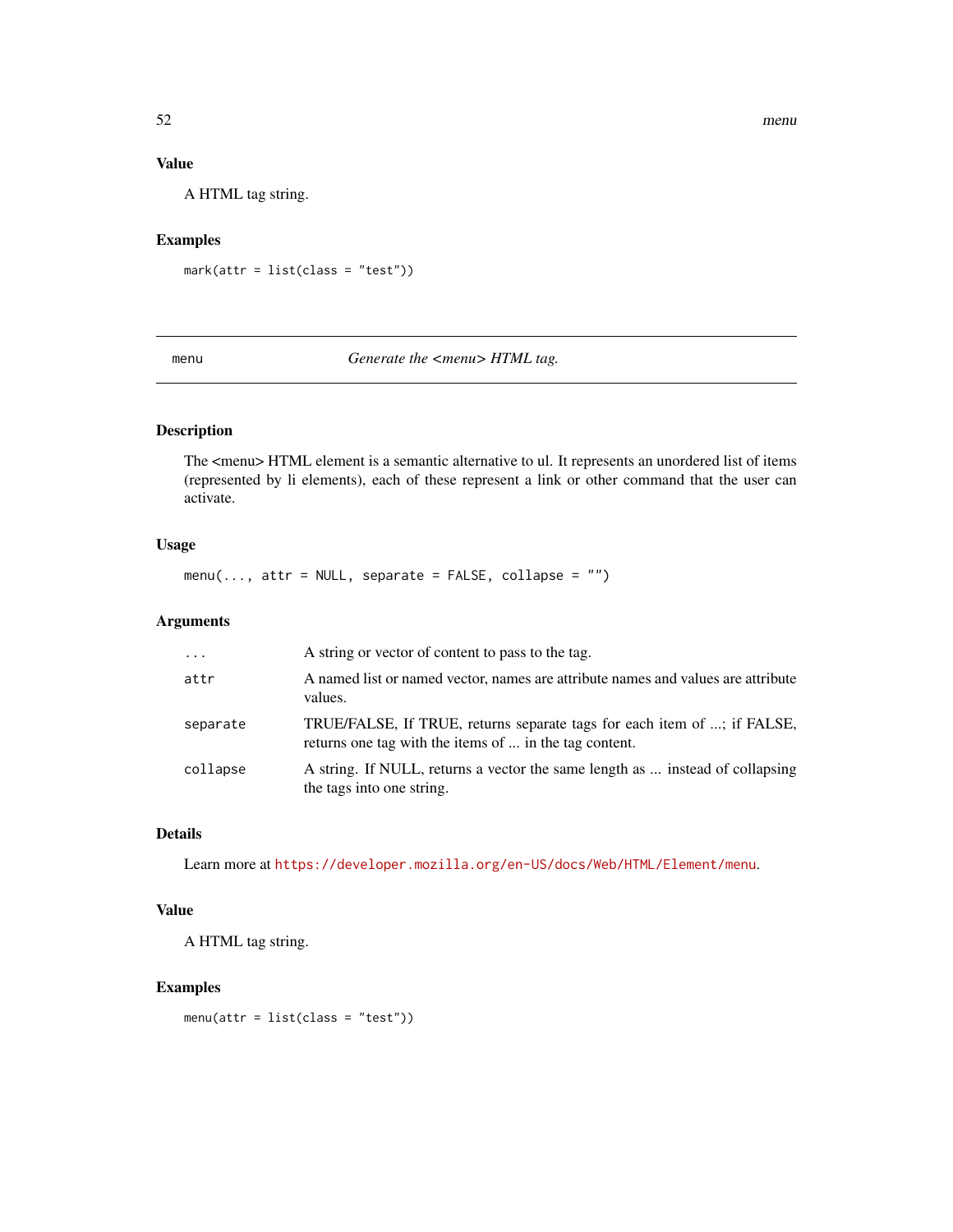### Value

A HTML tag string.

### Examples

```
mark(attr = list(class = "test"))
```

---

## menu — *Generate the <menu> HTML tag.*

### Description

The <menu> HTML element is a semantic alternative to ul. It represents an unordered list of items (represented by li elements), each of these represent a link or other command that the user can activate.

### Usage

```
menu(..., attr = NULL, separate = FALSE, collapse = "")
```

### Arguments

| | |
|---|---|
| `...` | A string or vector of content to pass to the tag. |
| `attr` | A named list or named vector, names are attribute names and values are attribute values. |
| `separate` | TRUE/FALSE, If TRUE, returns separate tags for each item of ...; if FALSE, returns one tag with the items of ... in the tag content. |
| `collapse` | A string. If NULL, returns a vector the same length as ... instead of collapsing the tags into one string. |

### Details

Learn more at https://developer.mozilla.org/en-US/docs/Web/HTML/Element/menu.

### Value

A HTML tag string.

### Examples

```
menu(attr = list(class = "test"))
```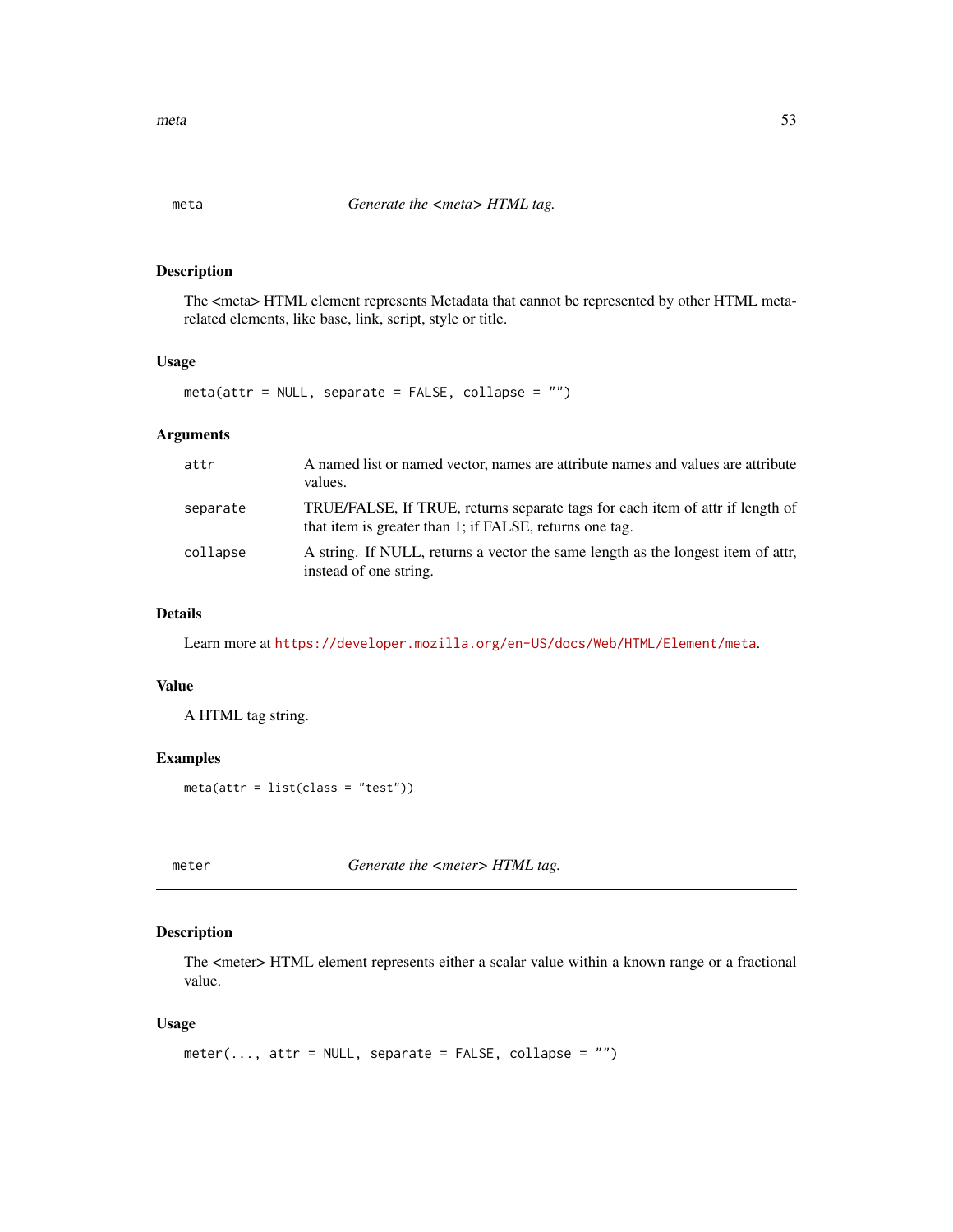## meta — *Generate the <meta> HTML tag.*

### Description

The <meta> HTML element represents Metadata that cannot be represented by other HTML meta-related elements, like base, link, script, style or title.

### Usage

```
meta(attr = NULL, separate = FALSE, collapse = "")
```

### Arguments

| | |
|---|---|
| attr | A named list or named vector, names are attribute names and values are attribute values. |
| separate | TRUE/FALSE, If TRUE, returns separate tags for each item of attr if length of that item is greater than 1; if FALSE, returns one tag. |
| collapse | A string. If NULL, returns a vector the same length as the longest item of attr, instead of one string. |

### Details

Learn more at https://developer.mozilla.org/en-US/docs/Web/HTML/Element/meta.

### Value

A HTML tag string.

### Examples

```
meta(attr = list(class = "test"))
```

## meter — *Generate the <meter> HTML tag.*

### Description

The <meter> HTML element represents either a scalar value within a known range or a fractional value.

### Usage

```
meter(..., attr = NULL, separate = FALSE, collapse = "")
```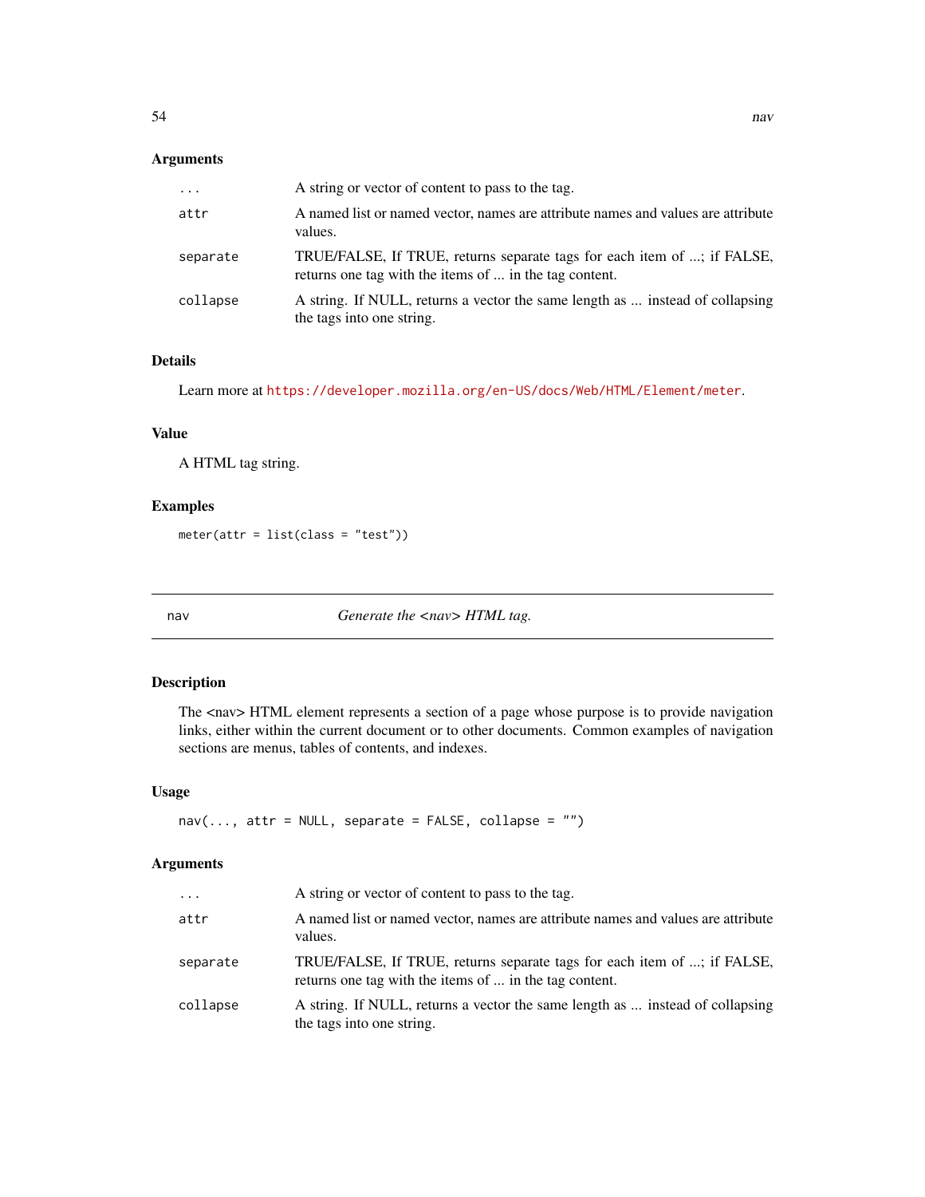### Arguments

| | |
|---|---|
| `...` | A string or vector of content to pass to the tag. |
| `attr` | A named list or named vector, names are attribute names and values are attribute values. |
| `separate` | TRUE/FALSE, If TRUE, returns separate tags for each item of ...; if FALSE, returns one tag with the items of ... in the tag content. |
| `collapse` | A string. If NULL, returns a vector the same length as ... instead of collapsing the tags into one string. |

### Details

Learn more at https://developer.mozilla.org/en-US/docs/Web/HTML/Element/meter.

### Value

A HTML tag string.

### Examples

```
meter(attr = list(class = "test"))
```

---

## nav — *Generate the <nav> HTML tag.*

### Description

The <nav> HTML element represents a section of a page whose purpose is to provide navigation links, either within the current document or to other documents. Common examples of navigation sections are menus, tables of contents, and indexes.

### Usage

```
nav(..., attr = NULL, separate = FALSE, collapse = "")
```

### Arguments

| | |
|---|---|
| `...` | A string or vector of content to pass to the tag. |
| `attr` | A named list or named vector, names are attribute names and values are attribute values. |
| `separate` | TRUE/FALSE, If TRUE, returns separate tags for each item of ...; if FALSE, returns one tag with the items of ... in the tag content. |
| `collapse` | A string. If NULL, returns a vector the same length as ... instead of collapsing the tags into one string. |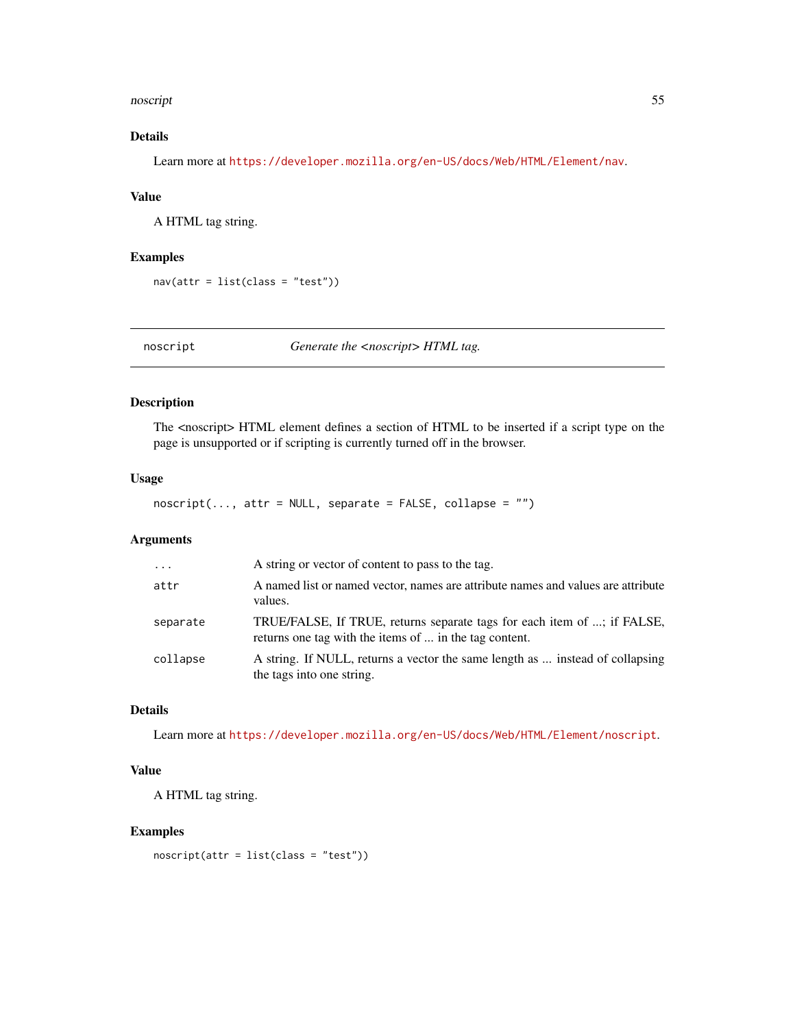### Details

Learn more at https://developer.mozilla.org/en-US/docs/Web/HTML/Element/nav.

### Value

A HTML tag string.

### Examples

```
nav(attr = list(class = "test"))
```

---

## noscript — *Generate the <noscript> HTML tag.*

---

### Description

The <noscript> HTML element defines a section of HTML to be inserted if a script type on the page is unsupported or if scripting is currently turned off in the browser.

### Usage

```
noscript(..., attr = NULL, separate = FALSE, collapse = "")
```

### Arguments

| | |
|---|---|
| `...` | A string or vector of content to pass to the tag. |
| `attr` | A named list or named vector, names are attribute names and values are attribute values. |
| `separate` | TRUE/FALSE, If TRUE, returns separate tags for each item of ...; if FALSE, returns one tag with the items of ... in the tag content. |
| `collapse` | A string. If NULL, returns a vector the same length as ... instead of collapsing the tags into one string. |

### Details

Learn more at https://developer.mozilla.org/en-US/docs/Web/HTML/Element/noscript.

### Value

A HTML tag string.

### Examples

```
noscript(attr = list(class = "test"))
```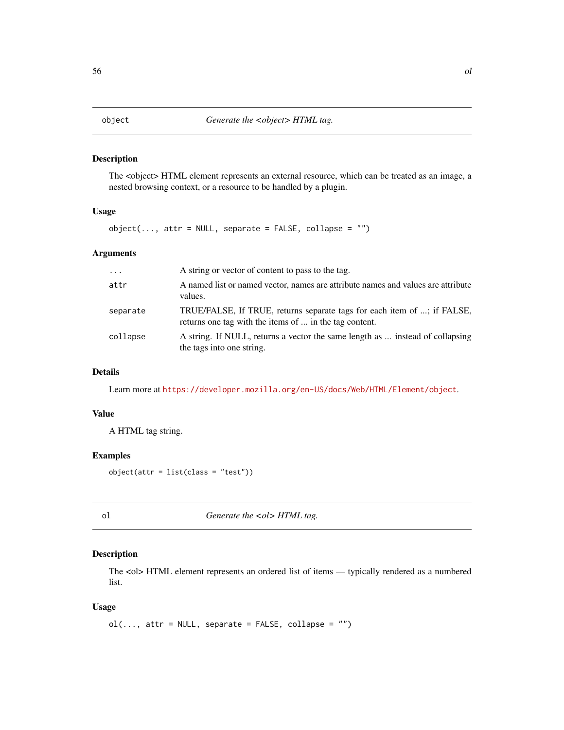## object — *Generate the <object> HTML tag.*

### Description

The <object> HTML element represents an external resource, which can be treated as an image, a nested browsing context, or a resource to be handled by a plugin.

### Usage

```
object(..., attr = NULL, separate = FALSE, collapse = "")
```

### Arguments

| | |
|---|---|
| ... | A string or vector of content to pass to the tag. |
| attr | A named list or named vector, names are attribute names and values are attribute values. |
| separate | TRUE/FALSE, If TRUE, returns separate tags for each item of ...; if FALSE, returns one tag with the items of ... in the tag content. |
| collapse | A string. If NULL, returns a vector the same length as ... instead of collapsing the tags into one string. |

### Details

Learn more at https://developer.mozilla.org/en-US/docs/Web/HTML/Element/object.

### Value

A HTML tag string.

### Examples

```
object(attr = list(class = "test"))
```

## ol — *Generate the <ol> HTML tag.*

### Description

The <ol> HTML element represents an ordered list of items — typically rendered as a numbered list.

### Usage

```
ol(..., attr = NULL, separate = FALSE, collapse = "")
```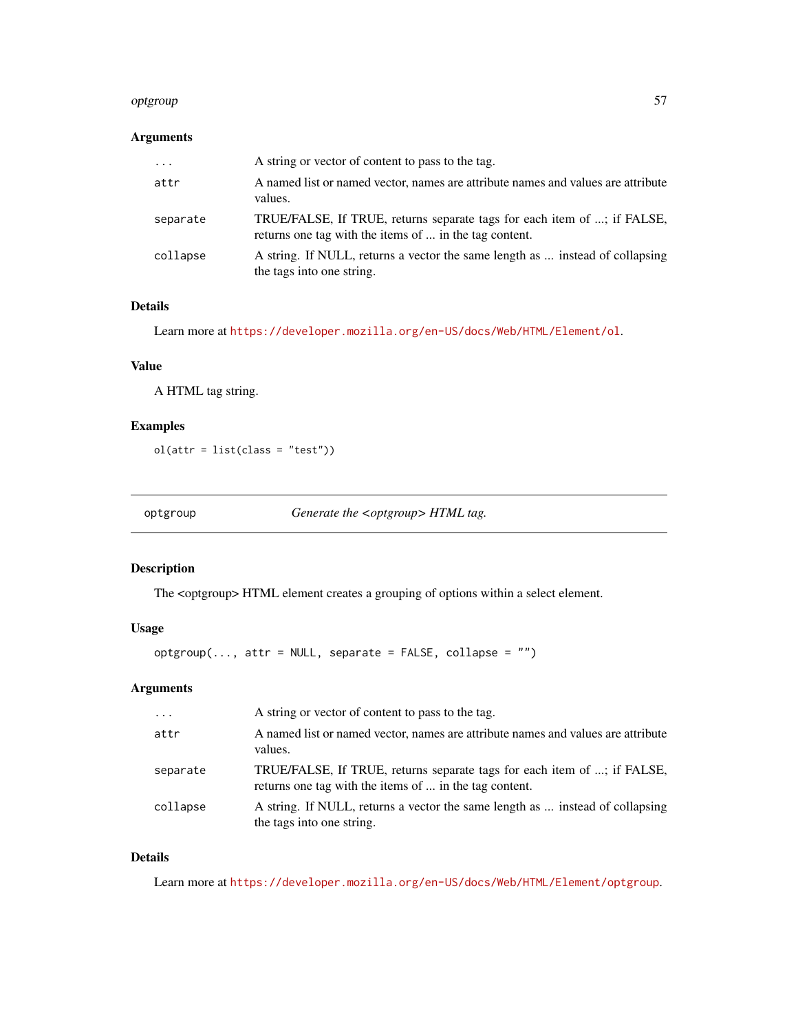### Arguments

| | |
|---|---|
| `...` | A string or vector of content to pass to the tag. |
| `attr` | A named list or named vector, names are attribute names and values are attribute values. |
| `separate` | TRUE/FALSE, If TRUE, returns separate tags for each item of ...; if FALSE, returns one tag with the items of ... in the tag content. |
| `collapse` | A string. If NULL, returns a vector the same length as ... instead of collapsing the tags into one string. |

### Details

Learn more at https://developer.mozilla.org/en-US/docs/Web/HTML/Element/ol.

### Value

A HTML tag string.

### Examples

```
ol(attr = list(class = "test"))
```

---

## optgroup — *Generate the <optgroup> HTML tag.*

### Description

The <optgroup> HTML element creates a grouping of options within a select element.

### Usage

```
optgroup(..., attr = NULL, separate = FALSE, collapse = "")
```

### Arguments

| | |
|---|---|
| `...` | A string or vector of content to pass to the tag. |
| `attr` | A named list or named vector, names are attribute names and values are attribute values. |
| `separate` | TRUE/FALSE, If TRUE, returns separate tags for each item of ...; if FALSE, returns one tag with the items of ... in the tag content. |
| `collapse` | A string. If NULL, returns a vector the same length as ... instead of collapsing the tags into one string. |

### Details

Learn more at https://developer.mozilla.org/en-US/docs/Web/HTML/Element/optgroup.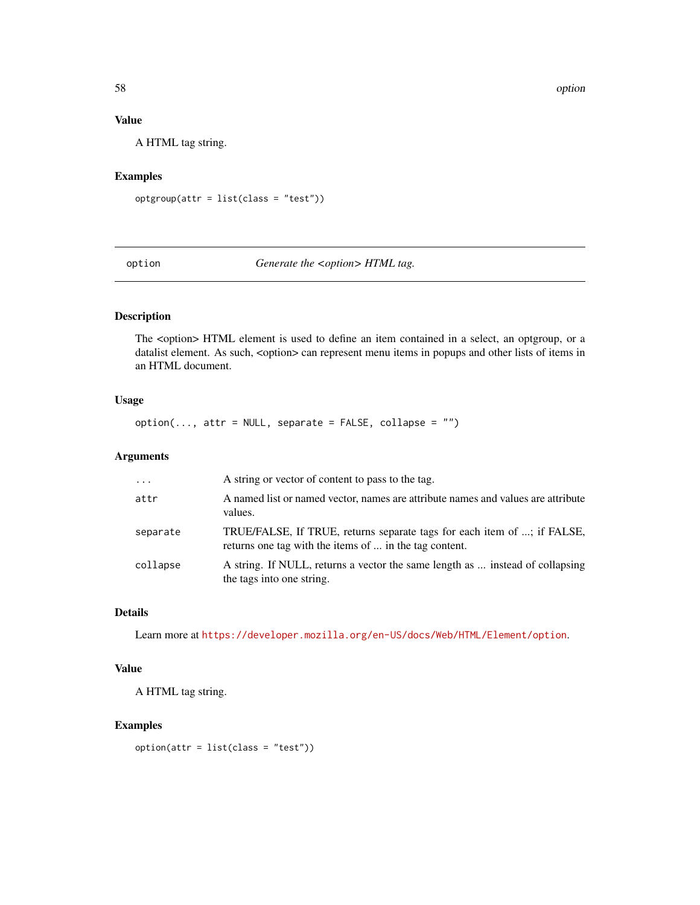## Value

A HTML tag string.

## Examples

```
optgroup(attr = list(class = "test"))
```

---

# option — *Generate the <option> HTML tag.*

## Description

The <option> HTML element is used to define an item contained in a select, an optgroup, or a datalist element. As such, <option> can represent menu items in popups and other lists of items in an HTML document.

## Usage

```
option(..., attr = NULL, separate = FALSE, collapse = "")
```

## Arguments

| | |
|---|---|
| `...` | A string or vector of content to pass to the tag. |
| `attr` | A named list or named vector, names are attribute names and values are attribute values. |
| `separate` | TRUE/FALSE, If TRUE, returns separate tags for each item of ...; if FALSE, returns one tag with the items of ... in the tag content. |
| `collapse` | A string. If NULL, returns a vector the same length as ... instead of collapsing the tags into one string. |

## Details

Learn more at https://developer.mozilla.org/en-US/docs/Web/HTML/Element/option.

## Value

A HTML tag string.

## Examples

```
option(attr = list(class = "test"))
```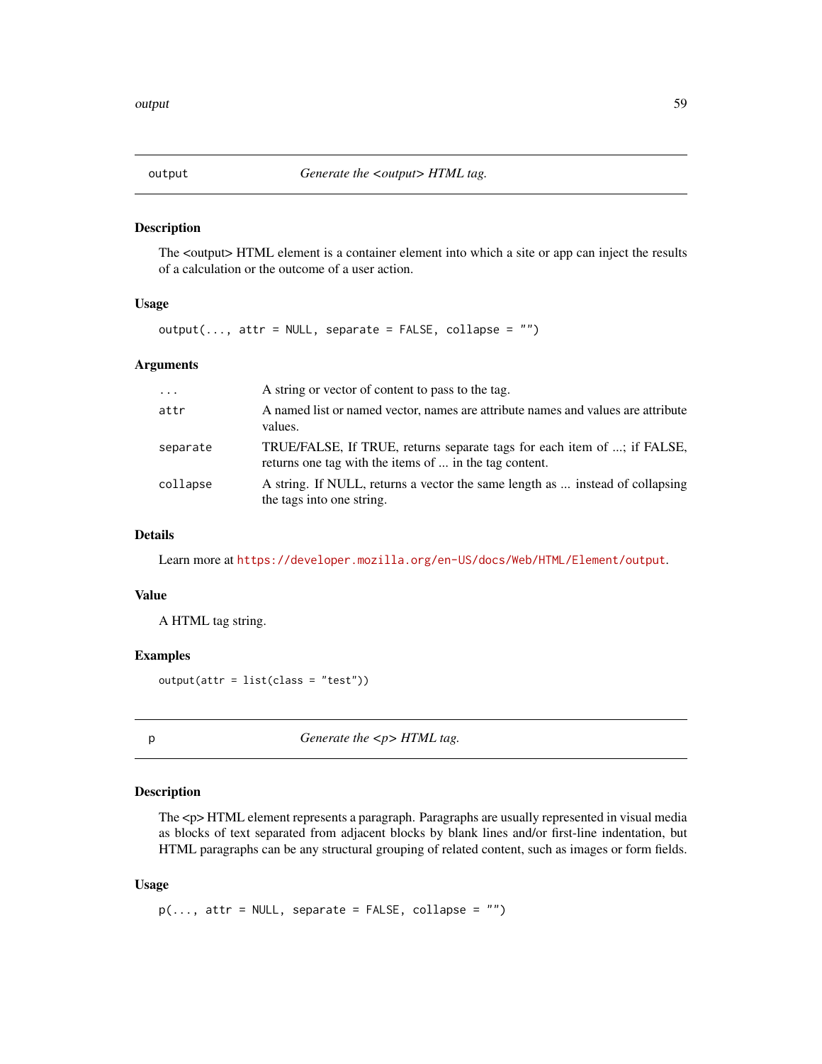## output — *Generate the <output> HTML tag.*

### Description

The <output> HTML element is a container element into which a site or app can inject the results of a calculation or the outcome of a user action.

### Usage

```
output(..., attr = NULL, separate = FALSE, collapse = "")
```

### Arguments

| | |
|---|---|
| `...` | A string or vector of content to pass to the tag. |
| `attr` | A named list or named vector, names are attribute names and values are attribute values. |
| `separate` | TRUE/FALSE, If TRUE, returns separate tags for each item of ...; if FALSE, returns one tag with the items of ... in the tag content. |
| `collapse` | A string. If NULL, returns a vector the same length as ... instead of collapsing the tags into one string. |

### Details

Learn more at https://developer.mozilla.org/en-US/docs/Web/HTML/Element/output.

### Value

A HTML tag string.

### Examples

```
output(attr = list(class = "test"))
```

## p — *Generate the <p> HTML tag.*

### Description

The <p> HTML element represents a paragraph. Paragraphs are usually represented in visual media as blocks of text separated from adjacent blocks by blank lines and/or first-line indentation, but HTML paragraphs can be any structural grouping of related content, such as images or form fields.

### Usage

```
p(..., attr = NULL, separate = FALSE, collapse = "")
```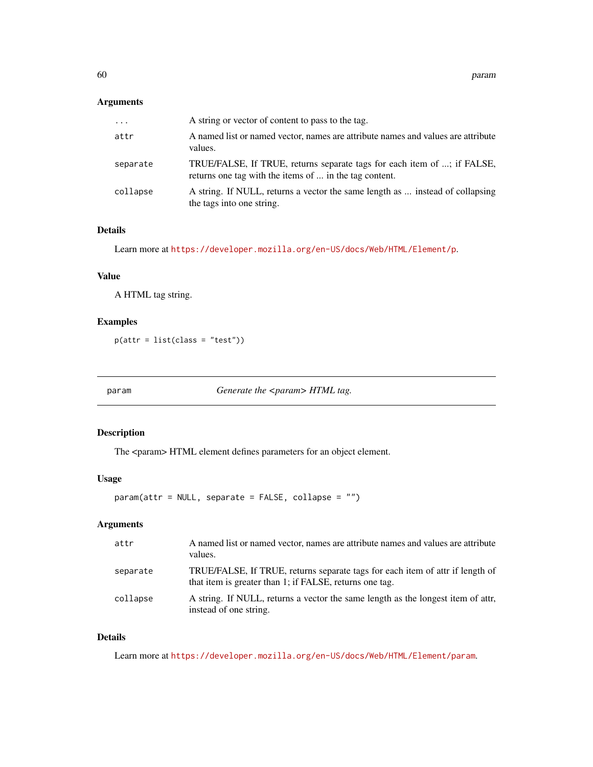### Arguments

| | |
|---|---|
| ... | A string or vector of content to pass to the tag. |
| attr | A named list or named vector, names are attribute names and values are attribute values. |
| separate | TRUE/FALSE, If TRUE, returns separate tags for each item of ...; if FALSE, returns one tag with the items of ... in the tag content. |
| collapse | A string. If NULL, returns a vector the same length as ... instead of collapsing the tags into one string. |

### Details

Learn more at https://developer.mozilla.org/en-US/docs/Web/HTML/Element/p.

### Value

A HTML tag string.

### Examples

```
p(attr = list(class = "test"))
```

---

## param — *Generate the <param> HTML tag.*

---

### Description

The <param> HTML element defines parameters for an object element.

### Usage

```
param(attr = NULL, separate = FALSE, collapse = "")
```

### Arguments

| | |
|---|---|
| attr | A named list or named vector, names are attribute names and values are attribute values. |
| separate | TRUE/FALSE, If TRUE, returns separate tags for each item of attr if length of that item is greater than 1; if FALSE, returns one tag. |
| collapse | A string. If NULL, returns a vector the same length as the longest item of attr, instead of one string. |

### Details

Learn more at https://developer.mozilla.org/en-US/docs/Web/HTML/Element/param.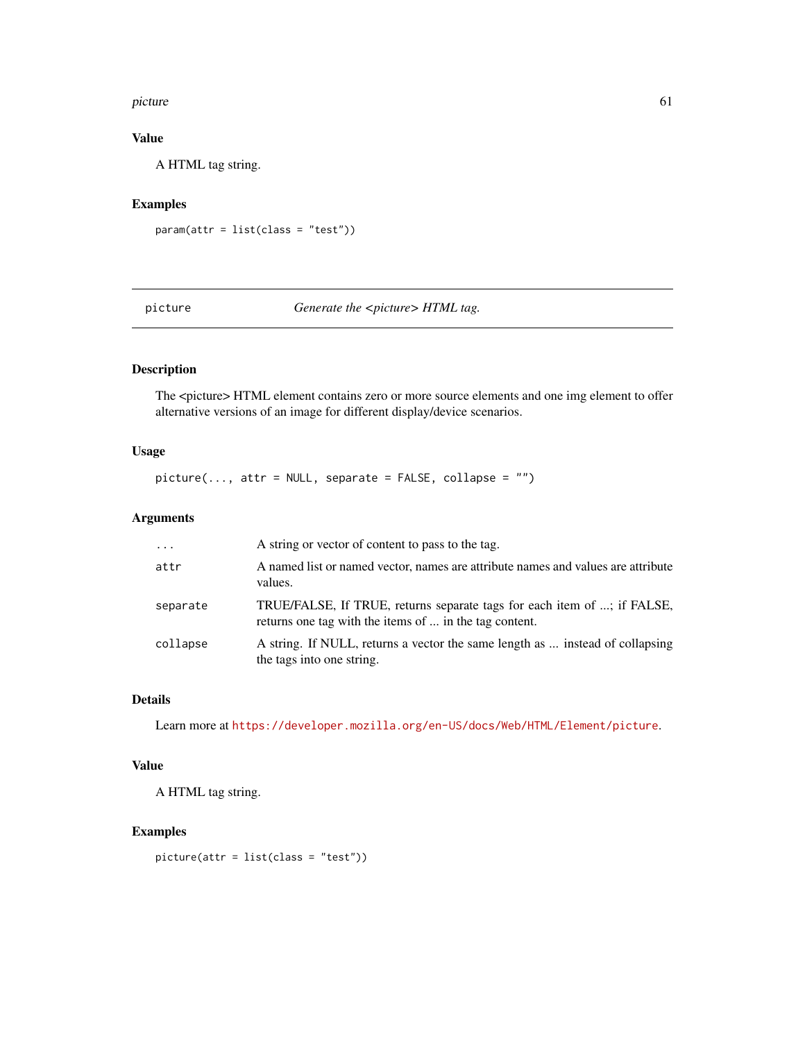### Value

A HTML tag string.

### Examples

```
param(attr = list(class = "test"))
```

---

## picture — *Generate the <picture> HTML tag.*

---

### Description

The <picture> HTML element contains zero or more source elements and one img element to offer alternative versions of an image for different display/device scenarios.

### Usage

```
picture(..., attr = NULL, separate = FALSE, collapse = "")
```

### Arguments

| | |
|---|---|
| `...` | A string or vector of content to pass to the tag. |
| `attr` | A named list or named vector, names are attribute names and values are attribute values. |
| `separate` | TRUE/FALSE, If TRUE, returns separate tags for each item of ...; if FALSE, returns one tag with the items of ... in the tag content. |
| `collapse` | A string. If NULL, returns a vector the same length as ... instead of collapsing the tags into one string. |

### Details

Learn more at https://developer.mozilla.org/en-US/docs/Web/HTML/Element/picture.

### Value

A HTML tag string.

### Examples

```
picture(attr = list(class = "test"))
```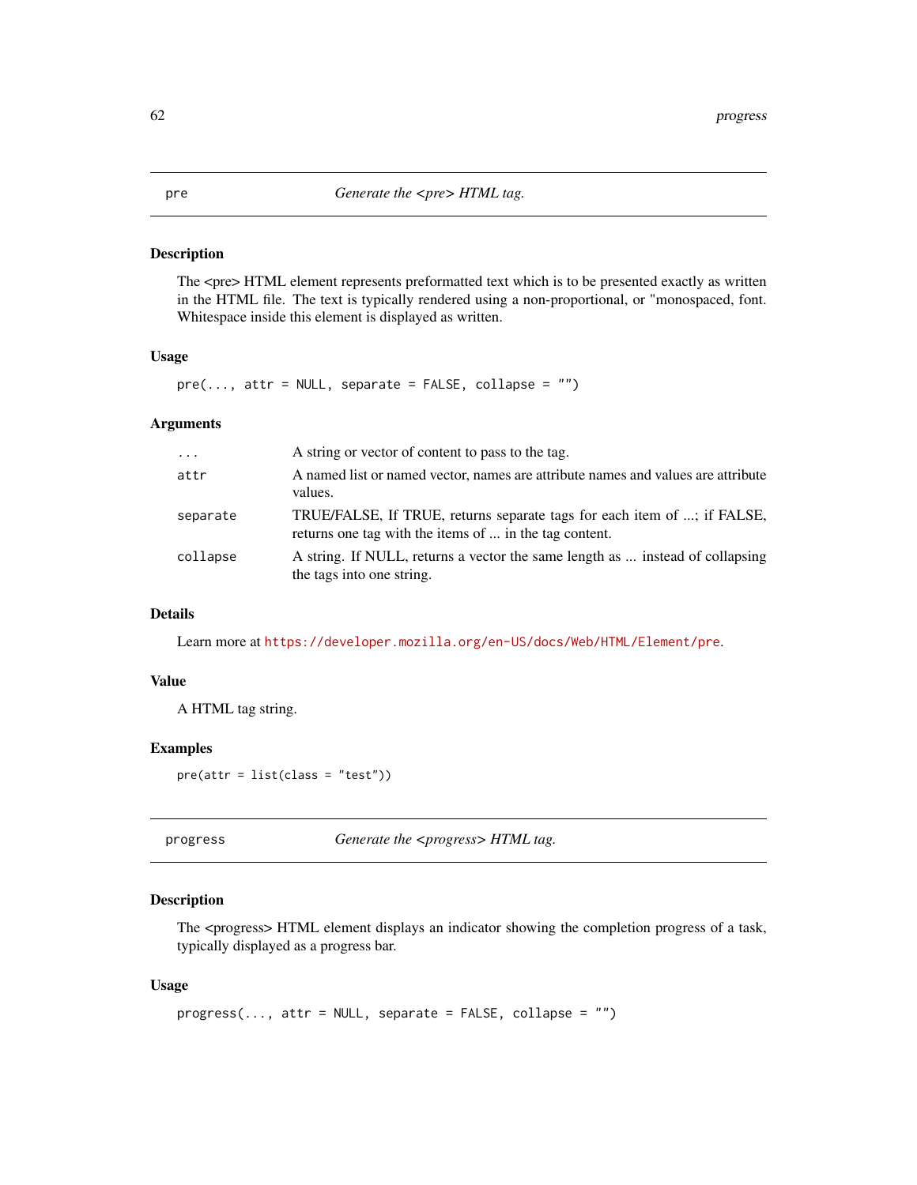## pre — *Generate the <pre> HTML tag.*

### Description

The <pre> HTML element represents preformatted text which is to be presented exactly as written in the HTML file. The text is typically rendered using a non-proportional, or "monospaced, font. Whitespace inside this element is displayed as written.

### Usage

```
pre(..., attr = NULL, separate = FALSE, collapse = "")
```

### Arguments

| | |
|---|---|
| `...` | A string or vector of content to pass to the tag. |
| `attr` | A named list or named vector, names are attribute names and values are attribute values. |
| `separate` | TRUE/FALSE, If TRUE, returns separate tags for each item of ...; if FALSE, returns one tag with the items of ... in the tag content. |
| `collapse` | A string. If NULL, returns a vector the same length as ... instead of collapsing the tags into one string. |

### Details

Learn more at https://developer.mozilla.org/en-US/docs/Web/HTML/Element/pre.

### Value

A HTML tag string.

### Examples

```
pre(attr = list(class = "test"))
```

## progress — *Generate the <progress> HTML tag.*

### Description

The <progress> HTML element displays an indicator showing the completion progress of a task, typically displayed as a progress bar.

### Usage

```
progress(..., attr = NULL, separate = FALSE, collapse = "")
```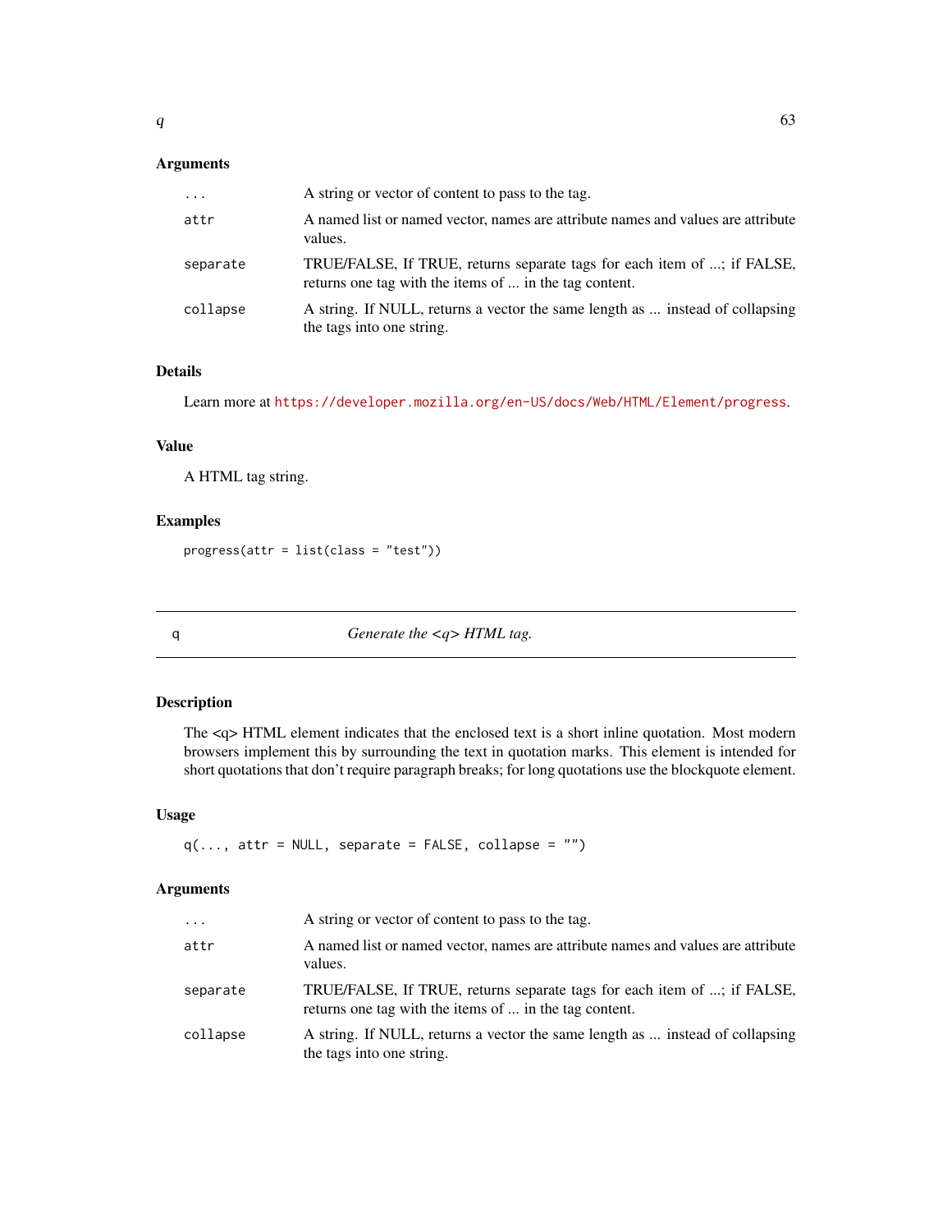### Arguments

| | |
|---|---|
| ... | A string or vector of content to pass to the tag. |
| attr | A named list or named vector, names are attribute names and values are attribute values. |
| separate | TRUE/FALSE, If TRUE, returns separate tags for each item of ...; if FALSE, returns one tag with the items of ... in the tag content. |
| collapse | A string. If NULL, returns a vector the same length as ... instead of collapsing the tags into one string. |

### Details

Learn more at https://developer.mozilla.org/en-US/docs/Web/HTML/Element/progress.

### Value

A HTML tag string.

### Examples

```
progress(attr = list(class = "test"))
```

---

## q — *Generate the <q> HTML tag.*

---

### Description

The <q> HTML element indicates that the enclosed text is a short inline quotation. Most modern browsers implement this by surrounding the text in quotation marks. This element is intended for short quotations that don't require paragraph breaks; for long quotations use the blockquote element.

### Usage

```
q(..., attr = NULL, separate = FALSE, collapse = "")
```

### Arguments

| | |
|---|---|
| ... | A string or vector of content to pass to the tag. |
| attr | A named list or named vector, names are attribute names and values are attribute values. |
| separate | TRUE/FALSE, If TRUE, returns separate tags for each item of ...; if FALSE, returns one tag with the items of ... in the tag content. |
| collapse | A string. If NULL, returns a vector the same length as ... instead of collapsing the tags into one string. |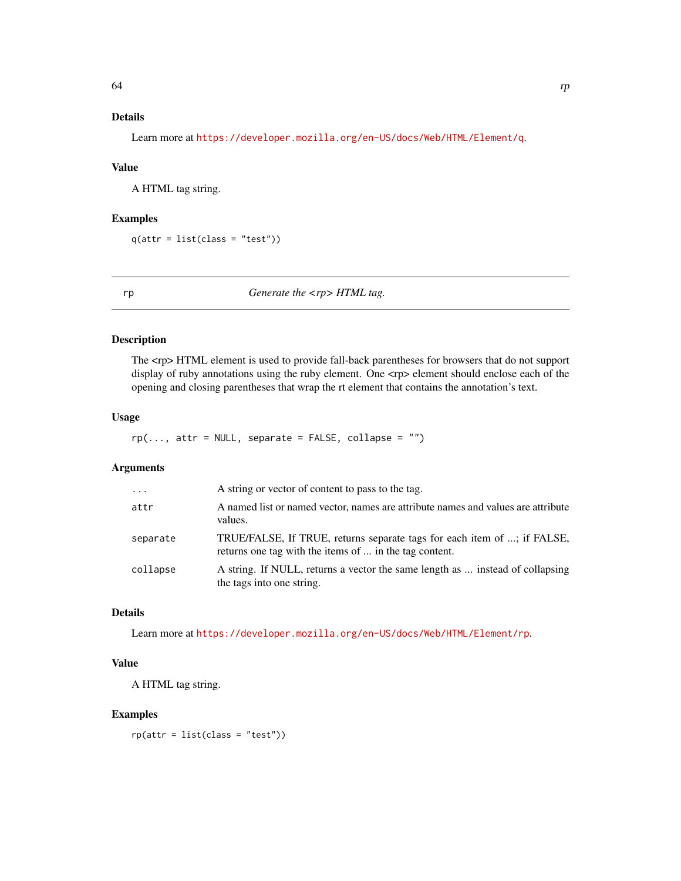### Details

Learn more at https://developer.mozilla.org/en-US/docs/Web/HTML/Element/q.

### Value

A HTML tag string.

### Examples

```
q(attr = list(class = "test"))
```

---

## rp    *Generate the <rp> HTML tag.*

---

### Description

The <rp> HTML element is used to provide fall-back parentheses for browsers that do not support display of ruby annotations using the ruby element. One <rp> element should enclose each of the opening and closing parentheses that wrap the rt element that contains the annotation's text.

### Usage

```
rp(..., attr = NULL, separate = FALSE, collapse = "")
```

### Arguments

| | |
|---|---|
| `...` | A string or vector of content to pass to the tag. |
| `attr` | A named list or named vector, names are attribute names and values are attribute values. |
| `separate` | TRUE/FALSE, If TRUE, returns separate tags for each item of ...; if FALSE, returns one tag with the items of ... in the tag content. |
| `collapse` | A string. If NULL, returns a vector the same length as ... instead of collapsing the tags into one string. |

### Details

Learn more at https://developer.mozilla.org/en-US/docs/Web/HTML/Element/rp.

### Value

A HTML tag string.

### Examples

```
rp(attr = list(class = "test"))
```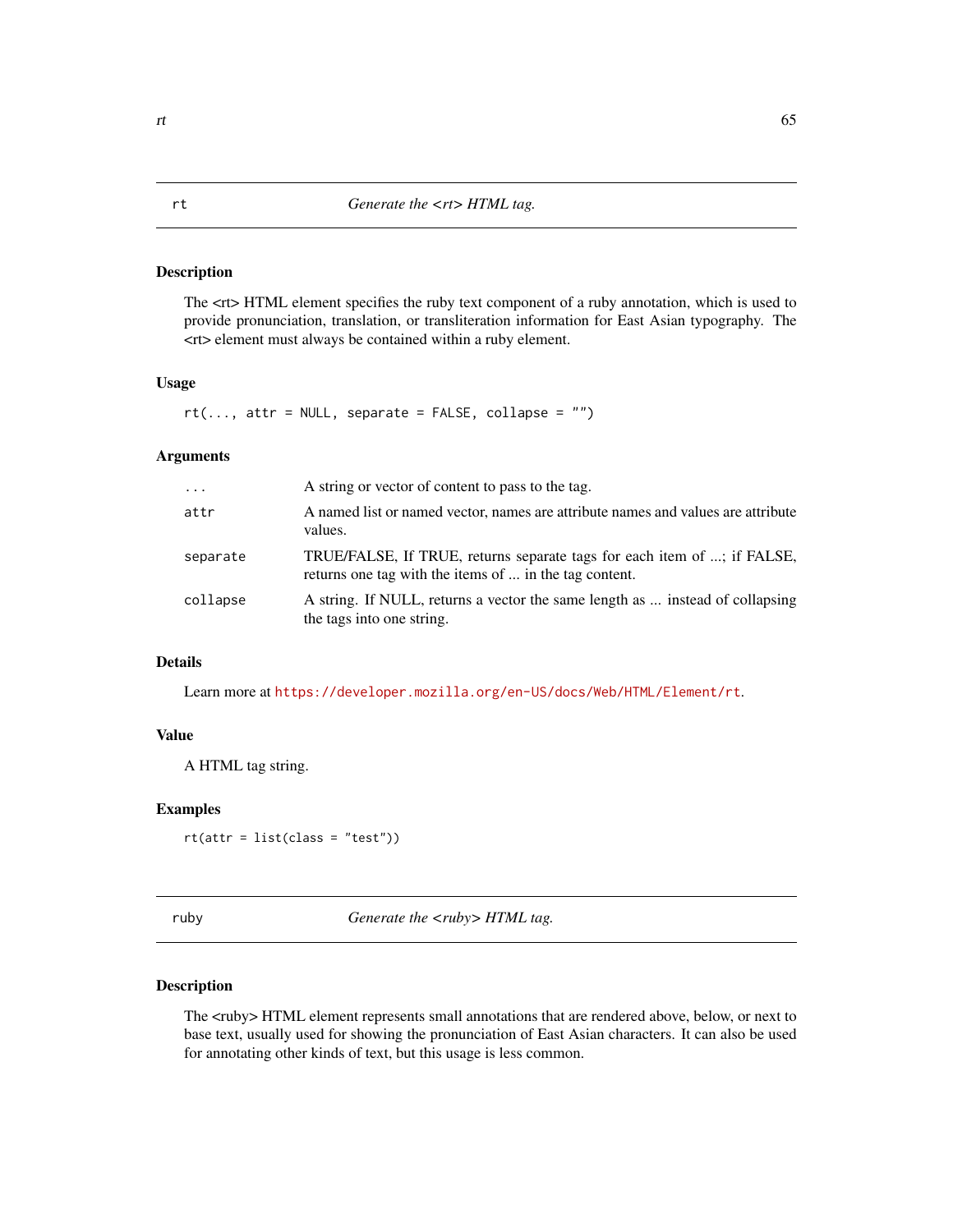## rt — *Generate the <rt> HTML tag.*

### Description

The <rt> HTML element specifies the ruby text component of a ruby annotation, which is used to provide pronunciation, translation, or transliteration information for East Asian typography. The <rt> element must always be contained within a ruby element.

### Usage

```
rt(..., attr = NULL, separate = FALSE, collapse = "")
```

### Arguments

| | |
|---|---|
| `...` | A string or vector of content to pass to the tag. |
| `attr` | A named list or named vector, names are attribute names and values are attribute values. |
| `separate` | TRUE/FALSE, If TRUE, returns separate tags for each item of ...; if FALSE, returns one tag with the items of ... in the tag content. |
| `collapse` | A string. If NULL, returns a vector the same length as ... instead of collapsing the tags into one string. |

### Details

Learn more at https://developer.mozilla.org/en-US/docs/Web/HTML/Element/rt.

### Value

A HTML tag string.

### Examples

```
rt(attr = list(class = "test"))
```

## ruby — *Generate the <ruby> HTML tag.*

### Description

The <ruby> HTML element represents small annotations that are rendered above, below, or next to base text, usually used for showing the pronunciation of East Asian characters. It can also be used for annotating other kinds of text, but this usage is less common.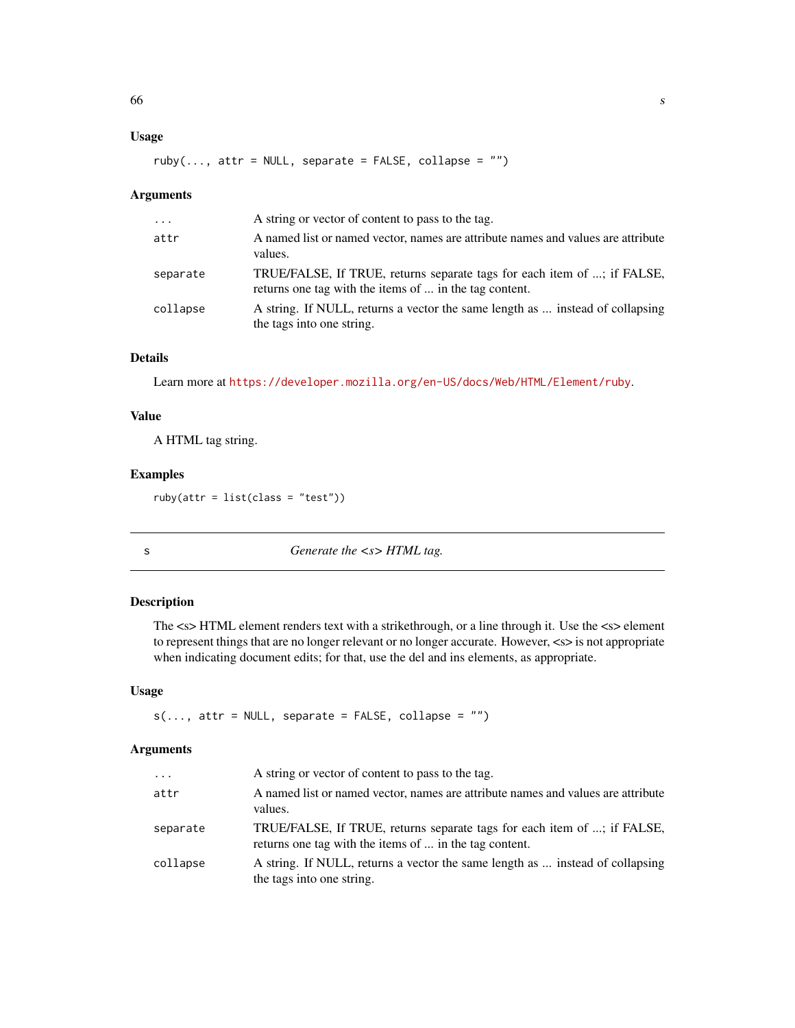### Usage

```
ruby(..., attr = NULL, separate = FALSE, collapse = "")
```

### Arguments

| | |
|---|---|
| ... | A string or vector of content to pass to the tag. |
| attr | A named list or named vector, names are attribute names and values are attribute values. |
| separate | TRUE/FALSE, If TRUE, returns separate tags for each item of ...; if FALSE, returns one tag with the items of ... in the tag content. |
| collapse | A string. If NULL, returns a vector the same length as ... instead of collapsing the tags into one string. |

### Details

Learn more at https://developer.mozilla.org/en-US/docs/Web/HTML/Element/ruby.

### Value

A HTML tag string.

### Examples

```
ruby(attr = list(class = "test"))
```

---

## s — *Generate the <s> HTML tag.*

---

### Description

The <s> HTML element renders text with a strikethrough, or a line through it. Use the <s> element to represent things that are no longer relevant or no longer accurate. However, <s> is not appropriate when indicating document edits; for that, use the del and ins elements, as appropriate.

### Usage

```
s(..., attr = NULL, separate = FALSE, collapse = "")
```

### Arguments

| | |
|---|---|
| ... | A string or vector of content to pass to the tag. |
| attr | A named list or named vector, names are attribute names and values are attribute values. |
| separate | TRUE/FALSE, If TRUE, returns separate tags for each item of ...; if FALSE, returns one tag with the items of ... in the tag content. |
| collapse | A string. If NULL, returns a vector the same length as ... instead of collapsing the tags into one string. |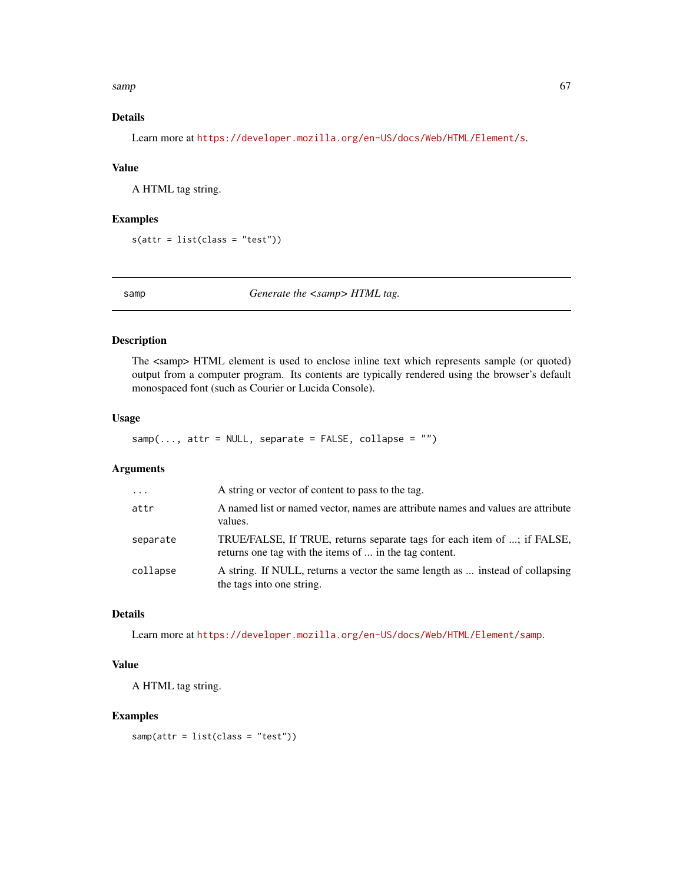### Details

Learn more at https://developer.mozilla.org/en-US/docs/Web/HTML/Element/s.

### Value

A HTML tag string.

### Examples

```
s(attr = list(class = "test"))
```

---

## samp — *Generate the <samp> HTML tag.*

### Description

The <samp> HTML element is used to enclose inline text which represents sample (or quoted) output from a computer program. Its contents are typically rendered using the browser's default monospaced font (such as Courier or Lucida Console).

### Usage

```
samp(..., attr = NULL, separate = FALSE, collapse = "")
```

### Arguments

| | |
|---|---|
| `...` | A string or vector of content to pass to the tag. |
| `attr` | A named list or named vector, names are attribute names and values are attribute values. |
| `separate` | TRUE/FALSE, If TRUE, returns separate tags for each item of ...; if FALSE, returns one tag with the items of ... in the tag content. |
| `collapse` | A string. If NULL, returns a vector the same length as ... instead of collapsing the tags into one string. |

### Details

Learn more at https://developer.mozilla.org/en-US/docs/Web/HTML/Element/samp.

### Value

A HTML tag string.

### Examples

```
samp(attr = list(class = "test"))
```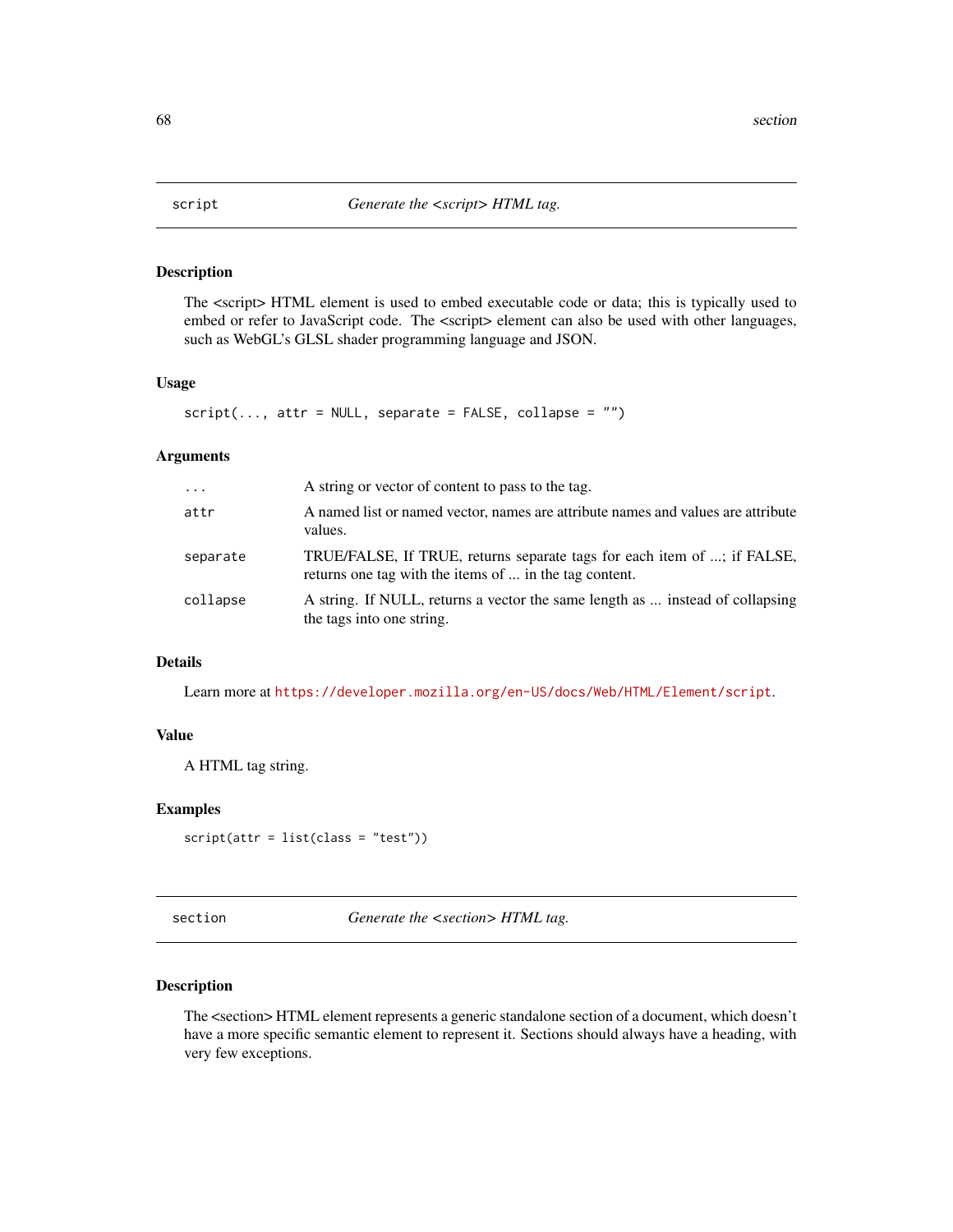## script — *Generate the <script> HTML tag.*

### Description

The <script> HTML element is used to embed executable code or data; this is typically used to embed or refer to JavaScript code. The <script> element can also be used with other languages, such as WebGL's GLSL shader programming language and JSON.

### Usage

```
script(..., attr = NULL, separate = FALSE, collapse = "")
```

### Arguments

| | |
|---|---|
| `...` | A string or vector of content to pass to the tag. |
| `attr` | A named list or named vector, names are attribute names and values are attribute values. |
| `separate` | TRUE/FALSE, If TRUE, returns separate tags for each item of ...; if FALSE, returns one tag with the items of ... in the tag content. |
| `collapse` | A string. If NULL, returns a vector the same length as ... instead of collapsing the tags into one string. |

### Details

Learn more at https://developer.mozilla.org/en-US/docs/Web/HTML/Element/script.

### Value

A HTML tag string.

### Examples

```
script(attr = list(class = "test"))
```

## section — *Generate the <section> HTML tag.*

### Description

The <section> HTML element represents a generic standalone section of a document, which doesn't have a more specific semantic element to represent it. Sections should always have a heading, with very few exceptions.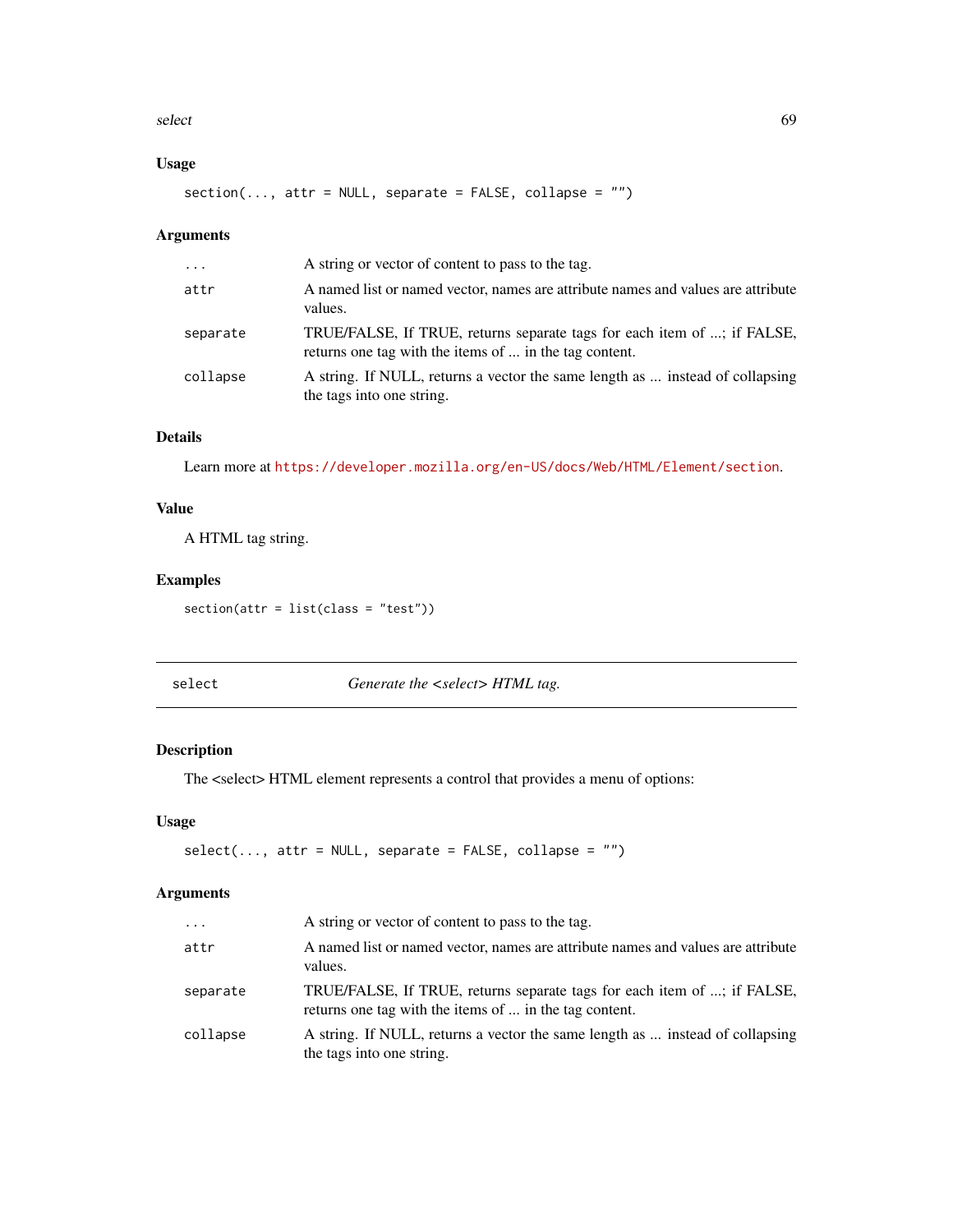### Usage

```
section(..., attr = NULL, separate = FALSE, collapse = "")
```

### Arguments

| | |
|---|---|
| `...` | A string or vector of content to pass to the tag. |
| `attr` | A named list or named vector, names are attribute names and values are attribute values. |
| `separate` | TRUE/FALSE, If TRUE, returns separate tags for each item of ...; if FALSE, returns one tag with the items of ... in the tag content. |
| `collapse` | A string. If NULL, returns a vector the same length as ... instead of collapsing the tags into one string. |

### Details

Learn more at https://developer.mozilla.org/en-US/docs/Web/HTML/Element/section.

### Value

A HTML tag string.

### Examples

```
section(attr = list(class = "test"))
```

---

## select — *Generate the <select> HTML tag.*

---

### Description

The <select> HTML element represents a control that provides a menu of options:

### Usage

```
select(..., attr = NULL, separate = FALSE, collapse = "")
```

### Arguments

| | |
|---|---|
| `...` | A string or vector of content to pass to the tag. |
| `attr` | A named list or named vector, names are attribute names and values are attribute values. |
| `separate` | TRUE/FALSE, If TRUE, returns separate tags for each item of ...; if FALSE, returns one tag with the items of ... in the tag content. |
| `collapse` | A string. If NULL, returns a vector the same length as ... instead of collapsing the tags into one string. |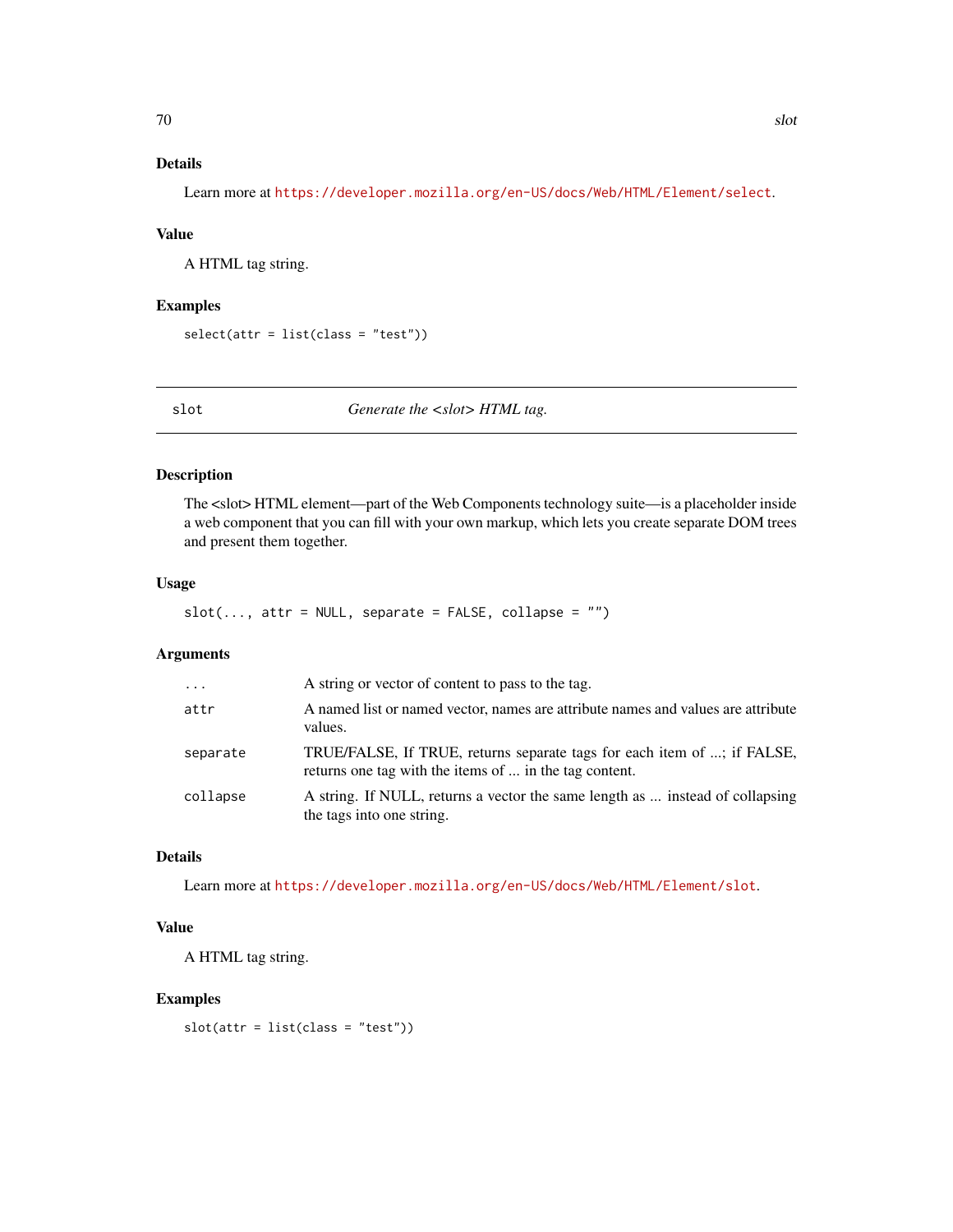### Details

Learn more at https://developer.mozilla.org/en-US/docs/Web/HTML/Element/select.

### Value

A HTML tag string.

### Examples

```
select(attr = list(class = "test"))
```

---

## slot — *Generate the <slot> HTML tag.*

### Description

The <slot> HTML element—part of the Web Components technology suite—is a placeholder inside a web component that you can fill with your own markup, which lets you create separate DOM trees and present them together.

### Usage

```
slot(..., attr = NULL, separate = FALSE, collapse = "")
```

### Arguments

| | |
|---|---|
| `...` | A string or vector of content to pass to the tag. |
| `attr` | A named list or named vector, names are attribute names and values are attribute values. |
| `separate` | TRUE/FALSE, If TRUE, returns separate tags for each item of ...; if FALSE, returns one tag with the items of ... in the tag content. |
| `collapse` | A string. If NULL, returns a vector the same length as ... instead of collapsing the tags into one string. |

### Details

Learn more at https://developer.mozilla.org/en-US/docs/Web/HTML/Element/slot.

### Value

A HTML tag string.

### Examples

```
slot(attr = list(class = "test"))
```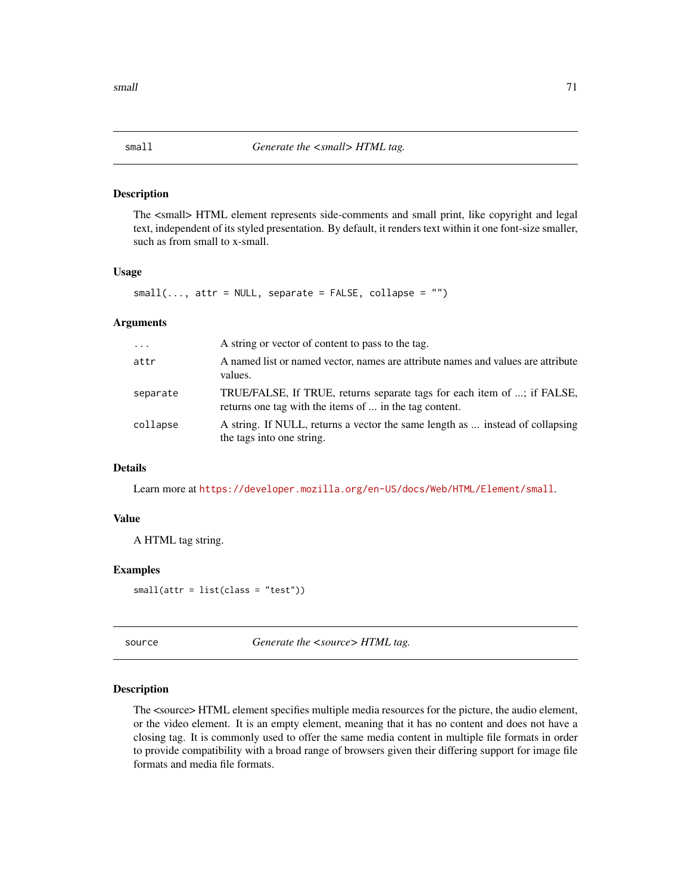## small — *Generate the <small> HTML tag.*

### Description

The <small> HTML element represents side-comments and small print, like copyright and legal text, independent of its styled presentation. By default, it renders text within it one font-size smaller, such as from small to x-small.

### Usage

```
small(..., attr = NULL, separate = FALSE, collapse = "")
```

### Arguments

| | |
|---|---|
| `...` | A string or vector of content to pass to the tag. |
| `attr` | A named list or named vector, names are attribute names and values are attribute values. |
| `separate` | TRUE/FALSE, If TRUE, returns separate tags for each item of ...; if FALSE, returns one tag with the items of ... in the tag content. |
| `collapse` | A string. If NULL, returns a vector the same length as ... instead of collapsing the tags into one string. |

### Details

Learn more at https://developer.mozilla.org/en-US/docs/Web/HTML/Element/small.

### Value

A HTML tag string.

### Examples

```
small(attr = list(class = "test"))
```

## source — *Generate the <source> HTML tag.*

### Description

The <source> HTML element specifies multiple media resources for the picture, the audio element, or the video element. It is an empty element, meaning that it has no content and does not have a closing tag. It is commonly used to offer the same media content in multiple file formats in order to provide compatibility with a broad range of browsers given their differing support for image file formats and media file formats.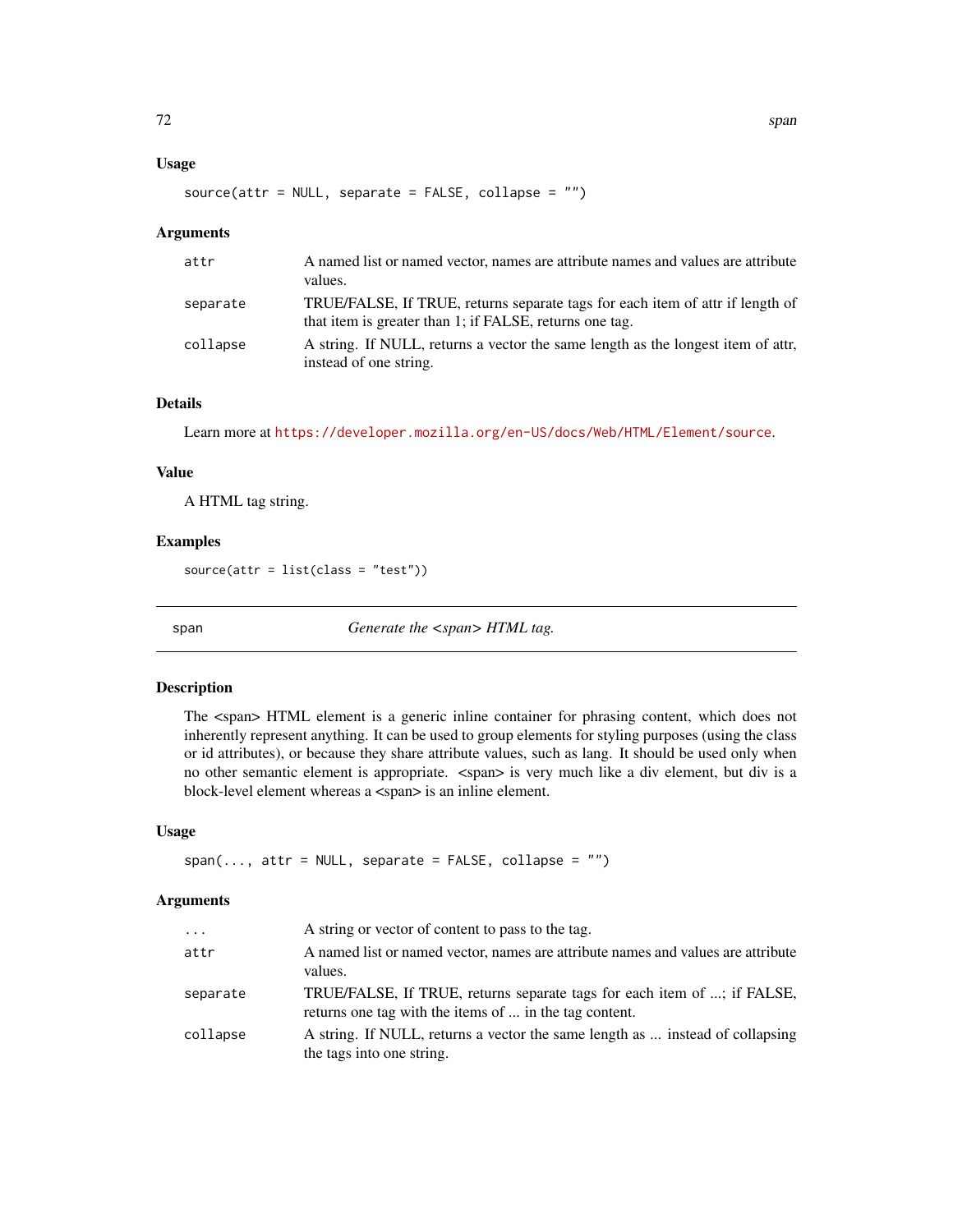### Usage

```
source(attr = NULL, separate = FALSE, collapse = "")
```

### Arguments

| | |
|---|---|
| attr | A named list or named vector, names are attribute names and values are attribute values. |
| separate | TRUE/FALSE, If TRUE, returns separate tags for each item of attr if length of that item is greater than 1; if FALSE, returns one tag. |
| collapse | A string. If NULL, returns a vector the same length as the longest item of attr, instead of one string. |

### Details

Learn more at https://developer.mozilla.org/en-US/docs/Web/HTML/Element/source.

### Value

A HTML tag string.

### Examples

```
source(attr = list(class = "test"))
```

---

## span — *Generate the <span> HTML tag.*

---

### Description

The <span> HTML element is a generic inline container for phrasing content, which does not inherently represent anything. It can be used to group elements for styling purposes (using the class or id attributes), or because they share attribute values, such as lang. It should be used only when no other semantic element is appropriate. <span> is very much like a div element, but div is a block-level element whereas a <span> is an inline element.

### Usage

```
span(..., attr = NULL, separate = FALSE, collapse = "")
```

### Arguments

| | |
|---|---|
| ... | A string or vector of content to pass to the tag. |
| attr | A named list or named vector, names are attribute names and values are attribute values. |
| separate | TRUE/FALSE, If TRUE, returns separate tags for each item of ...; if FALSE, returns one tag with the items of ... in the tag content. |
| collapse | A string. If NULL, returns a vector the same length as ... instead of collapsing the tags into one string. |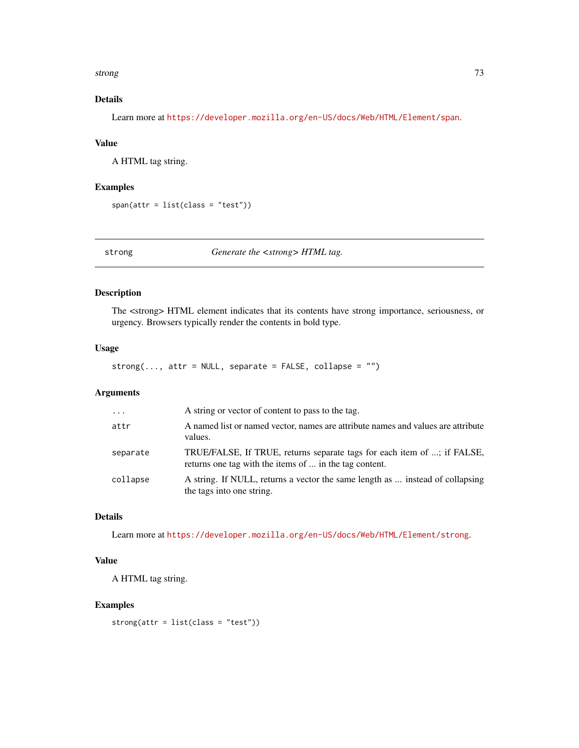### Details

Learn more at https://developer.mozilla.org/en-US/docs/Web/HTML/Element/span.

### Value

A HTML tag string.

### Examples

```
span(attr = list(class = "test"))
```

---

## strong — *Generate the <strong> HTML tag.*

---

### Description

The <strong> HTML element indicates that its contents have strong importance, seriousness, or urgency. Browsers typically render the contents in bold type.

### Usage

```
strong(..., attr = NULL, separate = FALSE, collapse = "")
```

### Arguments

| | |
|---|---|
| `...` | A string or vector of content to pass to the tag. |
| `attr` | A named list or named vector, names are attribute names and values are attribute values. |
| `separate` | TRUE/FALSE, If TRUE, returns separate tags for each item of ...; if FALSE, returns one tag with the items of ... in the tag content. |
| `collapse` | A string. If NULL, returns a vector the same length as ... instead of collapsing the tags into one string. |

### Details

Learn more at https://developer.mozilla.org/en-US/docs/Web/HTML/Element/strong.

### Value

A HTML tag string.

### Examples

```
strong(attr = list(class = "test"))
```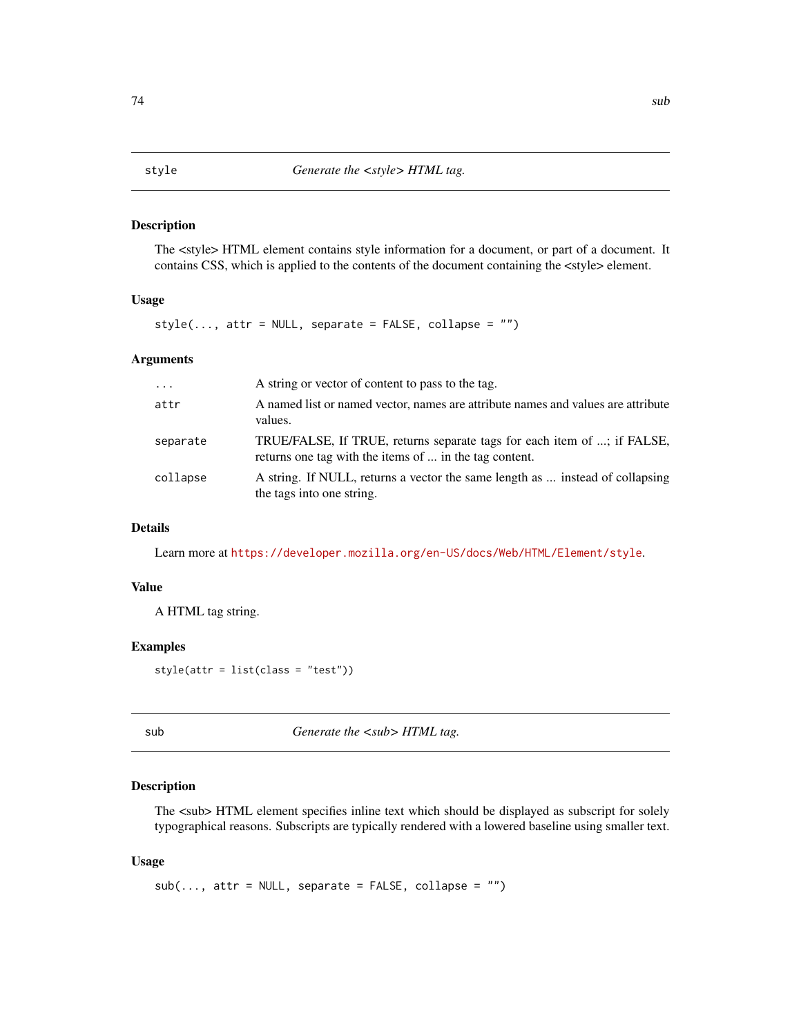## style — *Generate the <style> HTML tag.*

### Description

The <style> HTML element contains style information for a document, or part of a document. It contains CSS, which is applied to the contents of the document containing the <style> element.

### Usage

```
style(..., attr = NULL, separate = FALSE, collapse = "")
```

### Arguments

| | |
|---|---|
| `...` | A string or vector of content to pass to the tag. |
| `attr` | A named list or named vector, names are attribute names and values are attribute values. |
| `separate` | TRUE/FALSE, If TRUE, returns separate tags for each item of ...; if FALSE, returns one tag with the items of ... in the tag content. |
| `collapse` | A string. If NULL, returns a vector the same length as ... instead of collapsing the tags into one string. |

### Details

Learn more at https://developer.mozilla.org/en-US/docs/Web/HTML/Element/style.

### Value

A HTML tag string.

### Examples

```
style(attr = list(class = "test"))
```

## sub — *Generate the <sub> HTML tag.*

### Description

The <sub> HTML element specifies inline text which should be displayed as subscript for solely typographical reasons. Subscripts are typically rendered with a lowered baseline using smaller text.

### Usage

```
sub(..., attr = NULL, separate = FALSE, collapse = "")
```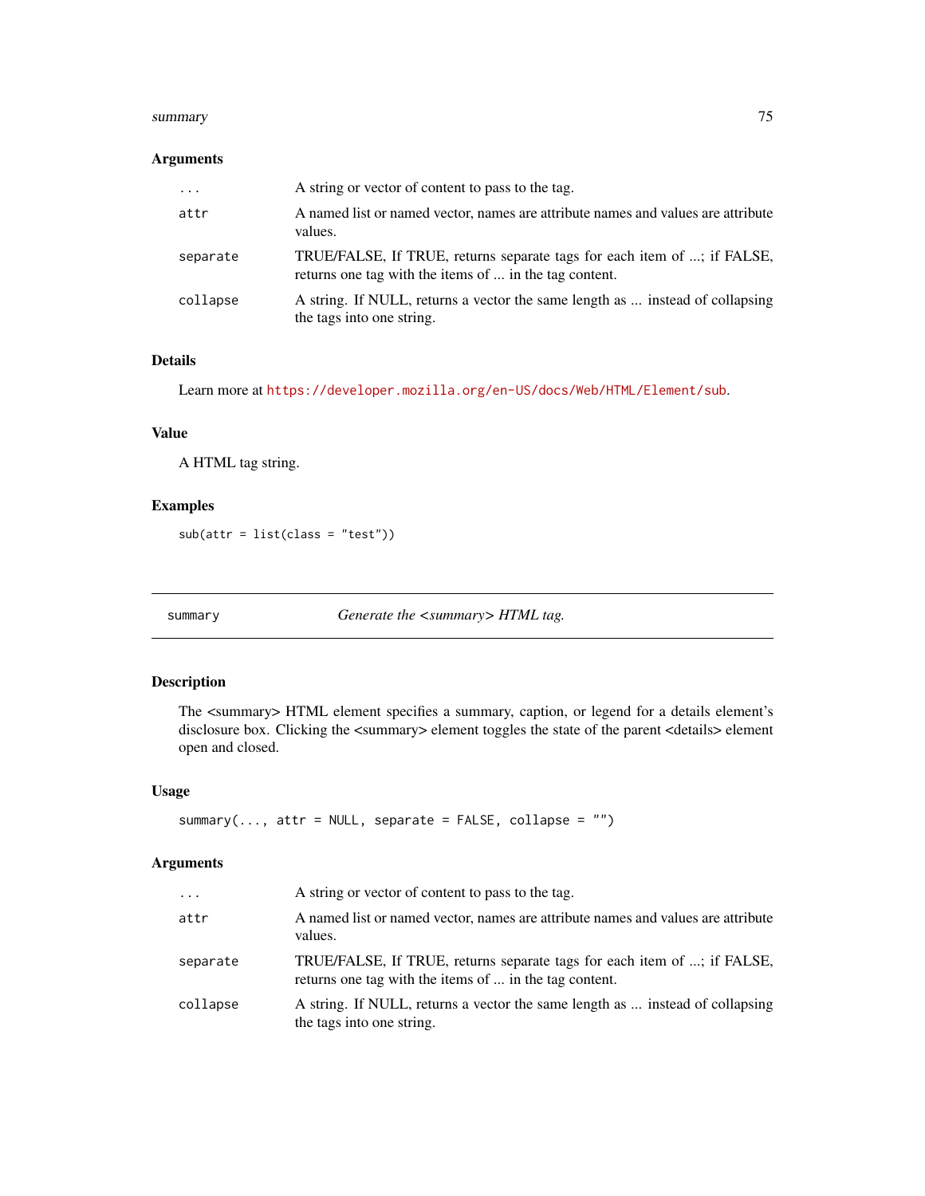## Arguments

| | |
|---|---|
| ... | A string or vector of content to pass to the tag. |
| attr | A named list or named vector, names are attribute names and values are attribute values. |
| separate | TRUE/FALSE, If TRUE, returns separate tags for each item of ...; if FALSE, returns one tag with the items of ... in the tag content. |
| collapse | A string. If NULL, returns a vector the same length as ... instead of collapsing the tags into one string. |

## Details

Learn more at https://developer.mozilla.org/en-US/docs/Web/HTML/Element/sub.

## Value

A HTML tag string.

## Examples

```
sub(attr = list(class = "test"))
```

---

# summary — *Generate the <summary> HTML tag.*

## Description

The <summary> HTML element specifies a summary, caption, or legend for a details element's disclosure box. Clicking the <summary> element toggles the state of the parent <details> element open and closed.

## Usage

```
summary(..., attr = NULL, separate = FALSE, collapse = "")
```

## Arguments

| | |
|---|---|
| ... | A string or vector of content to pass to the tag. |
| attr | A named list or named vector, names are attribute names and values are attribute values. |
| separate | TRUE/FALSE, If TRUE, returns separate tags for each item of ...; if FALSE, returns one tag with the items of ... in the tag content. |
| collapse | A string. If NULL, returns a vector the same length as ... instead of collapsing the tags into one string. |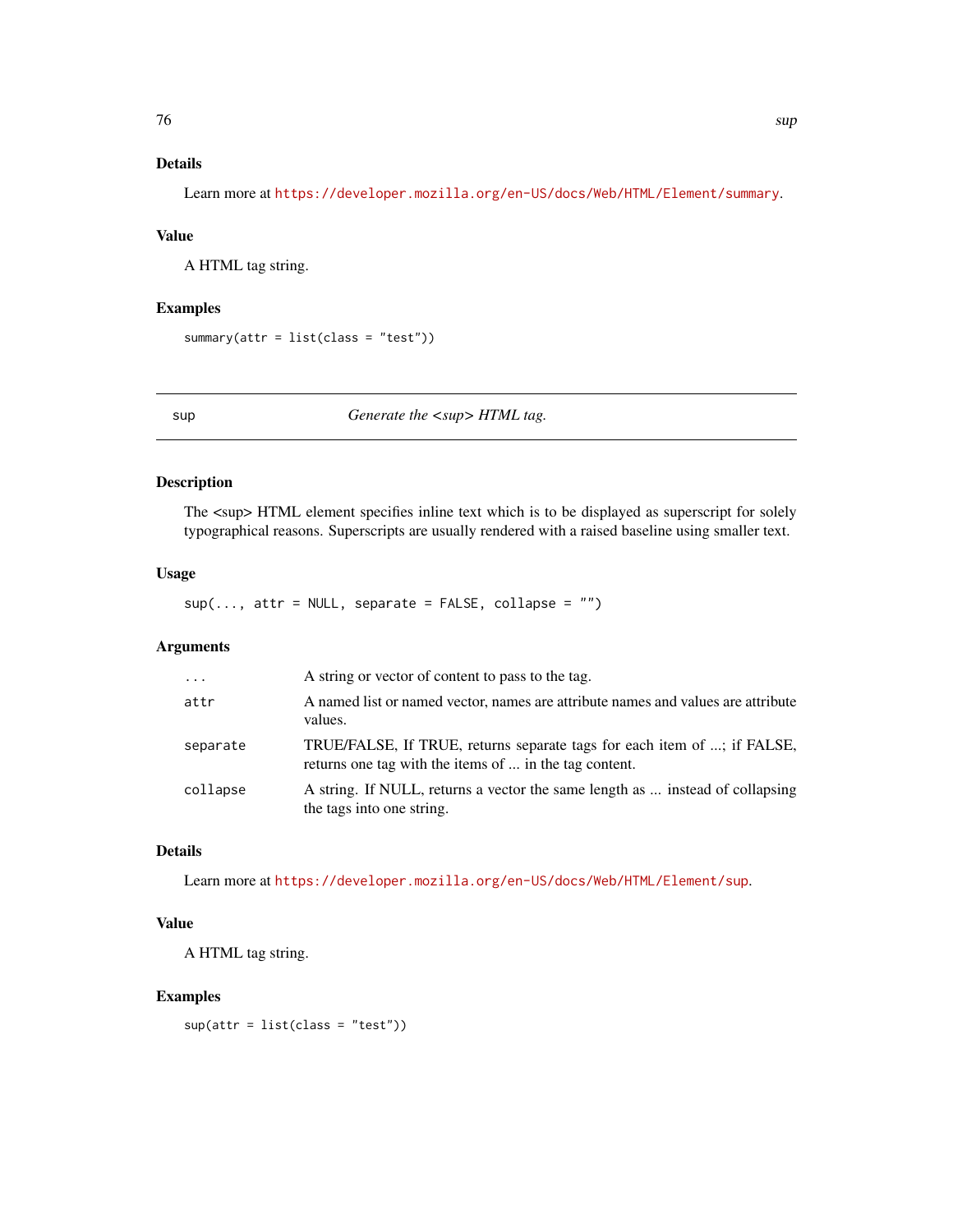### Details

Learn more at https://developer.mozilla.org/en-US/docs/Web/HTML/Element/summary.

### Value

A HTML tag string.

### Examples

```
summary(attr = list(class = "test"))
```

---

## sup — *Generate the <sup> HTML tag.*

---

### Description

The <sup> HTML element specifies inline text which is to be displayed as superscript for solely typographical reasons. Superscripts are usually rendered with a raised baseline using smaller text.

### Usage

```
sup(..., attr = NULL, separate = FALSE, collapse = "")
```

### Arguments

| | |
|---|---|
| ... | A string or vector of content to pass to the tag. |
| attr | A named list or named vector, names are attribute names and values are attribute values. |
| separate | TRUE/FALSE, If TRUE, returns separate tags for each item of ...; if FALSE, returns one tag with the items of ... in the tag content. |
| collapse | A string. If NULL, returns a vector the same length as ... instead of collapsing the tags into one string. |

### Details

Learn more at https://developer.mozilla.org/en-US/docs/Web/HTML/Element/sup.

### Value

A HTML tag string.

### Examples

```
sup(attr = list(class = "test"))
```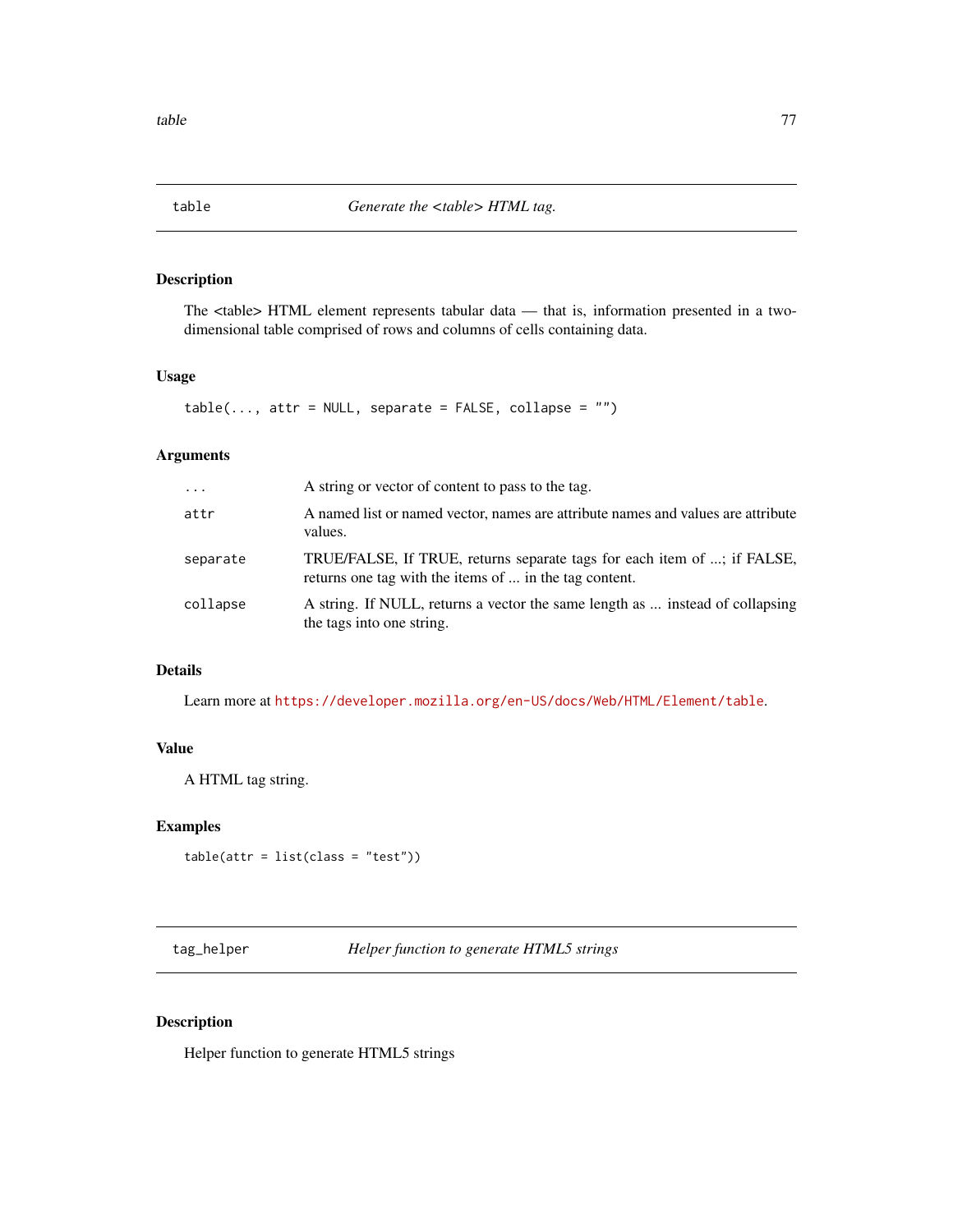## table — *Generate the <table> HTML tag.*

### Description

The <table> HTML element represents tabular data — that is, information presented in a two-dimensional table comprised of rows and columns of cells containing data.

### Usage

```
table(..., attr = NULL, separate = FALSE, collapse = "")
```

### Arguments

| | |
|---|---|
| `...` | A string or vector of content to pass to the tag. |
| `attr` | A named list or named vector, names are attribute names and values are attribute values. |
| `separate` | TRUE/FALSE, If TRUE, returns separate tags for each item of ...; if FALSE, returns one tag with the items of ... in the tag content. |
| `collapse` | A string. If NULL, returns a vector the same length as ... instead of collapsing the tags into one string. |

### Details

Learn more at https://developer.mozilla.org/en-US/docs/Web/HTML/Element/table.

### Value

A HTML tag string.

### Examples

```
table(attr = list(class = "test"))
```

## tag_helper — *Helper function to generate HTML5 strings*

### Description

Helper function to generate HTML5 strings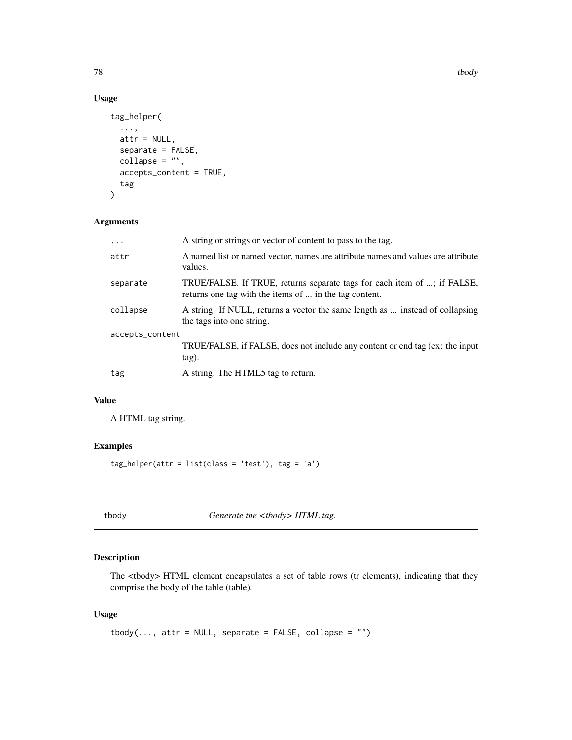### Usage

```
tag_helper(
  ...,
  attr = NULL,
  separate = FALSE,
  collapse = "",
  accepts_content = TRUE,
  tag
)
```

### Arguments

| | |
|---|---|
| ... | A string or strings or vector of content to pass to the tag. |
| attr | A named list or named vector, names are attribute names and values are attribute values. |
| separate | TRUE/FALSE. If TRUE, returns separate tags for each item of ...; if FALSE, returns one tag with the items of ... in the tag content. |
| collapse | A string. If NULL, returns a vector the same length as ... instead of collapsing the tags into one string. |
| accepts_content | TRUE/FALSE, if FALSE, does not include any content or end tag (ex: the input tag). |
| tag | A string. The HTML5 tag to return. |

### Value

A HTML tag string.

### Examples

```
tag_helper(attr = list(class = 'test'), tag = 'a')
```

## tbody — *Generate the <tbody> HTML tag.*

### Description

The <tbody> HTML element encapsulates a set of table rows (tr elements), indicating that they comprise the body of the table (table).

### Usage

```
tbody(..., attr = NULL, separate = FALSE, collapse = "")
```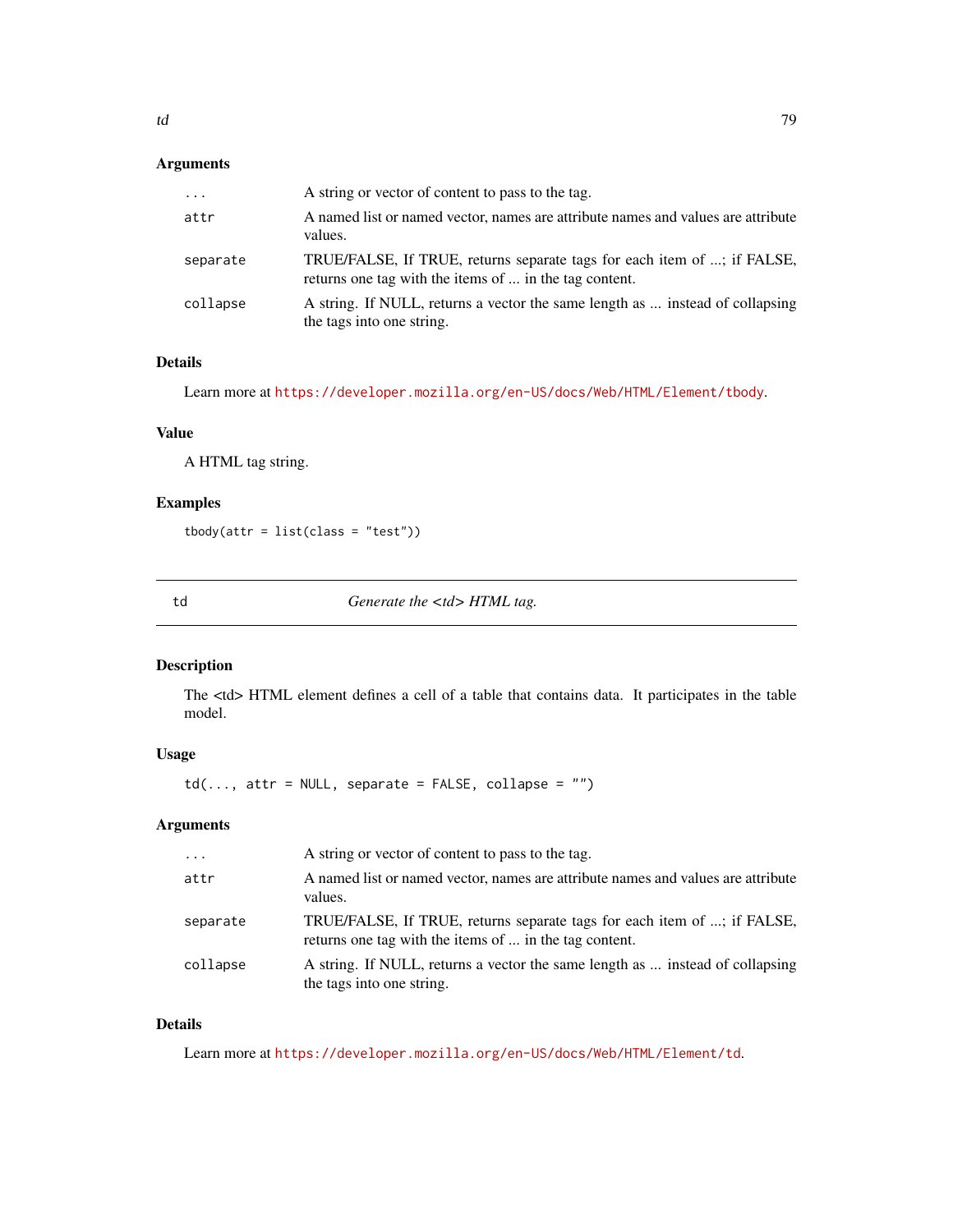### Arguments

| | |
|---|---|
| ... | A string or vector of content to pass to the tag. |
| attr | A named list or named vector, names are attribute names and values are attribute values. |
| separate | TRUE/FALSE, If TRUE, returns separate tags for each item of ...; if FALSE, returns one tag with the items of ... in the tag content. |
| collapse | A string. If NULL, returns a vector the same length as ... instead of collapsing the tags into one string. |

### Details

Learn more at https://developer.mozilla.org/en-US/docs/Web/HTML/Element/tbody.

### Value

A HTML tag string.

### Examples

```
tbody(attr = list(class = "test"))
```

---

## td — *Generate the <td> HTML tag.*

---

### Description

The <td> HTML element defines a cell of a table that contains data. It participates in the table model.

### Usage

```
td(..., attr = NULL, separate = FALSE, collapse = "")
```

### Arguments

| | |
|---|---|
| ... | A string or vector of content to pass to the tag. |
| attr | A named list or named vector, names are attribute names and values are attribute values. |
| separate | TRUE/FALSE, If TRUE, returns separate tags for each item of ...; if FALSE, returns one tag with the items of ... in the tag content. |
| collapse | A string. If NULL, returns a vector the same length as ... instead of collapsing the tags into one string. |

### Details

Learn more at https://developer.mozilla.org/en-US/docs/Web/HTML/Element/td.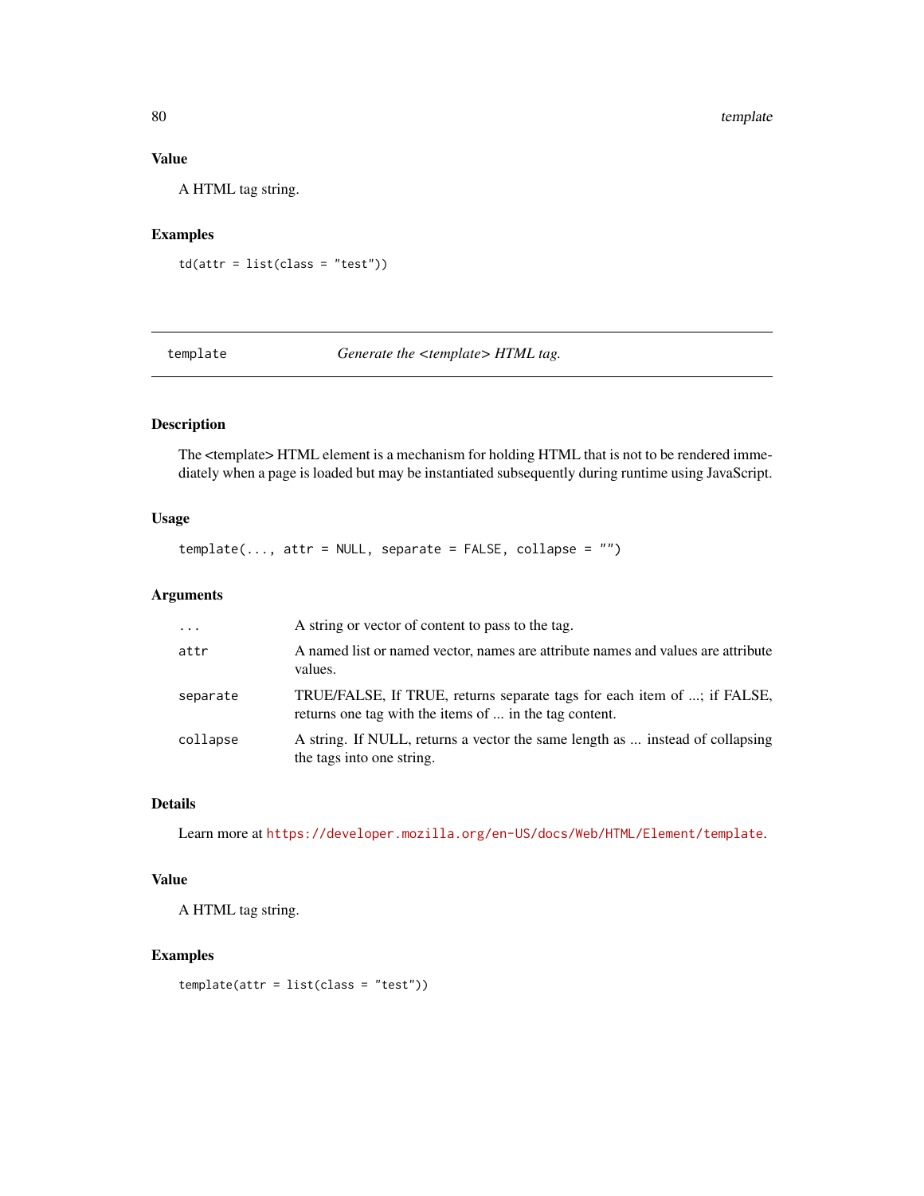### Value

A HTML tag string.

### Examples

```
td(attr = list(class = "test"))
```

---

## template — *Generate the <template> HTML tag.*

---

### Description

The <template> HTML element is a mechanism for holding HTML that is not to be rendered immediately when a page is loaded but may be instantiated subsequently during runtime using JavaScript.

### Usage

```
template(..., attr = NULL, separate = FALSE, collapse = "")
```

### Arguments

| | |
|---|---|
| `...` | A string or vector of content to pass to the tag. |
| `attr` | A named list or named vector, names are attribute names and values are attribute values. |
| `separate` | TRUE/FALSE, If TRUE, returns separate tags for each item of ...; if FALSE, returns one tag with the items of ... in the tag content. |
| `collapse` | A string. If NULL, returns a vector the same length as ... instead of collapsing the tags into one string. |

### Details

Learn more at https://developer.mozilla.org/en-US/docs/Web/HTML/Element/template.

### Value

A HTML tag string.

### Examples

```
template(attr = list(class = "test"))
```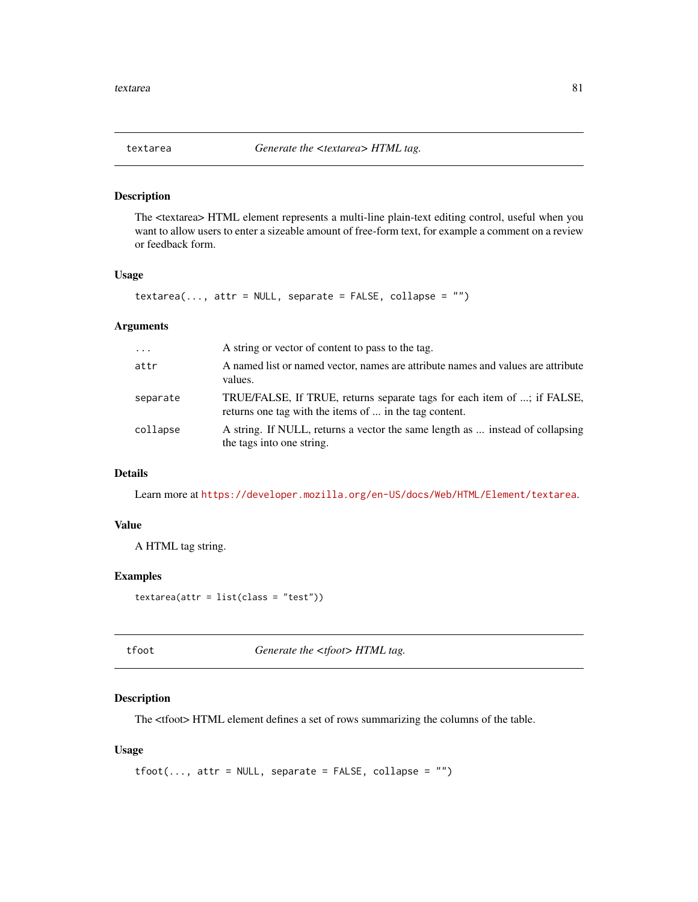## textarea — *Generate the <textarea> HTML tag.*

### Description

The <textarea> HTML element represents a multi-line plain-text editing control, useful when you want to allow users to enter a sizeable amount of free-form text, for example a comment on a review or feedback form.

### Usage

```
textarea(..., attr = NULL, separate = FALSE, collapse = "")
```

### Arguments

| | |
|---|---|
| `...` | A string or vector of content to pass to the tag. |
| `attr` | A named list or named vector, names are attribute names and values are attribute values. |
| `separate` | TRUE/FALSE, If TRUE, returns separate tags for each item of ...; if FALSE, returns one tag with the items of ... in the tag content. |
| `collapse` | A string. If NULL, returns a vector the same length as ... instead of collapsing the tags into one string. |

### Details

Learn more at https://developer.mozilla.org/en-US/docs/Web/HTML/Element/textarea.

### Value

A HTML tag string.

### Examples

```
textarea(attr = list(class = "test"))
```

## tfoot — *Generate the <tfoot> HTML tag.*

### Description

The <tfoot> HTML element defines a set of rows summarizing the columns of the table.

### Usage

```
tfoot(..., attr = NULL, separate = FALSE, collapse = "")
```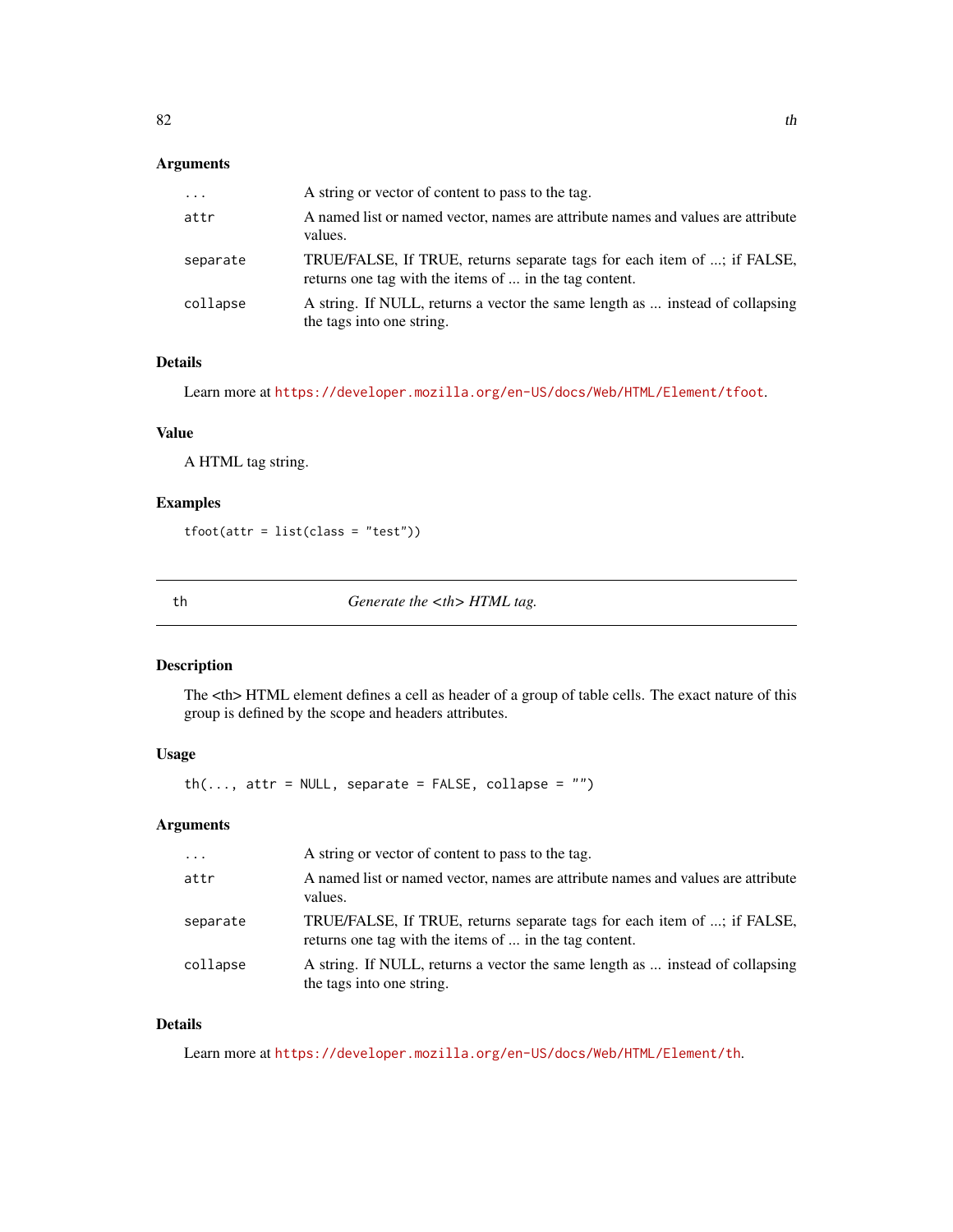### Arguments

| | |
|---|---|
| `...` | A string or vector of content to pass to the tag. |
| `attr` | A named list or named vector, names are attribute names and values are attribute values. |
| `separate` | TRUE/FALSE, If TRUE, returns separate tags for each item of ...; if FALSE, returns one tag with the items of ... in the tag content. |
| `collapse` | A string. If NULL, returns a vector the same length as ... instead of collapsing the tags into one string. |

### Details

Learn more at https://developer.mozilla.org/en-US/docs/Web/HTML/Element/tfoot.

### Value

A HTML tag string.

### Examples

```
tfoot(attr = list(class = "test"))
```

---

## th — *Generate the <th> HTML tag.*

---

### Description

The <th> HTML element defines a cell as header of a group of table cells. The exact nature of this group is defined by the scope and headers attributes.

### Usage

```
th(..., attr = NULL, separate = FALSE, collapse = "")
```

### Arguments

| | |
|---|---|
| `...` | A string or vector of content to pass to the tag. |
| `attr` | A named list or named vector, names are attribute names and values are attribute values. |
| `separate` | TRUE/FALSE, If TRUE, returns separate tags for each item of ...; if FALSE, returns one tag with the items of ... in the tag content. |
| `collapse` | A string. If NULL, returns a vector the same length as ... instead of collapsing the tags into one string. |

### Details

Learn more at https://developer.mozilla.org/en-US/docs/Web/HTML/Element/th.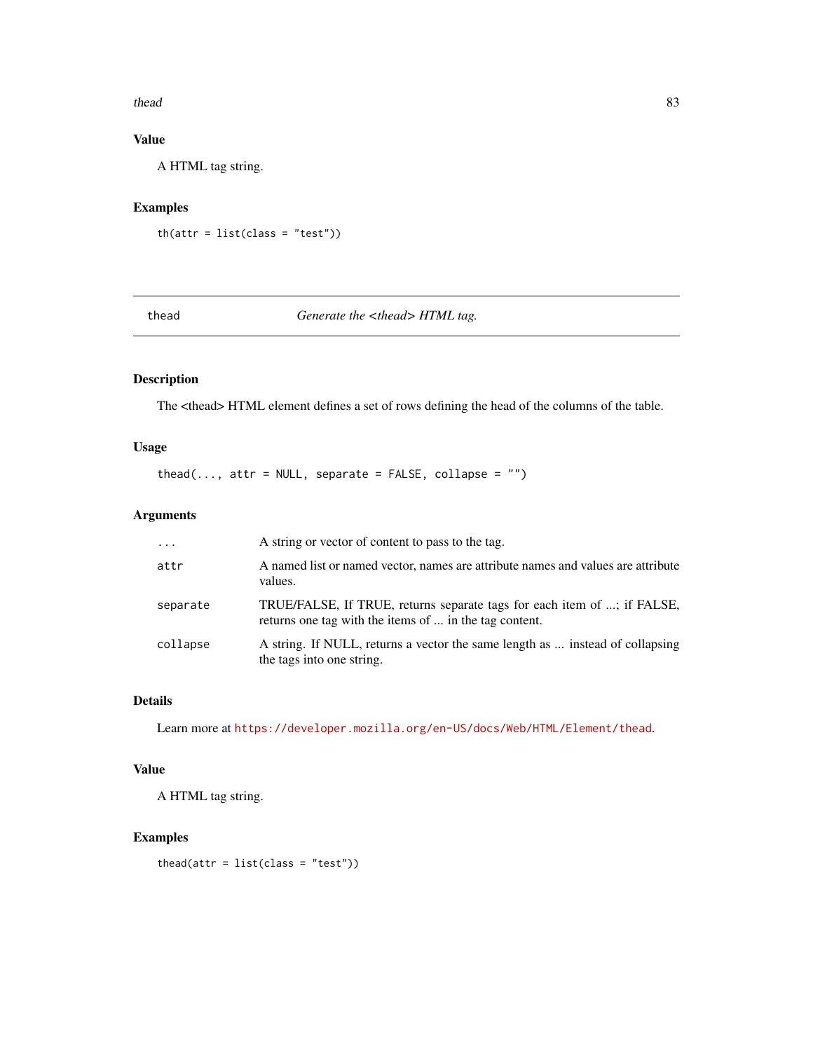### Value

A HTML tag string.

### Examples

```
th(attr = list(class = "test"))
```

---

## thead — *Generate the <thead> HTML tag.*

---

### Description

The <thead> HTML element defines a set of rows defining the head of the columns of the table.

### Usage

```
thead(..., attr = NULL, separate = FALSE, collapse = "")
```

### Arguments

| | |
|---|---|
| `...` | A string or vector of content to pass to the tag. |
| `attr` | A named list or named vector, names are attribute names and values are attribute values. |
| `separate` | TRUE/FALSE, If TRUE, returns separate tags for each item of ...; if FALSE, returns one tag with the items of ... in the tag content. |
| `collapse` | A string. If NULL, returns a vector the same length as ... instead of collapsing the tags into one string. |

### Details

Learn more at https://developer.mozilla.org/en-US/docs/Web/HTML/Element/thead.

### Value

A HTML tag string.

### Examples

```
thead(attr = list(class = "test"))
```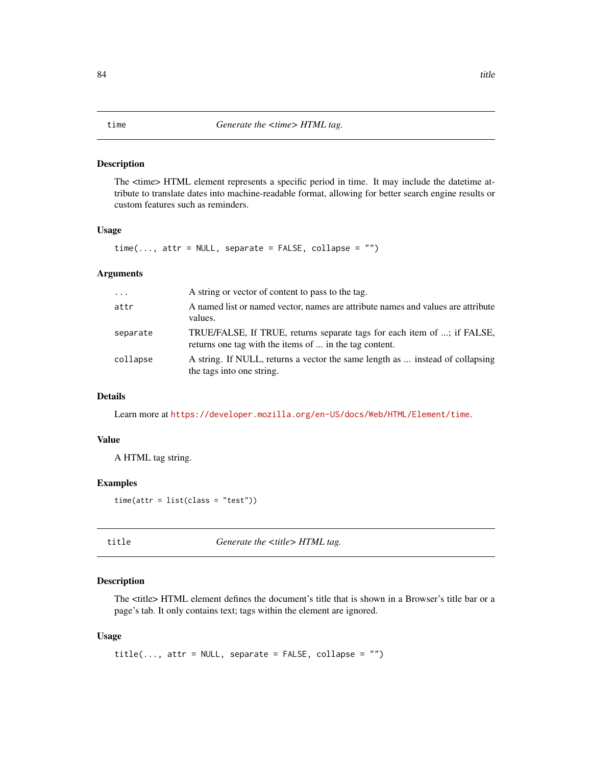## time — *Generate the <time> HTML tag.*

### Description

The <time> HTML element represents a specific period in time. It may include the datetime attribute to translate dates into machine-readable format, allowing for better search engine results or custom features such as reminders.

### Usage

```
time(..., attr = NULL, separate = FALSE, collapse = "")
```

### Arguments

| | |
|---|---|
| `...` | A string or vector of content to pass to the tag. |
| `attr` | A named list or named vector, names are attribute names and values are attribute values. |
| `separate` | TRUE/FALSE, If TRUE, returns separate tags for each item of ...; if FALSE, returns one tag with the items of ... in the tag content. |
| `collapse` | A string. If NULL, returns a vector the same length as ... instead of collapsing the tags into one string. |

### Details

Learn more at https://developer.mozilla.org/en-US/docs/Web/HTML/Element/time.

### Value

A HTML tag string.

### Examples

```
time(attr = list(class = "test"))
```

## title — *Generate the <title> HTML tag.*

### Description

The <title> HTML element defines the document's title that is shown in a Browser's title bar or a page's tab. It only contains text; tags within the element are ignored.

### Usage

```
title(..., attr = NULL, separate = FALSE, collapse = "")
```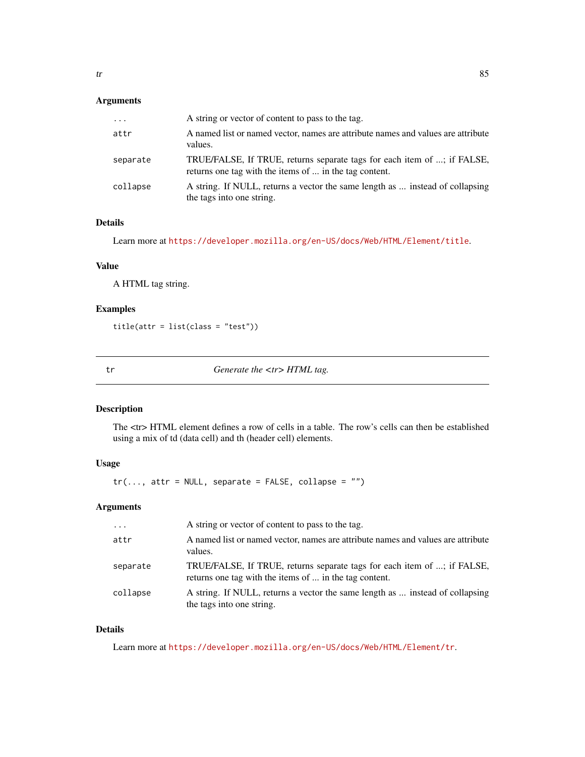### Arguments

| | |
|---|---|
| ... | A string or vector of content to pass to the tag. |
| attr | A named list or named vector, names are attribute names and values are attribute values. |
| separate | TRUE/FALSE, If TRUE, returns separate tags for each item of ...; if FALSE, returns one tag with the items of ... in the tag content. |
| collapse | A string. If NULL, returns a vector the same length as ... instead of collapsing the tags into one string. |

### Details

Learn more at https://developer.mozilla.org/en-US/docs/Web/HTML/Element/title.

### Value

A HTML tag string.

### Examples

```
title(attr = list(class = "test"))
```

---

## tr — *Generate the <tr> HTML tag.*

### Description

The <tr> HTML element defines a row of cells in a table. The row's cells can then be established using a mix of td (data cell) and th (header cell) elements.

### Usage

```
tr(..., attr = NULL, separate = FALSE, collapse = "")
```

### Arguments

| | |
|---|---|
| ... | A string or vector of content to pass to the tag. |
| attr | A named list or named vector, names are attribute names and values are attribute values. |
| separate | TRUE/FALSE, If TRUE, returns separate tags for each item of ...; if FALSE, returns one tag with the items of ... in the tag content. |
| collapse | A string. If NULL, returns a vector the same length as ... instead of collapsing the tags into one string. |

### Details

Learn more at https://developer.mozilla.org/en-US/docs/Web/HTML/Element/tr.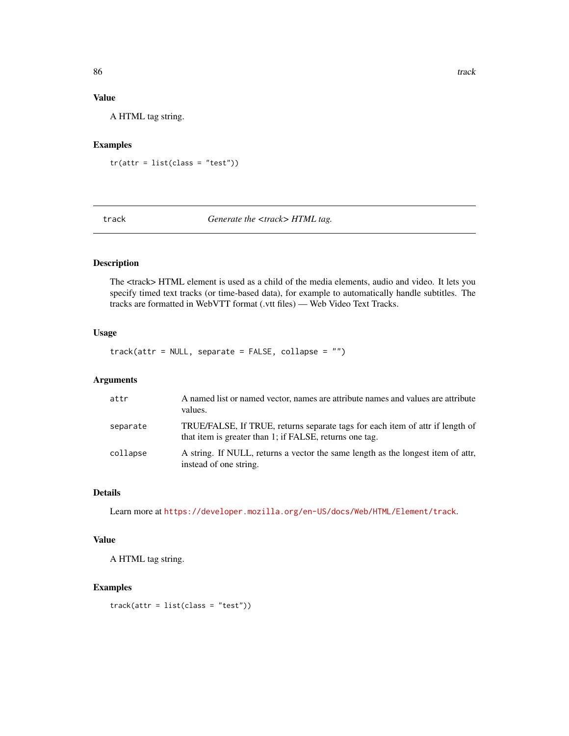### Value

A HTML tag string.

### Examples

```
tr(attr = list(class = "test"))
```

---

## track — *Generate the <track> HTML tag.*

---

### Description

The <track> HTML element is used as a child of the media elements, audio and video. It lets you specify timed text tracks (or time-based data), for example to automatically handle subtitles. The tracks are formatted in WebVTT format (.vtt files) — Web Video Text Tracks.

### Usage

```
track(attr = NULL, separate = FALSE, collapse = "")
```

### Arguments

| | |
|---|---|
| attr | A named list or named vector, names are attribute names and values are attribute values. |
| separate | TRUE/FALSE, If TRUE, returns separate tags for each item of attr if length of that item is greater than 1; if FALSE, returns one tag. |
| collapse | A string. If NULL, returns a vector the same length as the longest item of attr, instead of one string. |

### Details

Learn more at https://developer.mozilla.org/en-US/docs/Web/HTML/Element/track.

### Value

A HTML tag string.

### Examples

```
track(attr = list(class = "test"))
```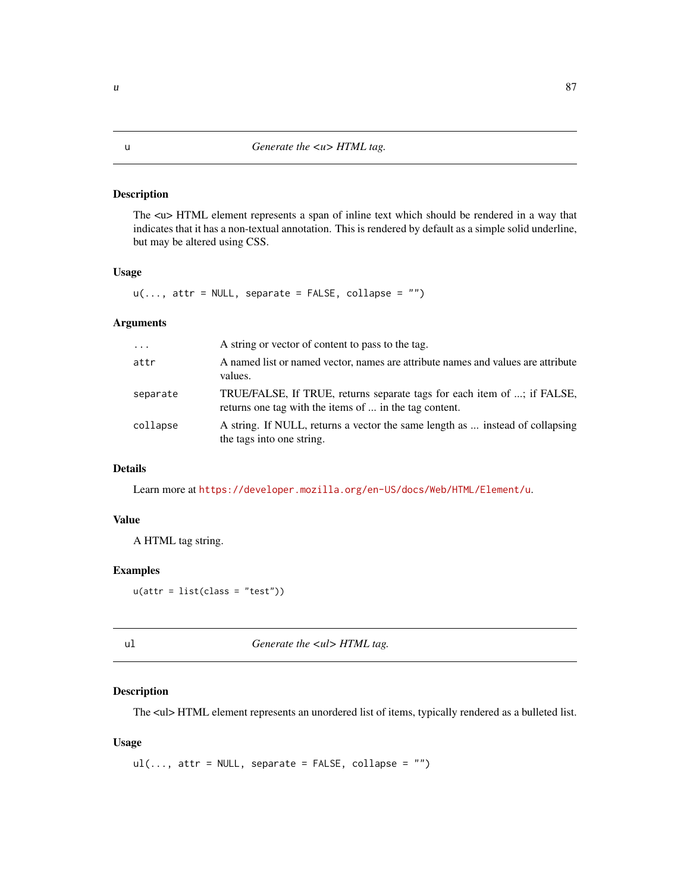## u — *Generate the <u> HTML tag.*

### Description

The <u> HTML element represents a span of inline text which should be rendered in a way that indicates that it has a non-textual annotation. This is rendered by default as a simple solid underline, but may be altered using CSS.

### Usage

```
u(..., attr = NULL, separate = FALSE, collapse = "")
```

### Arguments

| | |
|---|---|
| `...` | A string or vector of content to pass to the tag. |
| `attr` | A named list or named vector, names are attribute names and values are attribute values. |
| `separate` | TRUE/FALSE, If TRUE, returns separate tags for each item of ...; if FALSE, returns one tag with the items of ... in the tag content. |
| `collapse` | A string. If NULL, returns a vector the same length as ... instead of collapsing the tags into one string. |

### Details

Learn more at https://developer.mozilla.org/en-US/docs/Web/HTML/Element/u.

### Value

A HTML tag string.

### Examples

```
u(attr = list(class = "test"))
```

## ul — *Generate the <ul> HTML tag.*

### Description

The <ul> HTML element represents an unordered list of items, typically rendered as a bulleted list.

### Usage

```
ul(..., attr = NULL, separate = FALSE, collapse = "")
```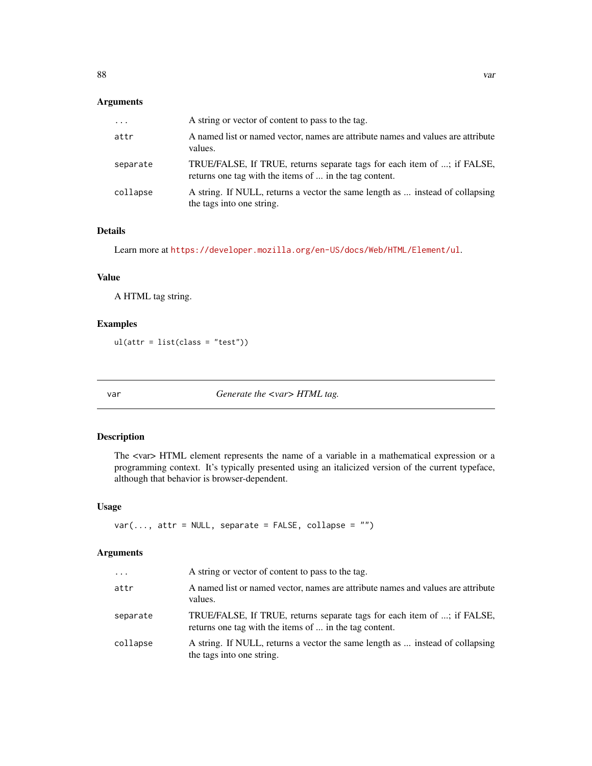### Arguments

| | |
|---|---|
| `...` | A string or vector of content to pass to the tag. |
| `attr` | A named list or named vector, names are attribute names and values are attribute values. |
| `separate` | TRUE/FALSE, If TRUE, returns separate tags for each item of ...; if FALSE, returns one tag with the items of ... in the tag content. |
| `collapse` | A string. If NULL, returns a vector the same length as ... instead of collapsing the tags into one string. |

### Details

Learn more at https://developer.mozilla.org/en-US/docs/Web/HTML/Element/ul.

### Value

A HTML tag string.

### Examples

```
ul(attr = list(class = "test"))
```

---

## var — *Generate the <var> HTML tag.*

---

### Description

The <var> HTML element represents the name of a variable in a mathematical expression or a programming context. It's typically presented using an italicized version of the current typeface, although that behavior is browser-dependent.

### Usage

```
var(..., attr = NULL, separate = FALSE, collapse = "")
```

### Arguments

| | |
|---|---|
| `...` | A string or vector of content to pass to the tag. |
| `attr` | A named list or named vector, names are attribute names and values are attribute values. |
| `separate` | TRUE/FALSE, If TRUE, returns separate tags for each item of ...; if FALSE, returns one tag with the items of ... in the tag content. |
| `collapse` | A string. If NULL, returns a vector the same length as ... instead of collapsing the tags into one string. |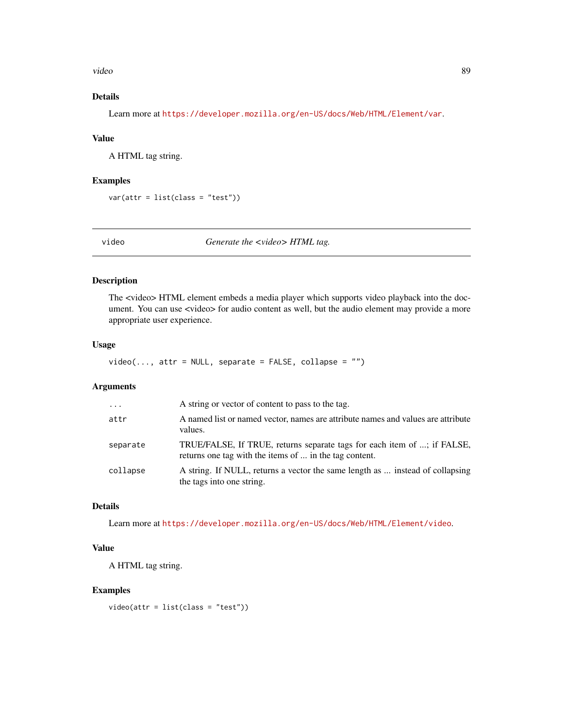### Details

Learn more at https://developer.mozilla.org/en-US/docs/Web/HTML/Element/var.

### Value

A HTML tag string.

### Examples

```
var(attr = list(class = "test"))
```

---

## video — *Generate the <video> HTML tag.*

---

### Description

The <video> HTML element embeds a media player which supports video playback into the document. You can use <video> for audio content as well, but the audio element may provide a more appropriate user experience.

### Usage

```
video(..., attr = NULL, separate = FALSE, collapse = "")
```

### Arguments

| | |
|---|---|
| `...` | A string or vector of content to pass to the tag. |
| `attr` | A named list or named vector, names are attribute names and values are attribute values. |
| `separate` | TRUE/FALSE, If TRUE, returns separate tags for each item of ...; if FALSE, returns one tag with the items of ... in the tag content. |
| `collapse` | A string. If NULL, returns a vector the same length as ... instead of collapsing the tags into one string. |

### Details

Learn more at https://developer.mozilla.org/en-US/docs/Web/HTML/Element/video.

### Value

A HTML tag string.

### Examples

```
video(attr = list(class = "test"))
```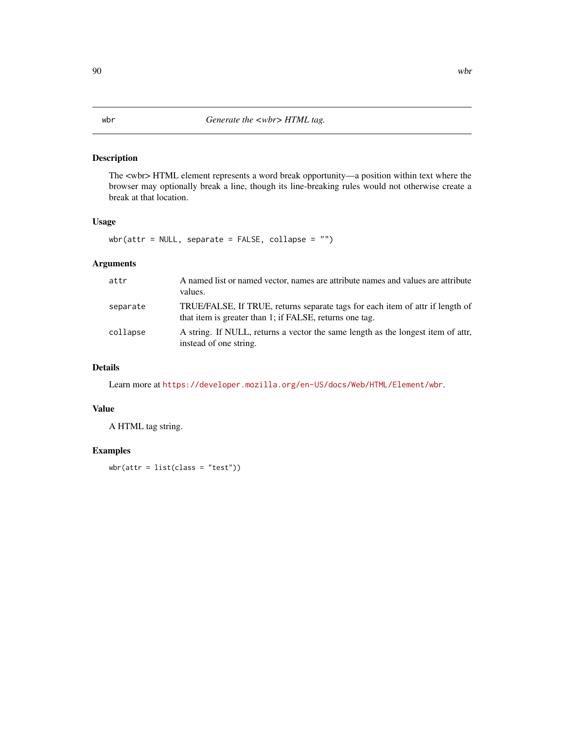wbr    *Generate the <wbr> HTML tag.*

## Description

The <wbr> HTML element represents a word break opportunity—a position within text where the browser may optionally break a line, though its line-breaking rules would not otherwise create a break at that location.

## Usage

```
wbr(attr = NULL, separate = FALSE, collapse = "")
```

## Arguments

| | |
|---|---|
| attr | A named list or named vector, names are attribute names and values are attribute values. |
| separate | TRUE/FALSE, If TRUE, returns separate tags for each item of attr if length of that item is greater than 1; if FALSE, returns one tag. |
| collapse | A string. If NULL, returns a vector the same length as the longest item of attr, instead of one string. |

## Details

Learn more at https://developer.mozilla.org/en-US/docs/Web/HTML/Element/wbr.

## Value

A HTML tag string.

## Examples

```
wbr(attr = list(class = "test"))
```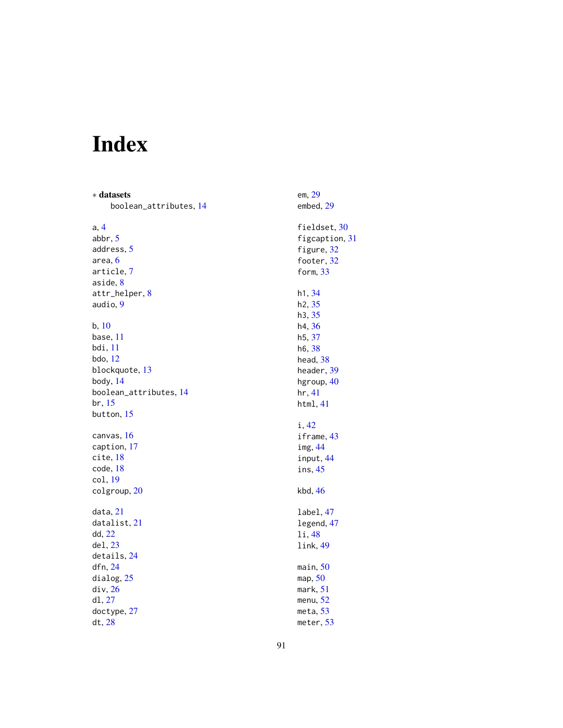# Index

∗ **datasets**
    boolean_attributes, 14

a, 4
abbr, 5
address, 5
area, 6
article, 7
aside, 8
attr_helper, 8
audio, 9

b, 10
base, 11
bdi, 11
bdo, 12
blockquote, 13
body, 14
boolean_attributes, 14
br, 15
button, 15

canvas, 16
caption, 17
cite, 18
code, 18
col, 19
colgroup, 20

data, 21
datalist, 21
dd, 22
del, 23
details, 24
dfn, 24
dialog, 25
div, 26
dl, 27
doctype, 27
dt, 28

em, 29
embed, 29

fieldset, 30
figcaption, 31
figure, 32
footer, 32
form, 33

h1, 34
h2, 35
h3, 35
h4, 36
h5, 37
h6, 38
head, 38
header, 39
hgroup, 40
hr, 41
html, 41

i, 42
iframe, 43
img, 44
input, 44
ins, 45

kbd, 46

label, 47
legend, 47
li, 48
link, 49

main, 50
map, 50
mark, 51
menu, 52
meta, 53
meter, 53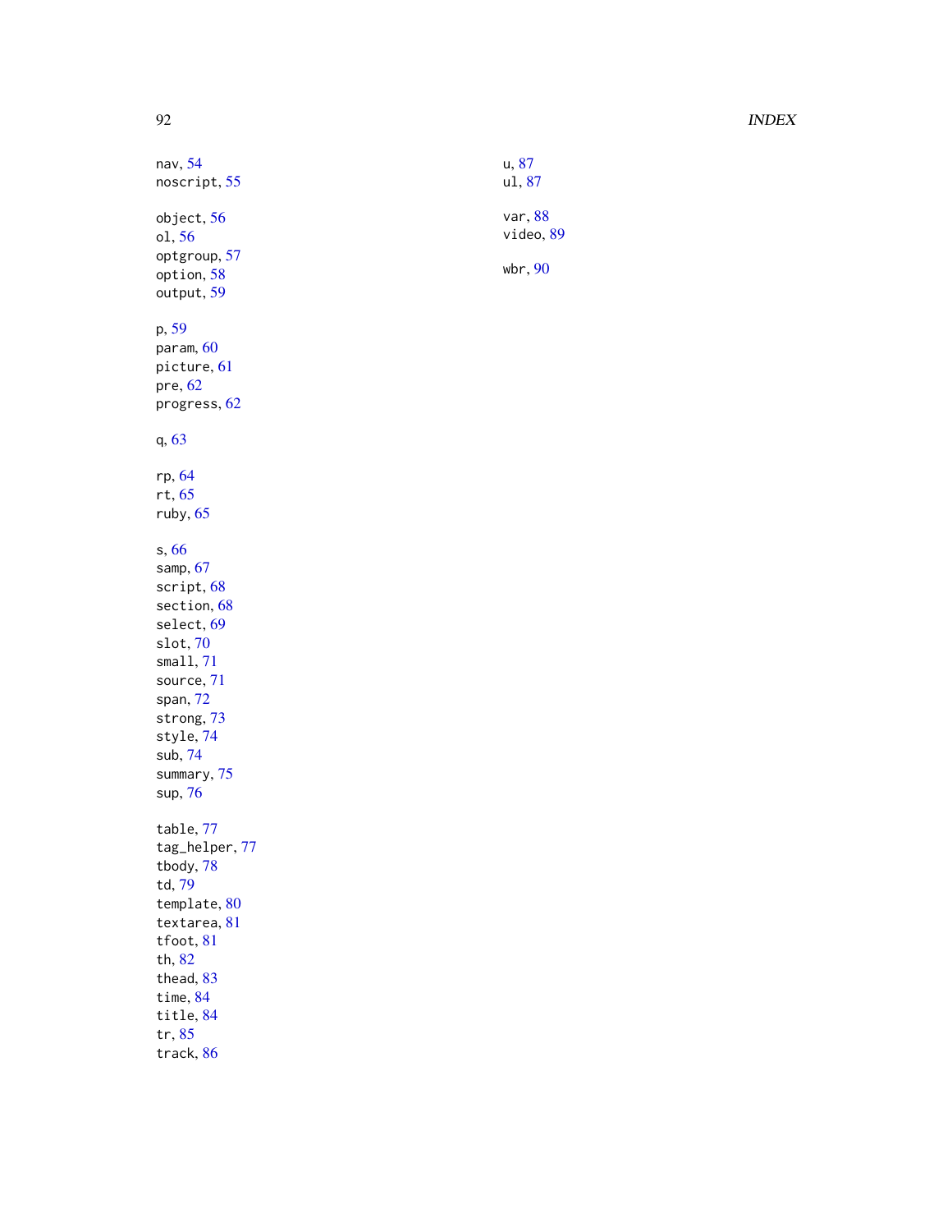nav, 54
noscript, 55

object, 56
ol, 56
optgroup, 57
option, 58
output, 59

p, 59
param, 60
picture, 61
pre, 62
progress, 62

q, 63

rp, 64
rt, 65
ruby, 65

s, 66
samp, 67
script, 68
section, 68
select, 69
slot, 70
small, 71
source, 71
span, 72
strong, 73
style, 74
sub, 74
summary, 75
sup, 76

table, 77
tag_helper, 77
tbody, 78
td, 79
template, 80
textarea, 81
tfoot, 81
th, 82
thead, 83
time, 84
title, 84
tr, 85
track, 86

u, 87
ul, 87

var, 88
video, 89

wbr, 90